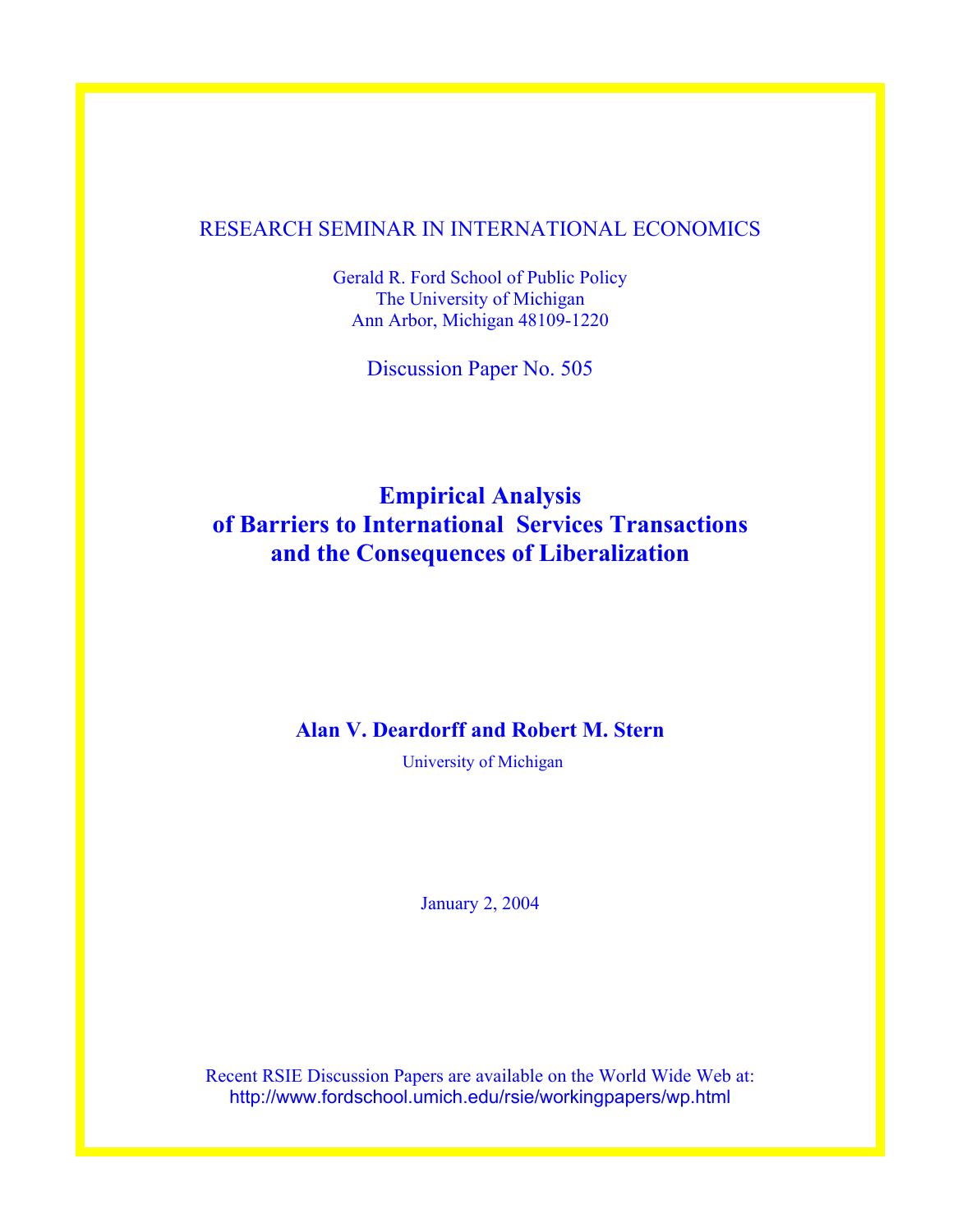RESEARCH SEMINAR IN INTERNATIONAL ECONOMICS

Gerald R. Ford School of Public Policy
The University of Michigan
Ann Arbor, Michigan 48109-1220

Discussion Paper No. 505

# Empirical Analysis of Barriers to International Services Transactions and the Consequences of Liberalization

**Alan V. Deardorff and Robert M. Stern**

University of Michigan

January 2, 2004

Recent RSIE Discussion Papers are available on the World Wide Web at:
http://www.fordschool.umich.edu/rsie/workingpapers/wp.html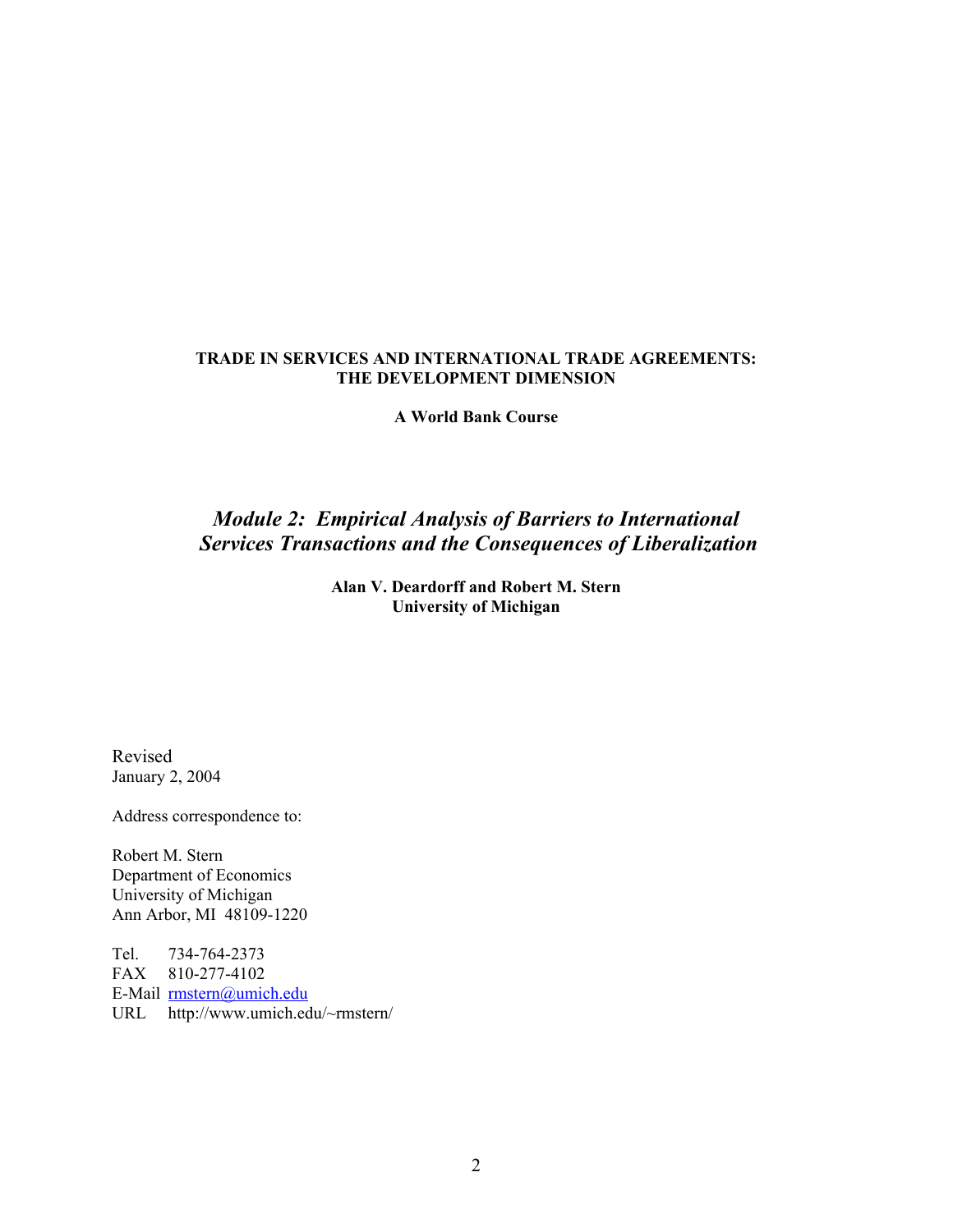**TRADE IN SERVICES AND INTERNATIONAL TRADE AGREEMENTS: THE DEVELOPMENT DIMENSION**

**A World Bank Course**

# *Module 2: Empirical Analysis of Barriers to International Services Transactions and the Consequences of Liberalization*

**Alan V. Deardorff and Robert M. Stern**
**University of Michigan**

Revised
January 2, 2004

Address correspondence to:

Robert M. Stern
Department of Economics
University of Michigan
Ann Arbor, MI 48109-1220

Tel. 734-764-2373
FAX 810-277-4102
E-Mail rmstern@umich.edu
URL http://www.umich.edu/~rmstern/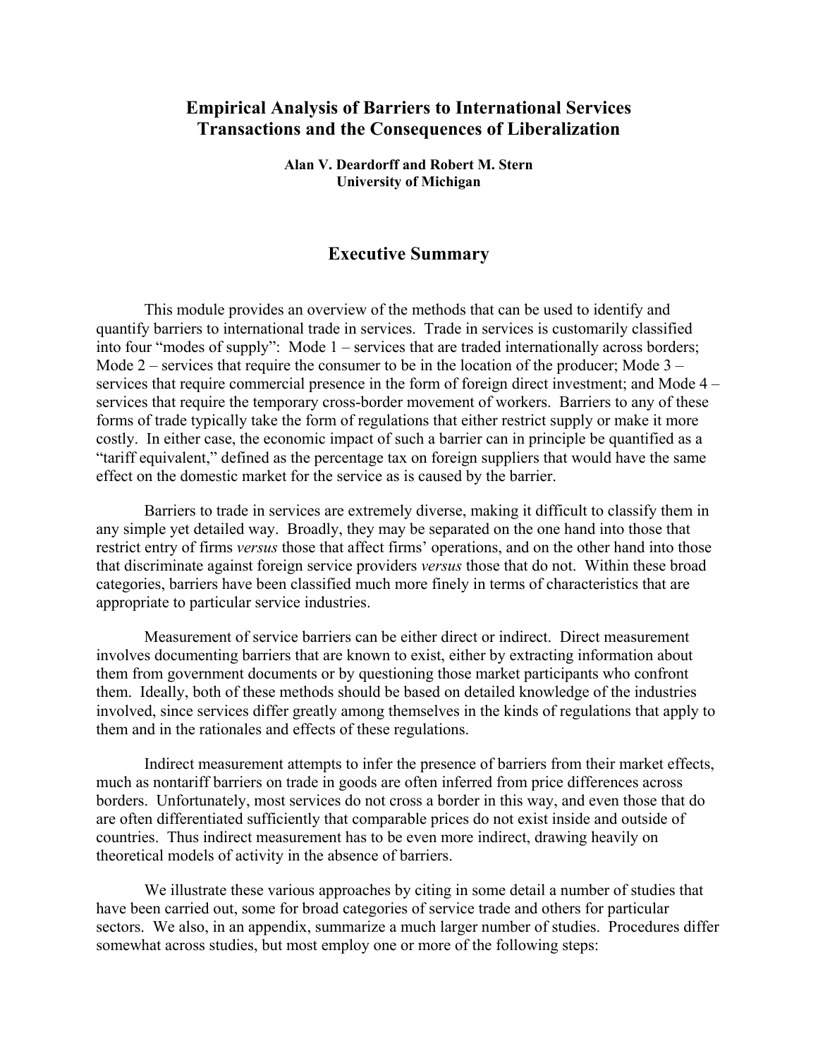# Empirical Analysis of Barriers to International Services Transactions and the Consequences of Liberalization

**Alan V. Deardorff and Robert M. Stern**
**University of Michigan**

## Executive Summary

This module provides an overview of the methods that can be used to identify and quantify barriers to international trade in services. Trade in services is customarily classified into four "modes of supply": Mode 1 – services that are traded internationally across borders; Mode 2 – services that require the consumer to be in the location of the producer; Mode 3 – services that require commercial presence in the form of foreign direct investment; and Mode 4 – services that require the temporary cross-border movement of workers. Barriers to any of these forms of trade typically take the form of regulations that either restrict supply or make it more costly. In either case, the economic impact of such a barrier can in principle be quantified as a "tariff equivalent," defined as the percentage tax on foreign suppliers that would have the same effect on the domestic market for the service as is caused by the barrier.

Barriers to trade in services are extremely diverse, making it difficult to classify them in any simple yet detailed way. Broadly, they may be separated on the one hand into those that restrict entry of firms *versus* those that affect firms' operations, and on the other hand into those that discriminate against foreign service providers *versus* those that do not. Within these broad categories, barriers have been classified much more finely in terms of characteristics that are appropriate to particular service industries.

Measurement of service barriers can be either direct or indirect. Direct measurement involves documenting barriers that are known to exist, either by extracting information about them from government documents or by questioning those market participants who confront them. Ideally, both of these methods should be based on detailed knowledge of the industries involved, since services differ greatly among themselves in the kinds of regulations that apply to them and in the rationales and effects of these regulations.

Indirect measurement attempts to infer the presence of barriers from their market effects, much as nontariff barriers on trade in goods are often inferred from price differences across borders. Unfortunately, most services do not cross a border in this way, and even those that do are often differentiated sufficiently that comparable prices do not exist inside and outside of countries. Thus indirect measurement has to be even more indirect, drawing heavily on theoretical models of activity in the absence of barriers.

We illustrate these various approaches by citing in some detail a number of studies that have been carried out, some for broad categories of service trade and others for particular sectors. We also, in an appendix, summarize a much larger number of studies. Procedures differ somewhat across studies, but most employ one or more of the following steps: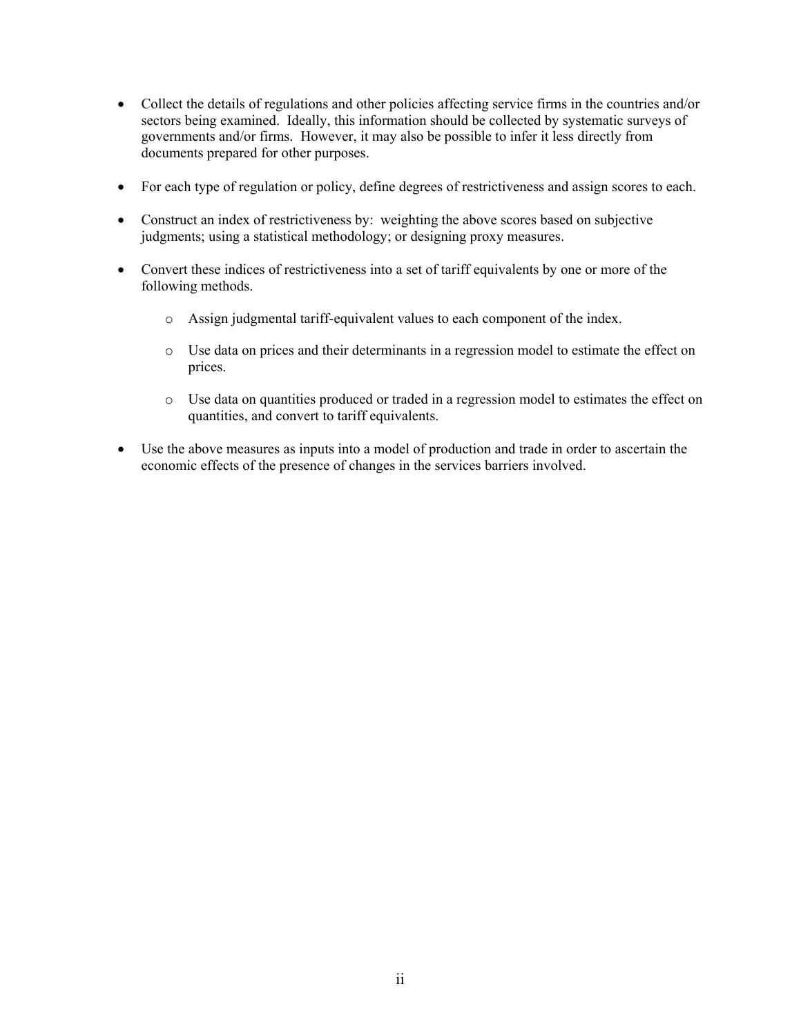- Collect the details of regulations and other policies affecting service firms in the countries and/or sectors being examined. Ideally, this information should be collected by systematic surveys of governments and/or firms. However, it may also be possible to infer it less directly from documents prepared for other purposes.

- For each type of regulation or policy, define degrees of restrictiveness and assign scores to each.

- Construct an index of restrictiveness by: weighting the above scores based on subjective judgments; using a statistical methodology; or designing proxy measures.

- Convert these indices of restrictiveness into a set of tariff equivalents by one or more of the following methods.

    - Assign judgmental tariff-equivalent values to each component of the index.

    - Use data on prices and their determinants in a regression model to estimate the effect on prices.

    - Use data on quantities produced or traded in a regression model to estimates the effect on quantities, and convert to tariff equivalents.

- Use the above measures as inputs into a model of production and trade in order to ascertain the economic effects of the presence of changes in the services barriers involved.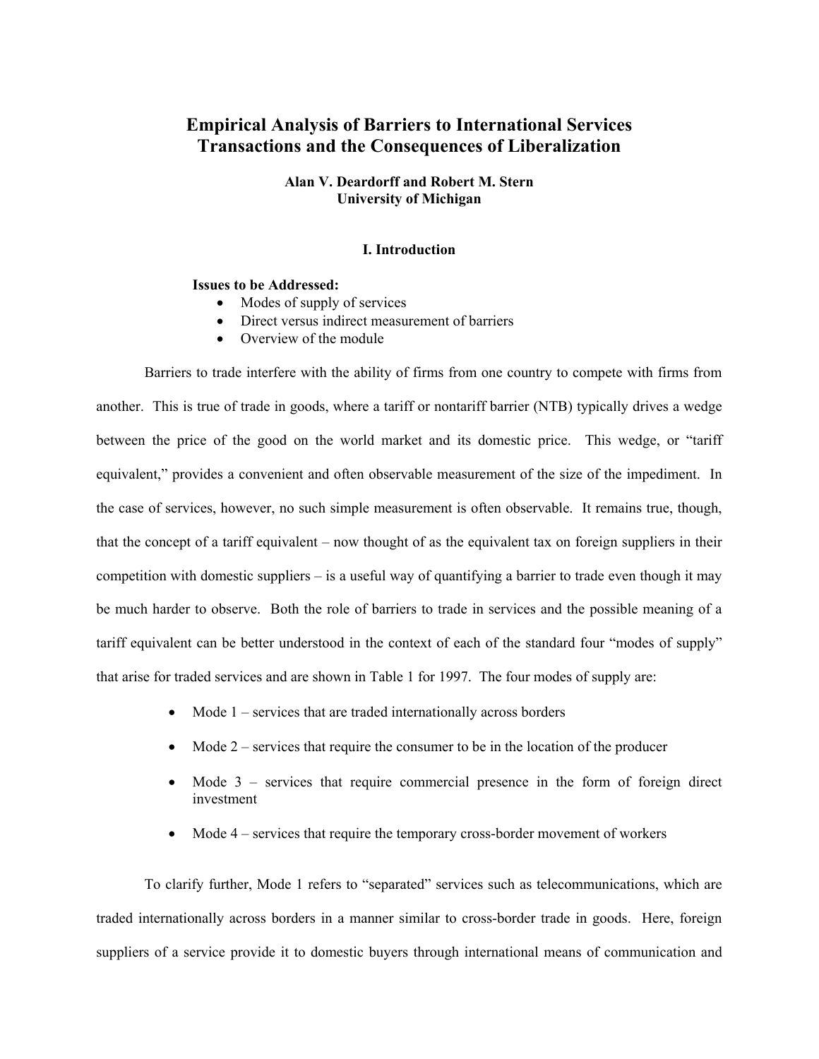# Empirical Analysis of Barriers to International Services Transactions and the Consequences of Liberalization

**Alan V. Deardorff and Robert M. Stern**
**University of Michigan**

## I. Introduction

**Issues to be Addressed:**

- Modes of supply of services
- Direct versus indirect measurement of barriers
- Overview of the module

Barriers to trade interfere with the ability of firms from one country to compete with firms from another. This is true of trade in goods, where a tariff or nontariff barrier (NTB) typically drives a wedge between the price of the good on the world market and its domestic price. This wedge, or "tariff equivalent," provides a convenient and often observable measurement of the size of the impediment. In the case of services, however, no such simple measurement is often observable. It remains true, though, that the concept of a tariff equivalent – now thought of as the equivalent tax on foreign suppliers in their competition with domestic suppliers – is a useful way of quantifying a barrier to trade even though it may be much harder to observe. Both the role of barriers to trade in services and the possible meaning of a tariff equivalent can be better understood in the context of each of the standard four "modes of supply" that arise for traded services and are shown in Table 1 for 1997. The four modes of supply are:

- Mode 1 – services that are traded internationally across borders
- Mode 2 – services that require the consumer to be in the location of the producer
- Mode 3 – services that require commercial presence in the form of foreign direct investment
- Mode 4 – services that require the temporary cross-border movement of workers

To clarify further, Mode 1 refers to "separated" services such as telecommunications, which are traded internationally across borders in a manner similar to cross-border trade in goods. Here, foreign suppliers of a service provide it to domestic buyers through international means of communication and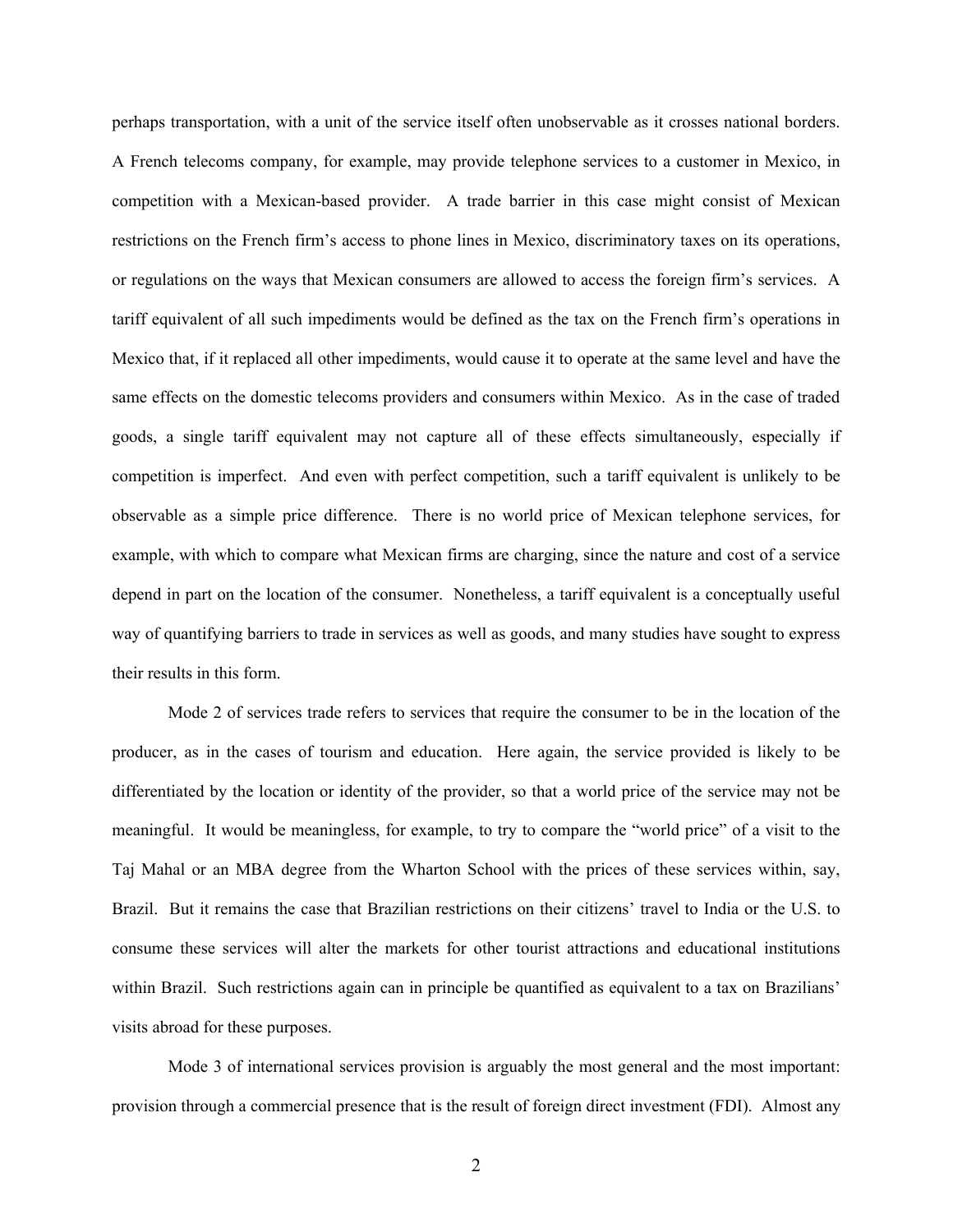perhaps transportation, with a unit of the service itself often unobservable as it crosses national borders. A French telecoms company, for example, may provide telephone services to a customer in Mexico, in competition with a Mexican-based provider. A trade barrier in this case might consist of Mexican restrictions on the French firm's access to phone lines in Mexico, discriminatory taxes on its operations, or regulations on the ways that Mexican consumers are allowed to access the foreign firm's services. A tariff equivalent of all such impediments would be defined as the tax on the French firm's operations in Mexico that, if it replaced all other impediments, would cause it to operate at the same level and have the same effects on the domestic telecoms providers and consumers within Mexico. As in the case of traded goods, a single tariff equivalent may not capture all of these effects simultaneously, especially if competition is imperfect. And even with perfect competition, such a tariff equivalent is unlikely to be observable as a simple price difference. There is no world price of Mexican telephone services, for example, with which to compare what Mexican firms are charging, since the nature and cost of a service depend in part on the location of the consumer. Nonetheless, a tariff equivalent is a conceptually useful way of quantifying barriers to trade in services as well as goods, and many studies have sought to express their results in this form.

Mode 2 of services trade refers to services that require the consumer to be in the location of the producer, as in the cases of tourism and education. Here again, the service provided is likely to be differentiated by the location or identity of the provider, so that a world price of the service may not be meaningful. It would be meaningless, for example, to try to compare the "world price" of a visit to the Taj Mahal or an MBA degree from the Wharton School with the prices of these services within, say, Brazil. But it remains the case that Brazilian restrictions on their citizens' travel to India or the U.S. to consume these services will alter the markets for other tourist attractions and educational institutions within Brazil. Such restrictions again can in principle be quantified as equivalent to a tax on Brazilians' visits abroad for these purposes.

Mode 3 of international services provision is arguably the most general and the most important: provision through a commercial presence that is the result of foreign direct investment (FDI). Almost any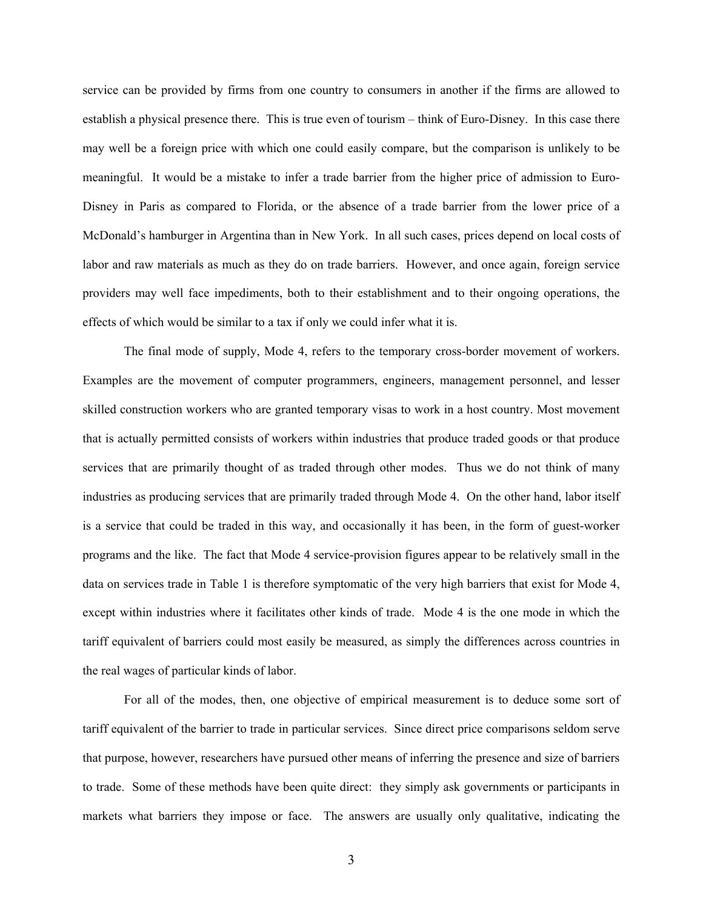service can be provided by firms from one country to consumers in another if the firms are allowed to establish a physical presence there. This is true even of tourism – think of Euro-Disney. In this case there may well be a foreign price with which one could easily compare, but the comparison is unlikely to be meaningful. It would be a mistake to infer a trade barrier from the higher price of admission to Euro-Disney in Paris as compared to Florida, or the absence of a trade barrier from the lower price of a McDonald's hamburger in Argentina than in New York. In all such cases, prices depend on local costs of labor and raw materials as much as they do on trade barriers. However, and once again, foreign service providers may well face impediments, both to their establishment and to their ongoing operations, the effects of which would be similar to a tax if only we could infer what it is.

The final mode of supply, Mode 4, refers to the temporary cross-border movement of workers. Examples are the movement of computer programmers, engineers, management personnel, and lesser skilled construction workers who are granted temporary visas to work in a host country. Most movement that is actually permitted consists of workers within industries that produce traded goods or that produce services that are primarily thought of as traded through other modes. Thus we do not think of many industries as producing services that are primarily traded through Mode 4. On the other hand, labor itself is a service that could be traded in this way, and occasionally it has been, in the form of guest-worker programs and the like. The fact that Mode 4 service-provision figures appear to be relatively small in the data on services trade in Table 1 is therefore symptomatic of the very high barriers that exist for Mode 4, except within industries where it facilitates other kinds of trade. Mode 4 is the one mode in which the tariff equivalent of barriers could most easily be measured, as simply the differences across countries in the real wages of particular kinds of labor.

For all of the modes, then, one objective of empirical measurement is to deduce some sort of tariff equivalent of the barrier to trade in particular services. Since direct price comparisons seldom serve that purpose, however, researchers have pursued other means of inferring the presence and size of barriers to trade. Some of these methods have been quite direct: they simply ask governments or participants in markets what barriers they impose or face. The answers are usually only qualitative, indicating the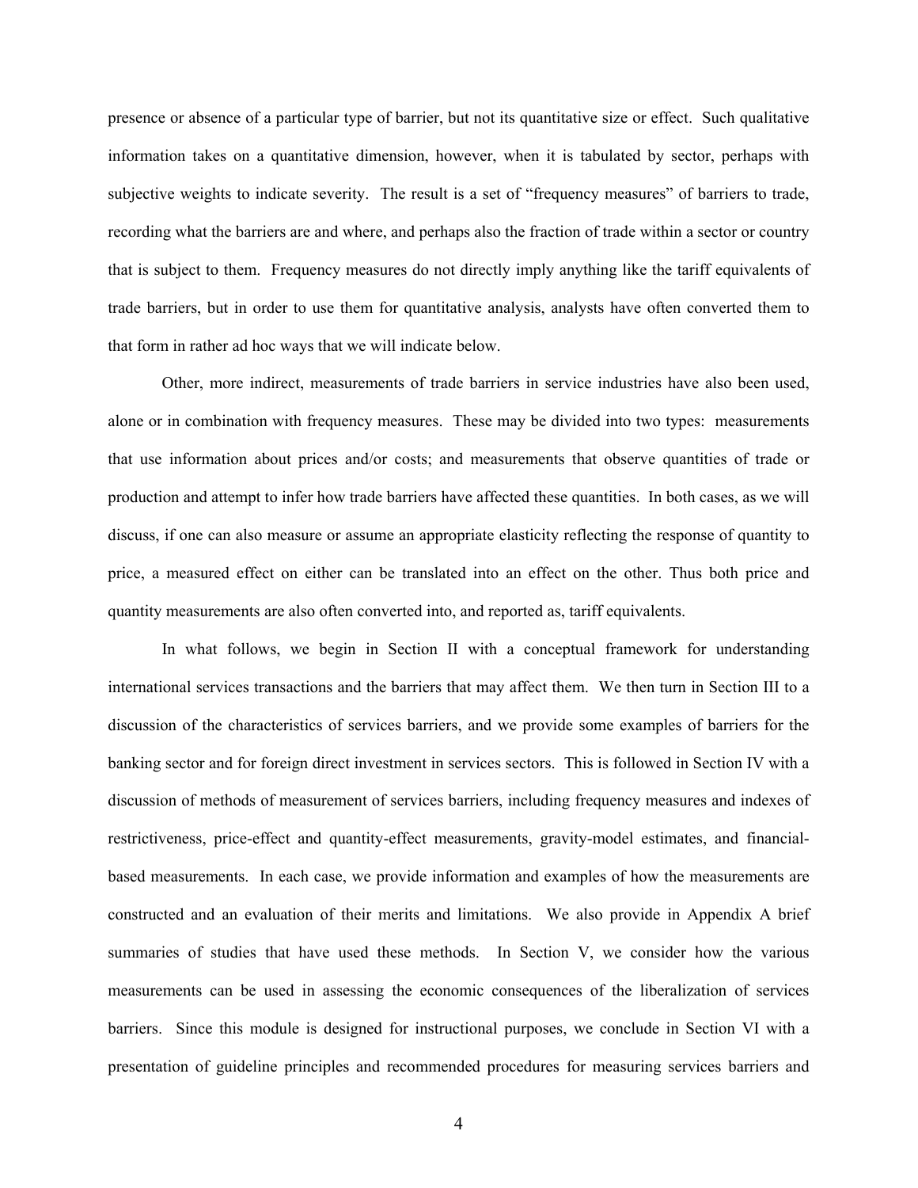presence or absence of a particular type of barrier, but not its quantitative size or effect. Such qualitative information takes on a quantitative dimension, however, when it is tabulated by sector, perhaps with subjective weights to indicate severity. The result is a set of "frequency measures" of barriers to trade, recording what the barriers are and where, and perhaps also the fraction of trade within a sector or country that is subject to them. Frequency measures do not directly imply anything like the tariff equivalents of trade barriers, but in order to use them for quantitative analysis, analysts have often converted them to that form in rather ad hoc ways that we will indicate below.

Other, more indirect, measurements of trade barriers in service industries have also been used, alone or in combination with frequency measures. These may be divided into two types: measurements that use information about prices and/or costs; and measurements that observe quantities of trade or production and attempt to infer how trade barriers have affected these quantities. In both cases, as we will discuss, if one can also measure or assume an appropriate elasticity reflecting the response of quantity to price, a measured effect on either can be translated into an effect on the other. Thus both price and quantity measurements are also often converted into, and reported as, tariff equivalents.

In what follows, we begin in Section II with a conceptual framework for understanding international services transactions and the barriers that may affect them. We then turn in Section III to a discussion of the characteristics of services barriers, and we provide some examples of barriers for the banking sector and for foreign direct investment in services sectors. This is followed in Section IV with a discussion of methods of measurement of services barriers, including frequency measures and indexes of restrictiveness, price-effect and quantity-effect measurements, gravity-model estimates, and financial-based measurements. In each case, we provide information and examples of how the measurements are constructed and an evaluation of their merits and limitations. We also provide in Appendix A brief summaries of studies that have used these methods. In Section V, we consider how the various measurements can be used in assessing the economic consequences of the liberalization of services barriers. Since this module is designed for instructional purposes, we conclude in Section VI with a presentation of guideline principles and recommended procedures for measuring services barriers and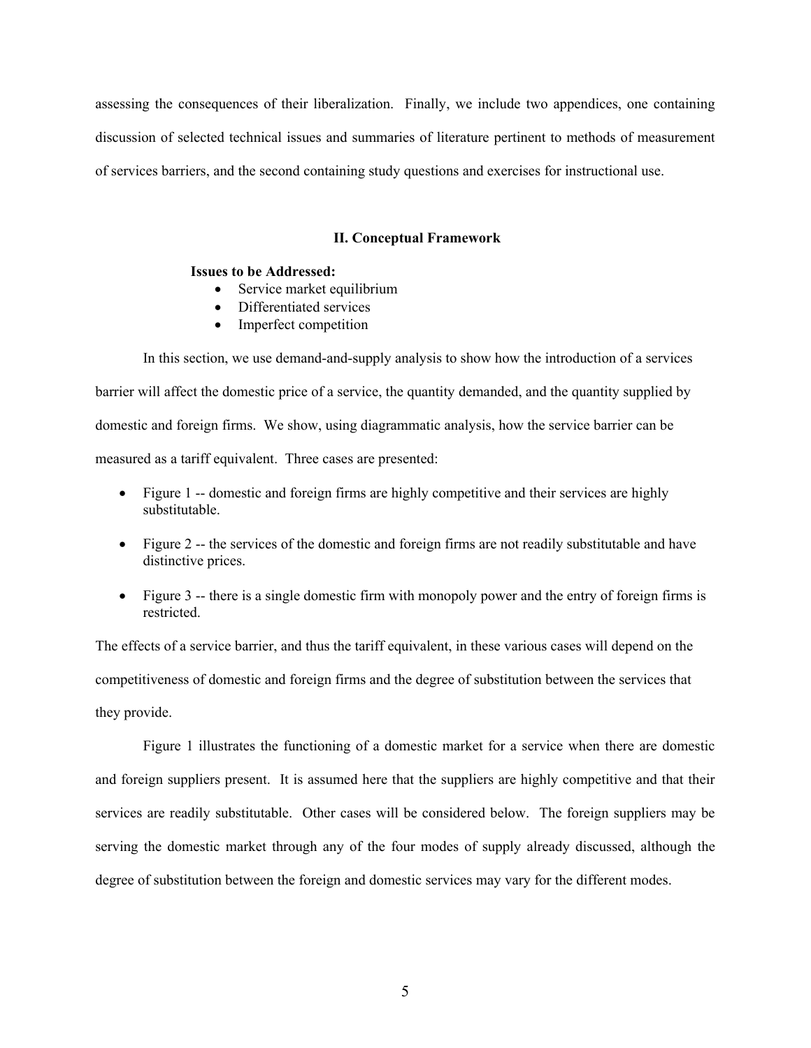assessing the consequences of their liberalization. Finally, we include two appendices, one containing discussion of selected technical issues and summaries of literature pertinent to methods of measurement of services barriers, and the second containing study questions and exercises for instructional use.

## II. Conceptual Framework

**Issues to be Addressed:**

- Service market equilibrium
- Differentiated services
- Imperfect competition

In this section, we use demand-and-supply analysis to show how the introduction of a services barrier will affect the domestic price of a service, the quantity demanded, and the quantity supplied by domestic and foreign firms. We show, using diagrammatic analysis, how the service barrier can be measured as a tariff equivalent. Three cases are presented:

- Figure 1 -- domestic and foreign firms are highly competitive and their services are highly substitutable.
- Figure 2 -- the services of the domestic and foreign firms are not readily substitutable and have distinctive prices.
- Figure 3 -- there is a single domestic firm with monopoly power and the entry of foreign firms is restricted.

The effects of a service barrier, and thus the tariff equivalent, in these various cases will depend on the competitiveness of domestic and foreign firms and the degree of substitution between the services that they provide.

Figure 1 illustrates the functioning of a domestic market for a service when there are domestic and foreign suppliers present. It is assumed here that the suppliers are highly competitive and that their services are readily substitutable. Other cases will be considered below. The foreign suppliers may be serving the domestic market through any of the four modes of supply already discussed, although the degree of substitution between the foreign and domestic services may vary for the different modes.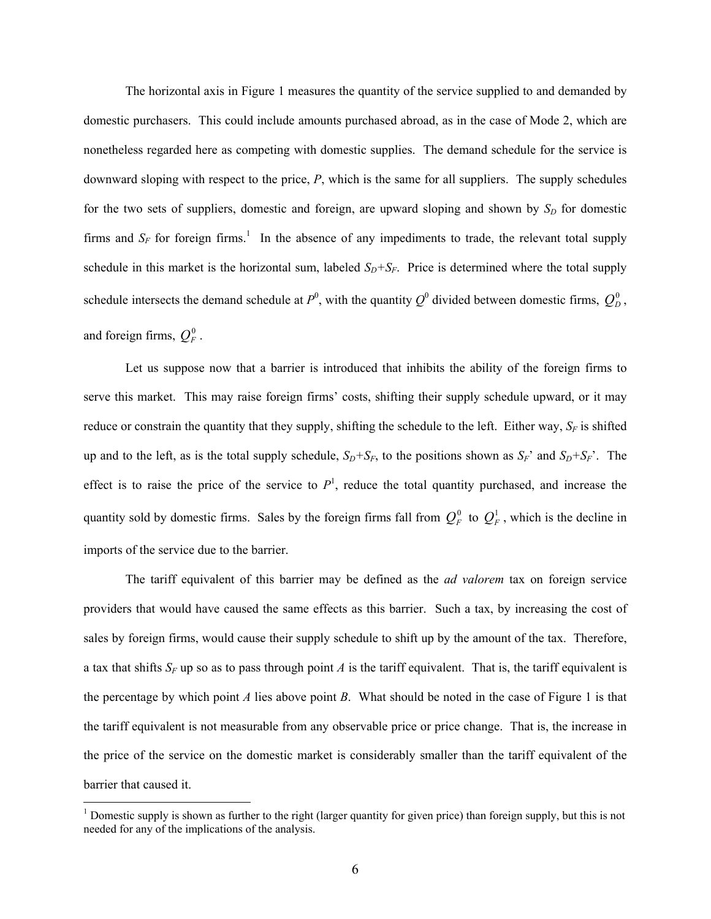The horizontal axis in Figure 1 measures the quantity of the service supplied to and demanded by domestic purchasers. This could include amounts purchased abroad, as in the case of Mode 2, which are nonetheless regarded here as competing with domestic supplies. The demand schedule for the service is downward sloping with respect to the price, *P*, which is the same for all suppliers. The supply schedules for the two sets of suppliers, domestic and foreign, are upward sloping and shown by $S_D$ for domestic firms and $S_F$ for foreign firms.[1] In the absence of any impediments to trade, the relevant total supply schedule in this market is the horizontal sum, labeled $S_D$+$S_F$. Price is determined where the total supply schedule intersects the demand schedule at $P^0$, with the quantity $Q^0$ divided between domestic firms, $Q_D^0$, and foreign firms, $Q_F^0$.

Let us suppose now that a barrier is introduced that inhibits the ability of the foreign firms to serve this market. This may raise foreign firms' costs, shifting their supply schedule upward, or it may reduce or constrain the quantity that they supply, shifting the schedule to the left. Either way, $S_F$ is shifted up and to the left, as is the total supply schedule, $S_D$+$S_F$, to the positions shown as $S_F$' and $S_D$+$S_F$'. The effect is to raise the price of the service to $P^1$, reduce the total quantity purchased, and increase the quantity sold by domestic firms. Sales by the foreign firms fall from $Q_F^0$ to $Q_F^1$, which is the decline in imports of the service due to the barrier.

The tariff equivalent of this barrier may be defined as the *ad valorem* tax on foreign service providers that would have caused the same effects as this barrier. Such a tax, by increasing the cost of sales by foreign firms, would cause their supply schedule to shift up by the amount of the tax. Therefore, a tax that shifts $S_F$ up so as to pass through point *A* is the tariff equivalent. That is, the tariff equivalent is the percentage by which point *A* lies above point *B*. What should be noted in the case of Figure 1 is that the tariff equivalent is not measurable from any observable price or price change. That is, the increase in the price of the service on the domestic market is considerably smaller than the tariff equivalent of the barrier that caused it.

[1] Domestic supply is shown as further to the right (larger quantity for given price) than foreign supply, but this is not needed for any of the implications of the analysis.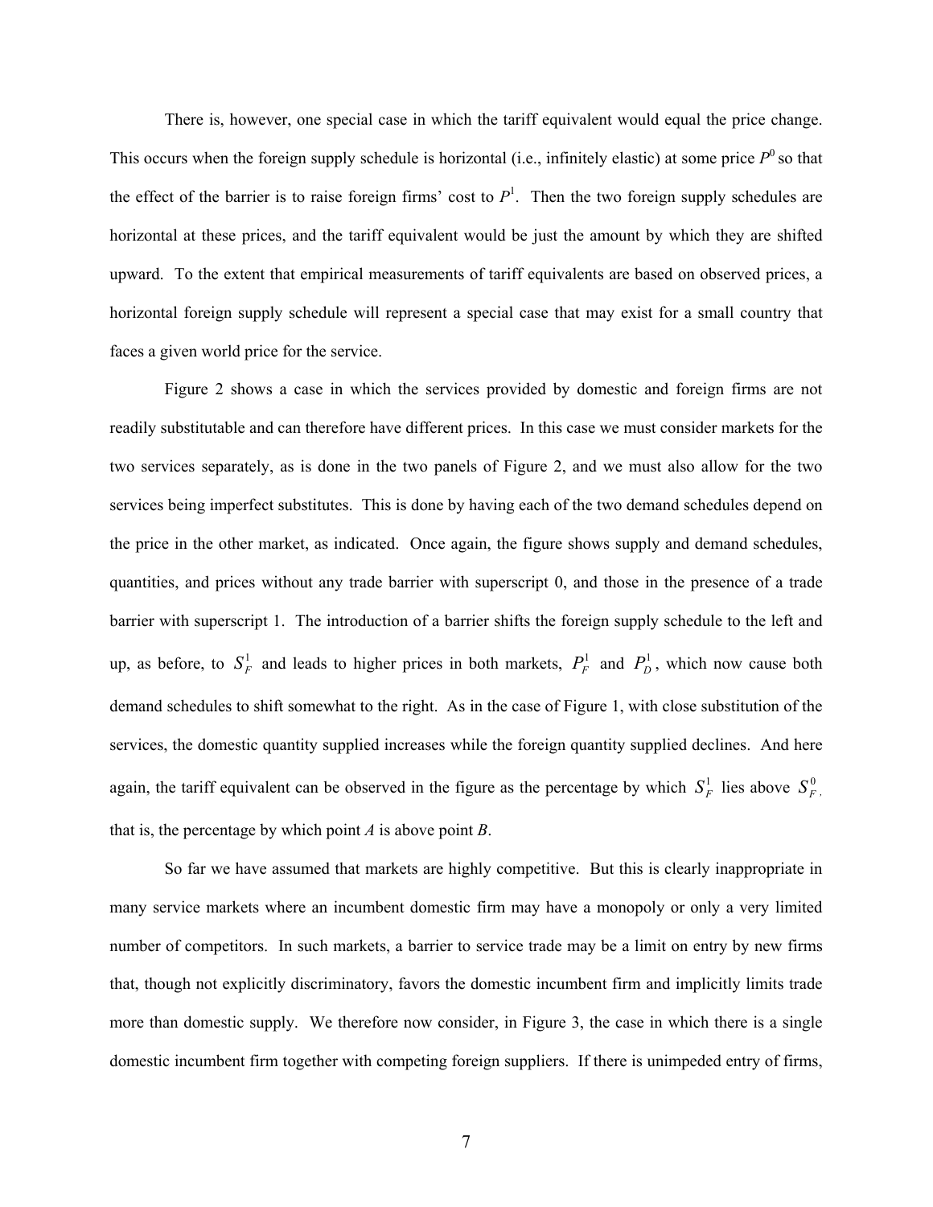There is, however, one special case in which the tariff equivalent would equal the price change. This occurs when the foreign supply schedule is horizontal (i.e., infinitely elastic) at some price $P^0$ so that the effect of the barrier is to raise foreign firms' cost to $P^1$. Then the two foreign supply schedules are horizontal at these prices, and the tariff equivalent would be just the amount by which they are shifted upward. To the extent that empirical measurements of tariff equivalents are based on observed prices, a horizontal foreign supply schedule will represent a special case that may exist for a small country that faces a given world price for the service.

Figure 2 shows a case in which the services provided by domestic and foreign firms are not readily substitutable and can therefore have different prices. In this case we must consider markets for the two services separately, as is done in the two panels of Figure 2, and we must also allow for the two services being imperfect substitutes. This is done by having each of the two demand schedules depend on the price in the other market, as indicated. Once again, the figure shows supply and demand schedules, quantities, and prices without any trade barrier with superscript 0, and those in the presence of a trade barrier with superscript 1. The introduction of a barrier shifts the foreign supply schedule to the left and up, as before, to $S_F^1$ and leads to higher prices in both markets, $P_F^1$ and $P_D^1$, which now cause both demand schedules to shift somewhat to the right. As in the case of Figure 1, with close substitution of the services, the domestic quantity supplied increases while the foreign quantity supplied declines. And here again, the tariff equivalent can be observed in the figure as the percentage by which $S_F^1$ lies above $S_F^0$, that is, the percentage by which point *A* is above point *B*.

So far we have assumed that markets are highly competitive. But this is clearly inappropriate in many service markets where an incumbent domestic firm may have a monopoly or only a very limited number of competitors. In such markets, a barrier to service trade may be a limit on entry by new firms that, though not explicitly discriminatory, favors the domestic incumbent firm and implicitly limits trade more than domestic supply. We therefore now consider, in Figure 3, the case in which there is a single domestic incumbent firm together with competing foreign suppliers. If there is unimpeded entry of firms,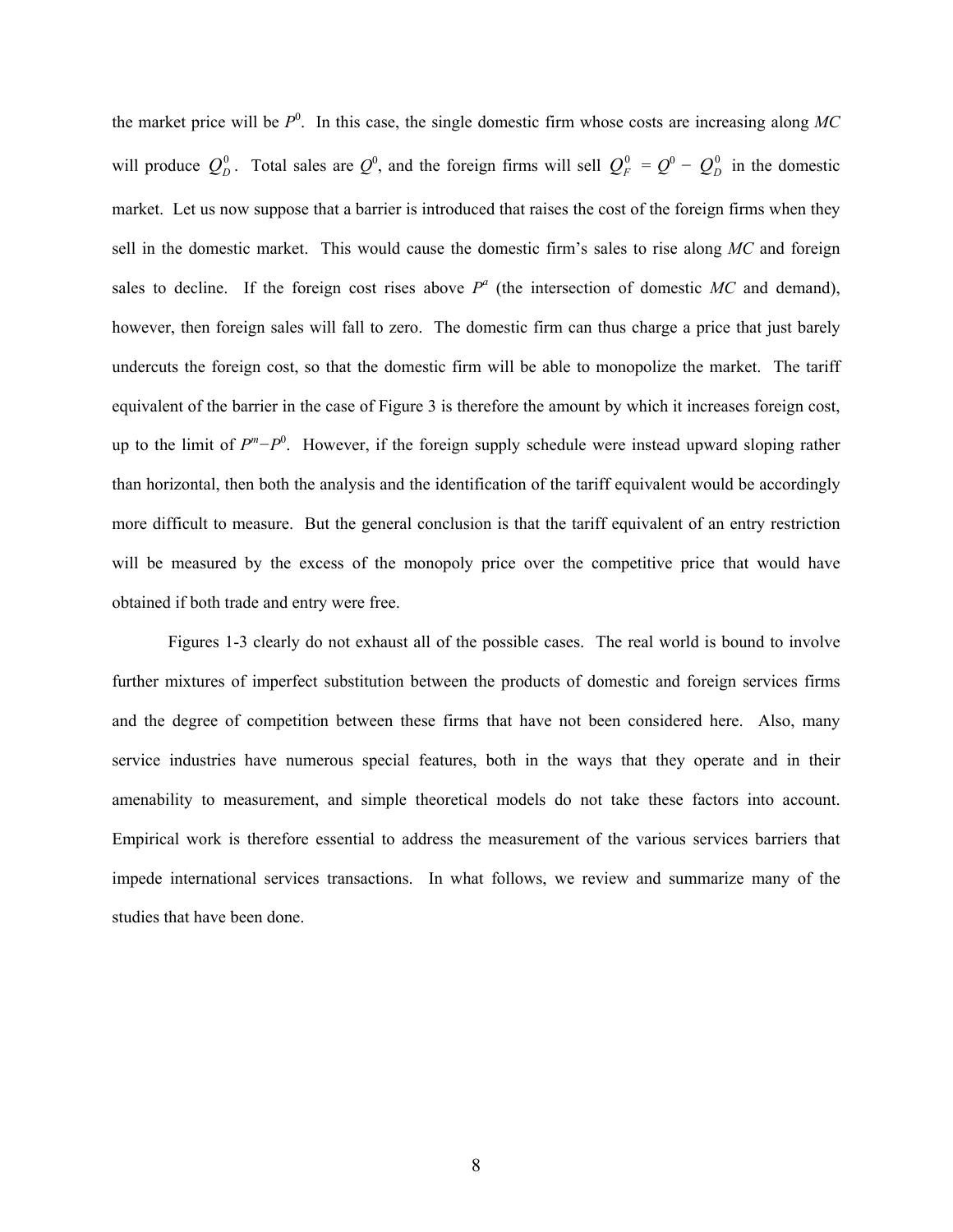the market price will be $P^0$. In this case, the single domestic firm whose costs are increasing along *MC* will produce $Q_D^0$. Total sales are $Q^0$, and the foreign firms will sell $Q_F^0 = Q^0 - Q_D^0$ in the domestic market. Let us now suppose that a barrier is introduced that raises the cost of the foreign firms when they sell in the domestic market. This would cause the domestic firm's sales to rise along *MC* and foreign sales to decline. If the foreign cost rises above $P^a$ (the intersection of domestic *MC* and demand), however, then foreign sales will fall to zero. The domestic firm can thus charge a price that just barely undercuts the foreign cost, so that the domestic firm will be able to monopolize the market. The tariff equivalent of the barrier in the case of Figure 3 is therefore the amount by which it increases foreign cost, up to the limit of $P^m - P^0$. However, if the foreign supply schedule were instead upward sloping rather than horizontal, then both the analysis and the identification of the tariff equivalent would be accordingly more difficult to measure. But the general conclusion is that the tariff equivalent of an entry restriction will be measured by the excess of the monopoly price over the competitive price that would have obtained if both trade and entry were free.

Figures 1-3 clearly do not exhaust all of the possible cases. The real world is bound to involve further mixtures of imperfect substitution between the products of domestic and foreign services firms and the degree of competition between these firms that have not been considered here. Also, many service industries have numerous special features, both in the ways that they operate and in their amenability to measurement, and simple theoretical models do not take these factors into account. Empirical work is therefore essential to address the measurement of the various services barriers that impede international services transactions. In what follows, we review and summarize many of the studies that have been done.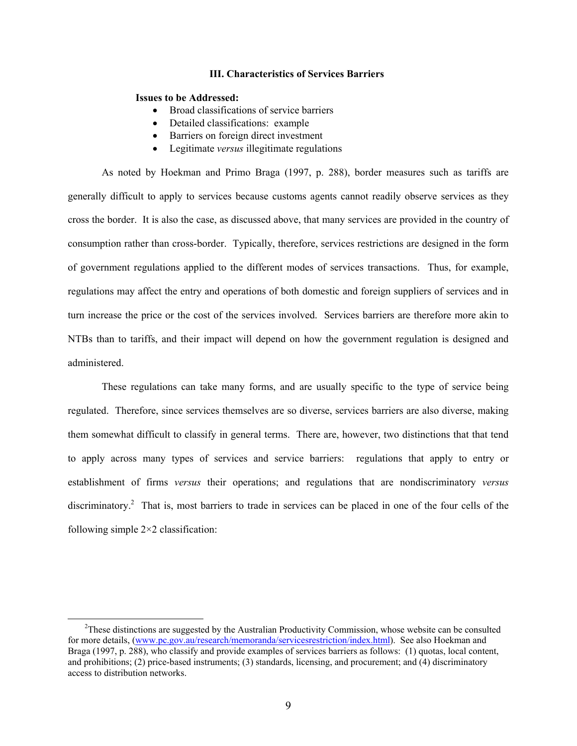## III. Characteristics of Services Barriers

**Issues to be Addressed:**

- Broad classifications of service barriers
- Detailed classifications: example
- Barriers on foreign direct investment
- Legitimate *versus* illegitimate regulations

As noted by Hoekman and Primo Braga (1997, p. 288), border measures such as tariffs are generally difficult to apply to services because customs agents cannot readily observe services as they cross the border. It is also the case, as discussed above, that many services are provided in the country of consumption rather than cross-border. Typically, therefore, services restrictions are designed in the form of government regulations applied to the different modes of services transactions. Thus, for example, regulations may affect the entry and operations of both domestic and foreign suppliers of services and in turn increase the price or the cost of the services involved. Services barriers are therefore more akin to NTBs than to tariffs, and their impact will depend on how the government regulation is designed and administered.

These regulations can take many forms, and are usually specific to the type of service being regulated. Therefore, since services themselves are so diverse, services barriers are also diverse, making them somewhat difficult to classify in general terms. There are, however, two distinctions that that tend to apply across many types of services and service barriers: regulations that apply to entry or establishment of firms *versus* their operations; and regulations that are nondiscriminatory *versus* discriminatory.[2] That is, most barriers to trade in services can be placed in one of the four cells of the following simple 2×2 classification:

[2] These distinctions are suggested by the Australian Productivity Commission, whose website can be consulted for more details, (www.pc.gov.au/research/memoranda/servicesrestriction/index.html). See also Hoekman and Braga (1997, p. 288), who classify and provide examples of services barriers as follows: (1) quotas, local content, and prohibitions; (2) price-based instruments; (3) standards, licensing, and procurement; and (4) discriminatory access to distribution networks.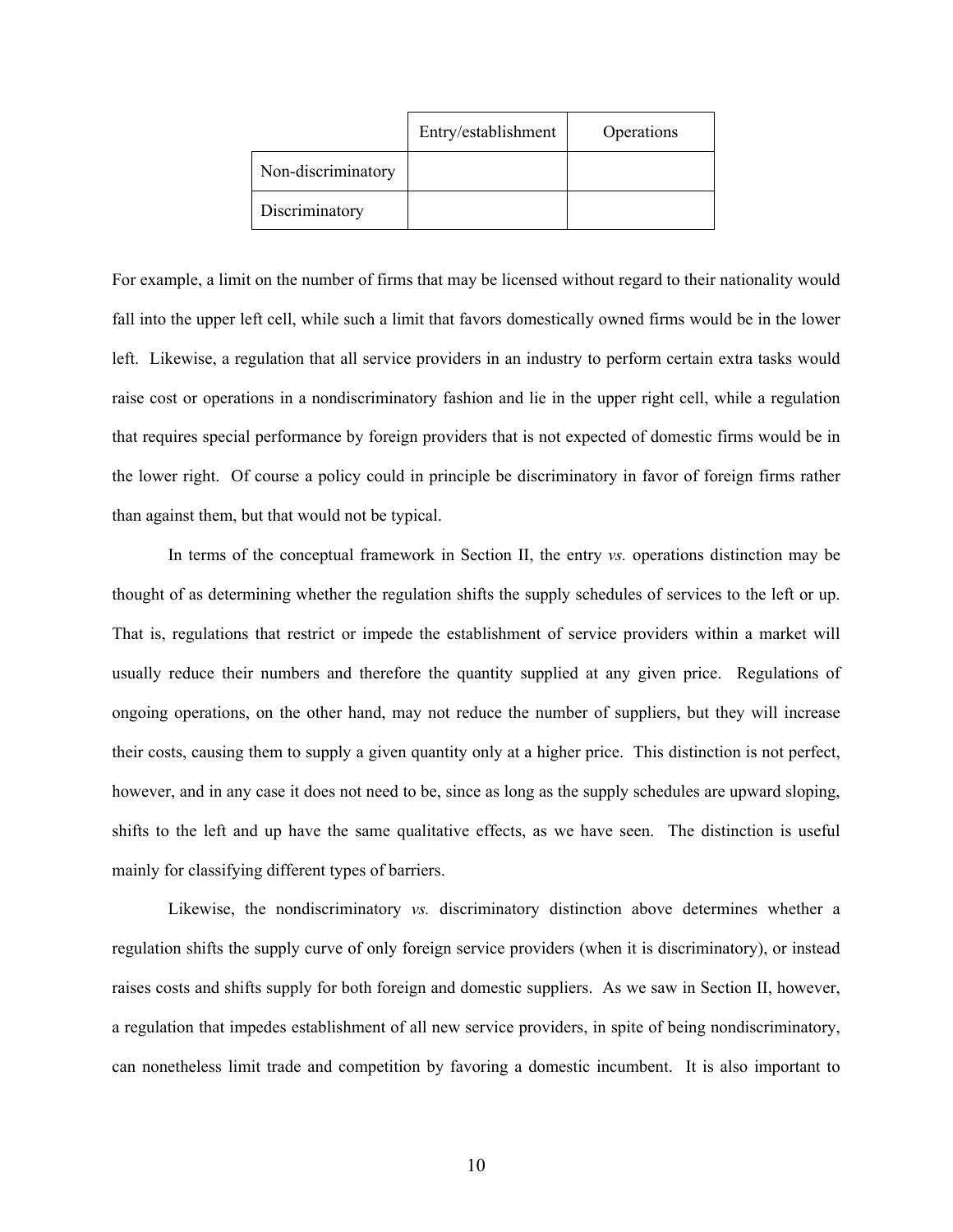| | Entry/establishment | Operations |
|---|---|---|
| Non-discriminatory | | |
| Discriminatory | | |

For example, a limit on the number of firms that may be licensed without regard to their nationality would fall into the upper left cell, while such a limit that favors domestically owned firms would be in the lower left. Likewise, a regulation that all service providers in an industry to perform certain extra tasks would raise cost or operations in a nondiscriminatory fashion and lie in the upper right cell, while a regulation that requires special performance by foreign providers that is not expected of domestic firms would be in the lower right. Of course a policy could in principle be discriminatory in favor of foreign firms rather than against them, but that would not be typical.

In terms of the conceptual framework in Section II, the entry *vs.* operations distinction may be thought of as determining whether the regulation shifts the supply schedules of services to the left or up. That is, regulations that restrict or impede the establishment of service providers within a market will usually reduce their numbers and therefore the quantity supplied at any given price. Regulations of ongoing operations, on the other hand, may not reduce the number of suppliers, but they will increase their costs, causing them to supply a given quantity only at a higher price. This distinction is not perfect, however, and in any case it does not need to be, since as long as the supply schedules are upward sloping, shifts to the left and up have the same qualitative effects, as we have seen. The distinction is useful mainly for classifying different types of barriers.

Likewise, the nondiscriminatory *vs.* discriminatory distinction above determines whether a regulation shifts the supply curve of only foreign service providers (when it is discriminatory), or instead raises costs and shifts supply for both foreign and domestic suppliers. As we saw in Section II, however, a regulation that impedes establishment of all new service providers, in spite of being nondiscriminatory, can nonetheless limit trade and competition by favoring a domestic incumbent. It is also important to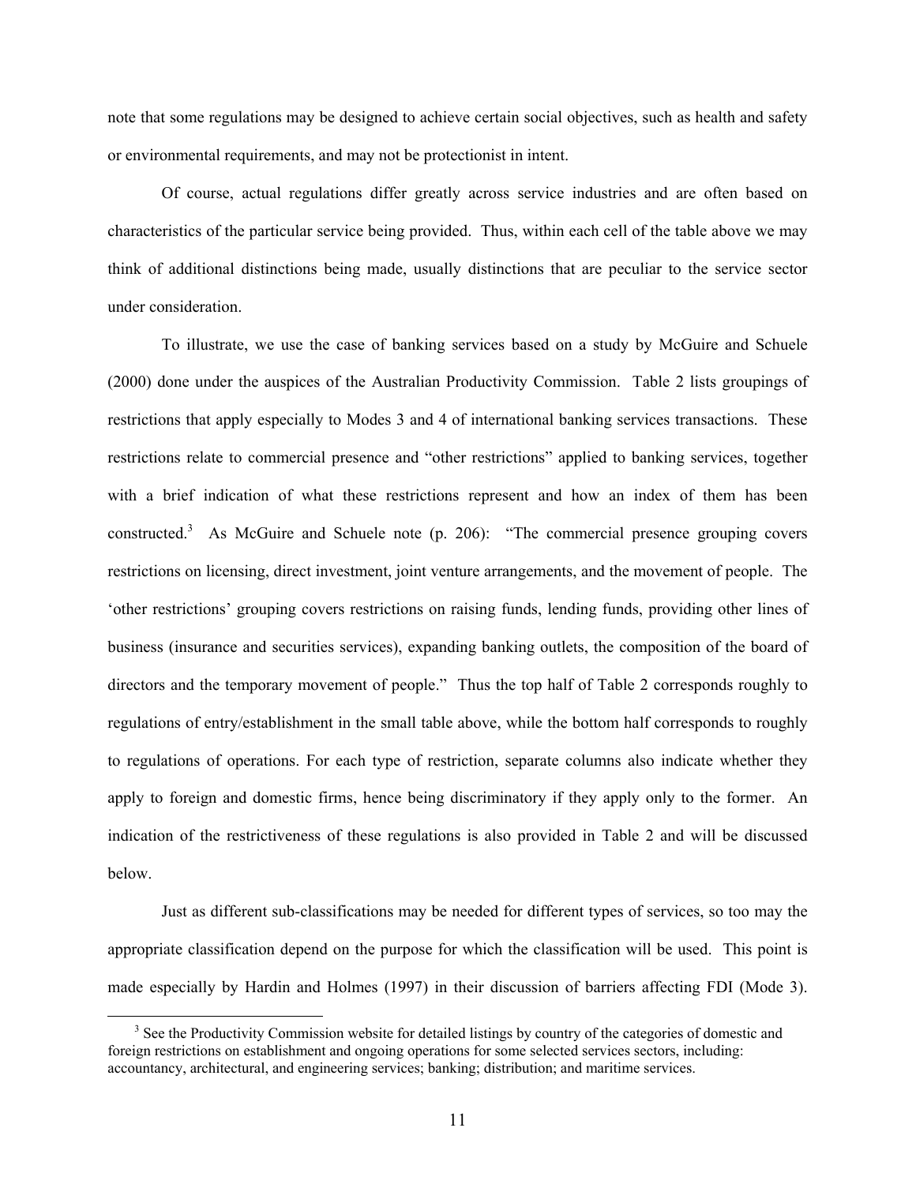note that some regulations may be designed to achieve certain social objectives, such as health and safety or environmental requirements, and may not be protectionist in intent.

Of course, actual regulations differ greatly across service industries and are often based on characteristics of the particular service being provided. Thus, within each cell of the table above we may think of additional distinctions being made, usually distinctions that are peculiar to the service sector under consideration.

To illustrate, we use the case of banking services based on a study by McGuire and Schuele (2000) done under the auspices of the Australian Productivity Commission. Table 2 lists groupings of restrictions that apply especially to Modes 3 and 4 of international banking services transactions. These restrictions relate to commercial presence and "other restrictions" applied to banking services, together with a brief indication of what these restrictions represent and how an index of them has been constructed.[3] As McGuire and Schuele note (p. 206): "The commercial presence grouping covers restrictions on licensing, direct investment, joint venture arrangements, and the movement of people. The 'other restrictions' grouping covers restrictions on raising funds, lending funds, providing other lines of business (insurance and securities services), expanding banking outlets, the composition of the board of directors and the temporary movement of people." Thus the top half of Table 2 corresponds roughly to regulations of entry/establishment in the small table above, while the bottom half corresponds to roughly to regulations of operations. For each type of restriction, separate columns also indicate whether they apply to foreign and domestic firms, hence being discriminatory if they apply only to the former. An indication of the restrictiveness of these regulations is also provided in Table 2 and will be discussed below.

Just as different sub-classifications may be needed for different types of services, so too may the appropriate classification depend on the purpose for which the classification will be used. This point is made especially by Hardin and Holmes (1997) in their discussion of barriers affecting FDI (Mode 3).

[3] See the Productivity Commission website for detailed listings by country of the categories of domestic and foreign restrictions on establishment and ongoing operations for some selected services sectors, including: accountancy, architectural, and engineering services; banking; distribution; and maritime services.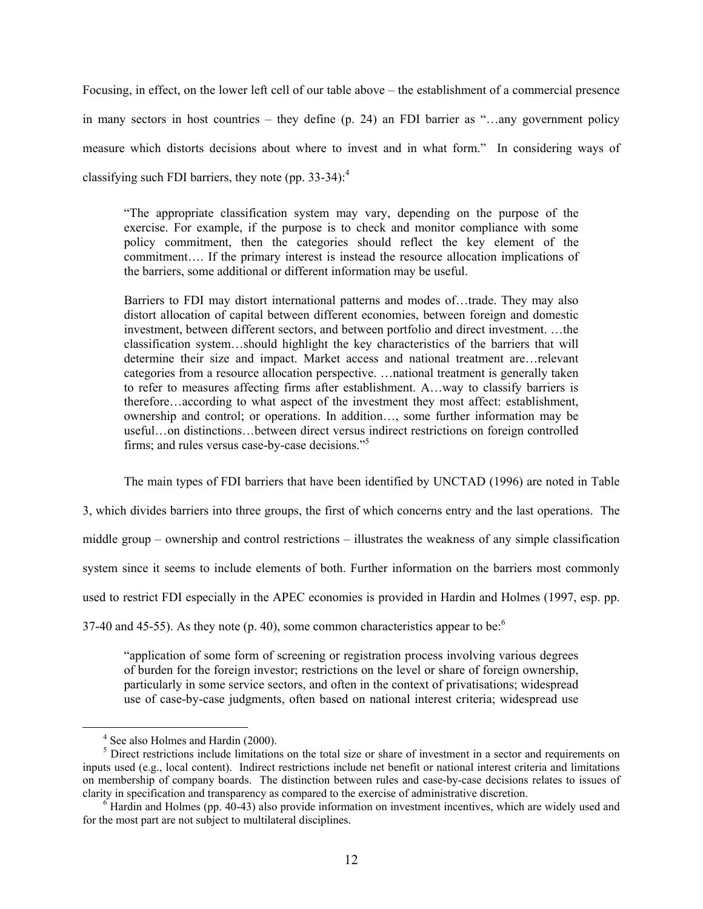Focusing, in effect, on the lower left cell of our table above – the establishment of a commercial presence in many sectors in host countries – they define (p. 24) an FDI barrier as "…any government policy measure which distorts decisions about where to invest and in what form." In considering ways of classifying such FDI barriers, they note (pp. 33-34):[4]

> "The appropriate classification system may vary, depending on the purpose of the exercise. For example, if the purpose is to check and monitor compliance with some policy commitment, then the categories should reflect the key element of the commitment…. If the primary interest is instead the resource allocation implications of the barriers, some additional or different information may be useful.
>
> Barriers to FDI may distort international patterns and modes of…trade. They may also distort allocation of capital between different economies, between foreign and domestic investment, between different sectors, and between portfolio and direct investment. …the classification system…should highlight the key characteristics of the barriers that will determine their size and impact. Market access and national treatment are…relevant categories from a resource allocation perspective. …national treatment is generally taken to refer to measures affecting firms after establishment. A…way to classify barriers is therefore…according to what aspect of the investment they most affect: establishment, ownership and control; or operations. In addition…, some further information may be useful…on distinctions…between direct versus indirect restrictions on foreign controlled firms; and rules versus case-by-case decisions."[5]

The main types of FDI barriers that have been identified by UNCTAD (1996) are noted in Table 3, which divides barriers into three groups, the first of which concerns entry and the last operations. The middle group – ownership and control restrictions – illustrates the weakness of any simple classification system since it seems to include elements of both. Further information on the barriers most commonly used to restrict FDI especially in the APEC economies is provided in Hardin and Holmes (1997, esp. pp. 37-40 and 45-55). As they note (p. 40), some common characteristics appear to be:[6]

> "application of some form of screening or registration process involving various degrees of burden for the foreign investor; restrictions on the level or share of foreign ownership, particularly in some service sectors, and often in the context of privatisations; widespread use of case-by-case judgments, often based on national interest criteria; widespread use

---

[4] See also Holmes and Hardin (2000).

[5] Direct restrictions include limitations on the total size or share of investment in a sector and requirements on inputs used (e.g., local content). Indirect restrictions include net benefit or national interest criteria and limitations on membership of company boards. The distinction between rules and case-by-case decisions relates to issues of clarity in specification and transparency as compared to the exercise of administrative discretion.

[6] Hardin and Holmes (pp. 40-43) also provide information on investment incentives, which are widely used and for the most part are not subject to multilateral disciplines.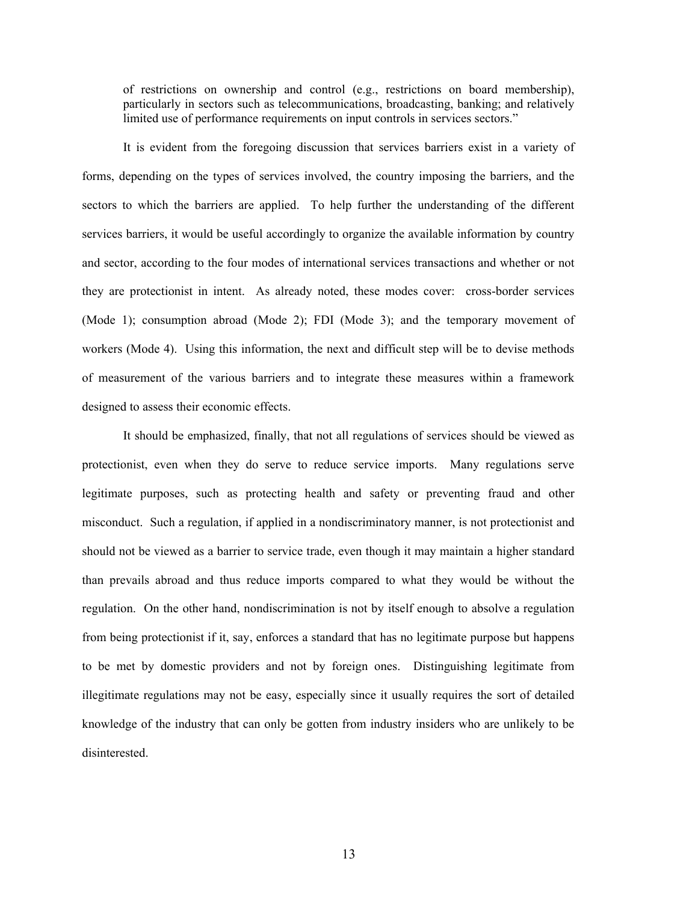> of restrictions on ownership and control (e.g., restrictions on board membership), particularly in sectors such as telecommunications, broadcasting, banking; and relatively limited use of performance requirements on input controls in services sectors."

It is evident from the foregoing discussion that services barriers exist in a variety of forms, depending on the types of services involved, the country imposing the barriers, and the sectors to which the barriers are applied. To help further the understanding of the different services barriers, it would be useful accordingly to organize the available information by country and sector, according to the four modes of international services transactions and whether or not they are protectionist in intent. As already noted, these modes cover: cross-border services (Mode 1); consumption abroad (Mode 2); FDI (Mode 3); and the temporary movement of workers (Mode 4). Using this information, the next and difficult step will be to devise methods of measurement of the various barriers and to integrate these measures within a framework designed to assess their economic effects.

It should be emphasized, finally, that not all regulations of services should be viewed as protectionist, even when they do serve to reduce service imports. Many regulations serve legitimate purposes, such as protecting health and safety or preventing fraud and other misconduct. Such a regulation, if applied in a nondiscriminatory manner, is not protectionist and should not be viewed as a barrier to service trade, even though it may maintain a higher standard than prevails abroad and thus reduce imports compared to what they would be without the regulation. On the other hand, nondiscrimination is not by itself enough to absolve a regulation from being protectionist if it, say, enforces a standard that has no legitimate purpose but happens to be met by domestic providers and not by foreign ones. Distinguishing legitimate from illegitimate regulations may not be easy, especially since it usually requires the sort of detailed knowledge of the industry that can only be gotten from industry insiders who are unlikely to be disinterested.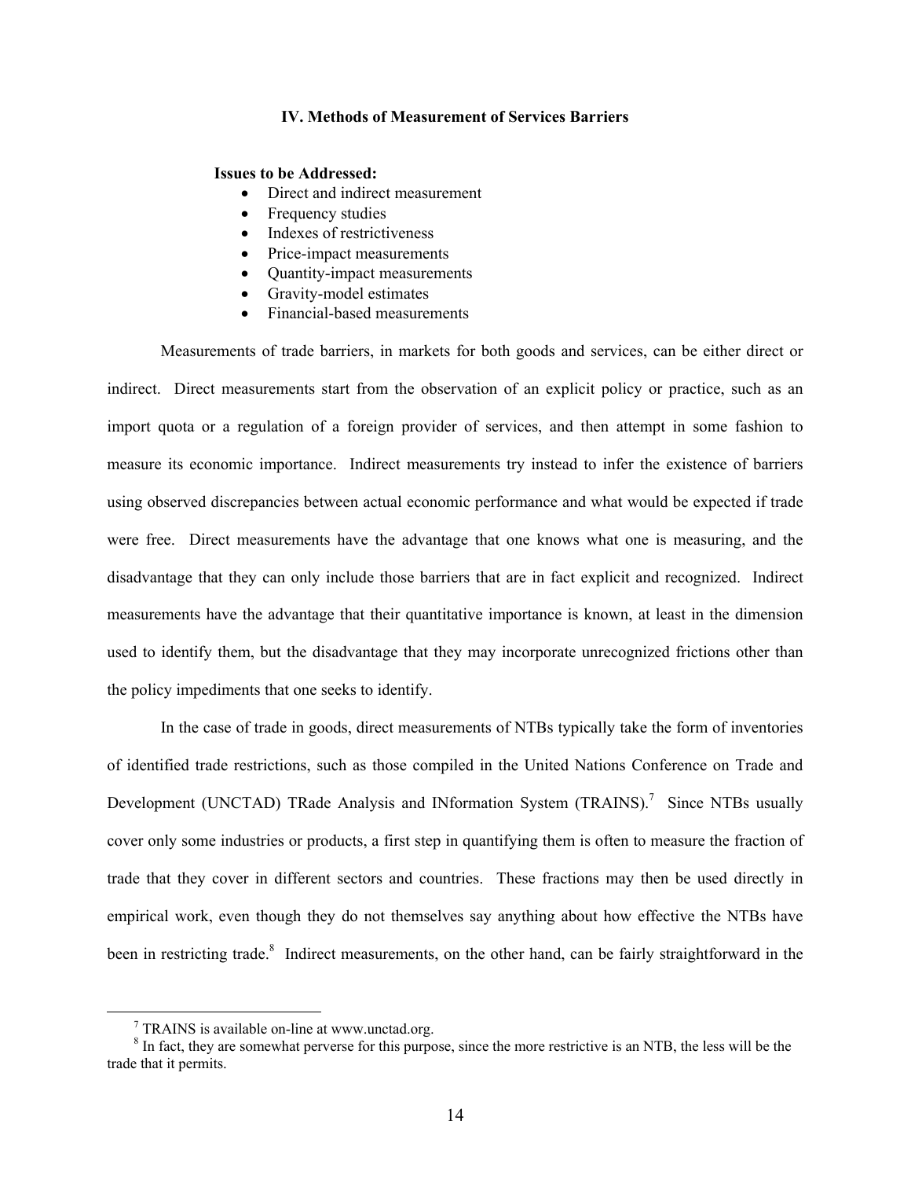## IV. Methods of Measurement of Services Barriers

**Issues to be Addressed:**

- Direct and indirect measurement
- Frequency studies
- Indexes of restrictiveness
- Price-impact measurements
- Quantity-impact measurements
- Gravity-model estimates
- Financial-based measurements

Measurements of trade barriers, in markets for both goods and services, can be either direct or indirect. Direct measurements start from the observation of an explicit policy or practice, such as an import quota or a regulation of a foreign provider of services, and then attempt in some fashion to measure its economic importance. Indirect measurements try instead to infer the existence of barriers using observed discrepancies between actual economic performance and what would be expected if trade were free. Direct measurements have the advantage that one knows what one is measuring, and the disadvantage that they can only include those barriers that are in fact explicit and recognized. Indirect measurements have the advantage that their quantitative importance is known, at least in the dimension used to identify them, but the disadvantage that they may incorporate unrecognized frictions other than the policy impediments that one seeks to identify.

In the case of trade in goods, direct measurements of NTBs typically take the form of inventories of identified trade restrictions, such as those compiled in the United Nations Conference on Trade and Development (UNCTAD) TRade Analysis and INformation System (TRAINS).[7] Since NTBs usually cover only some industries or products, a first step in quantifying them is often to measure the fraction of trade that they cover in different sectors and countries. These fractions may then be used directly in empirical work, even though they do not themselves say anything about how effective the NTBs have been in restricting trade.[8] Indirect measurements, on the other hand, can be fairly straightforward in the

[7] TRAINS is available on-line at www.unctad.org.

[8] In fact, they are somewhat perverse for this purpose, since the more restrictive is an NTB, the less will be the trade that it permits.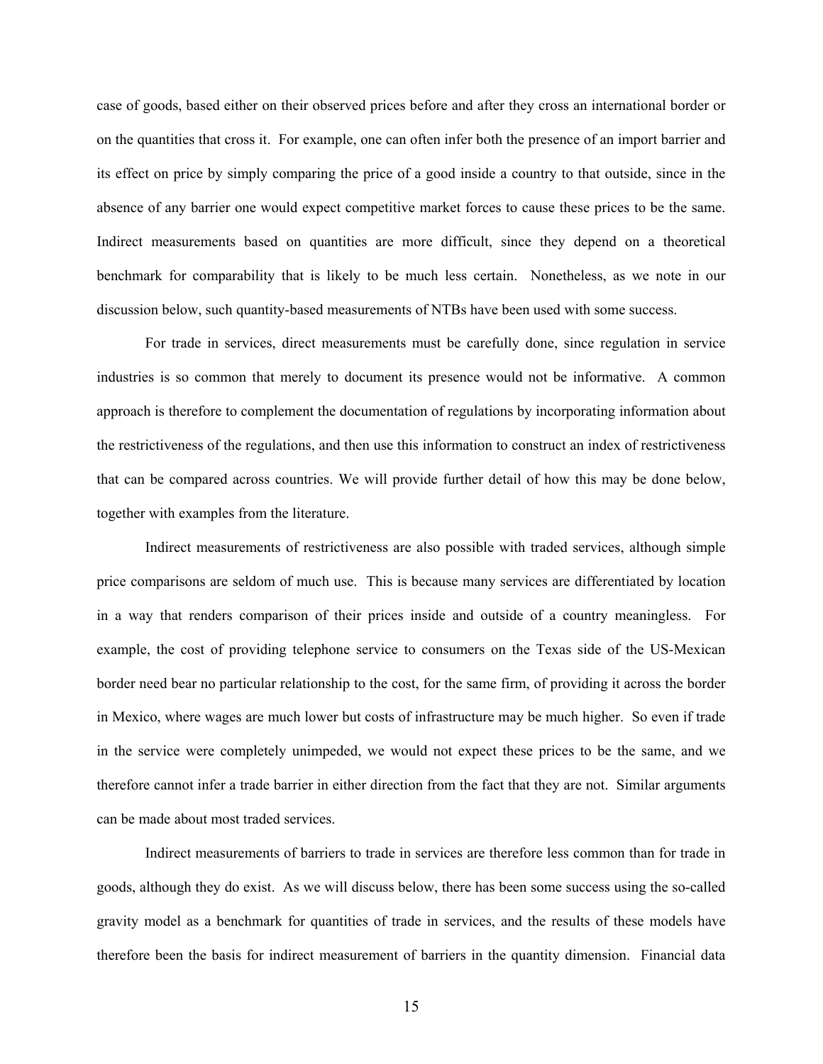case of goods, based either on their observed prices before and after they cross an international border or on the quantities that cross it. For example, one can often infer both the presence of an import barrier and its effect on price by simply comparing the price of a good inside a country to that outside, since in the absence of any barrier one would expect competitive market forces to cause these prices to be the same. Indirect measurements based on quantities are more difficult, since they depend on a theoretical benchmark for comparability that is likely to be much less certain. Nonetheless, as we note in our discussion below, such quantity-based measurements of NTBs have been used with some success.

For trade in services, direct measurements must be carefully done, since regulation in service industries is so common that merely to document its presence would not be informative. A common approach is therefore to complement the documentation of regulations by incorporating information about the restrictiveness of the regulations, and then use this information to construct an index of restrictiveness that can be compared across countries. We will provide further detail of how this may be done below, together with examples from the literature.

Indirect measurements of restrictiveness are also possible with traded services, although simple price comparisons are seldom of much use. This is because many services are differentiated by location in a way that renders comparison of their prices inside and outside of a country meaningless. For example, the cost of providing telephone service to consumers on the Texas side of the US-Mexican border need bear no particular relationship to the cost, for the same firm, of providing it across the border in Mexico, where wages are much lower but costs of infrastructure may be much higher. So even if trade in the service were completely unimpeded, we would not expect these prices to be the same, and we therefore cannot infer a trade barrier in either direction from the fact that they are not. Similar arguments can be made about most traded services.

Indirect measurements of barriers to trade in services are therefore less common than for trade in goods, although they do exist. As we will discuss below, there has been some success using the so-called gravity model as a benchmark for quantities of trade in services, and the results of these models have therefore been the basis for indirect measurement of barriers in the quantity dimension. Financial data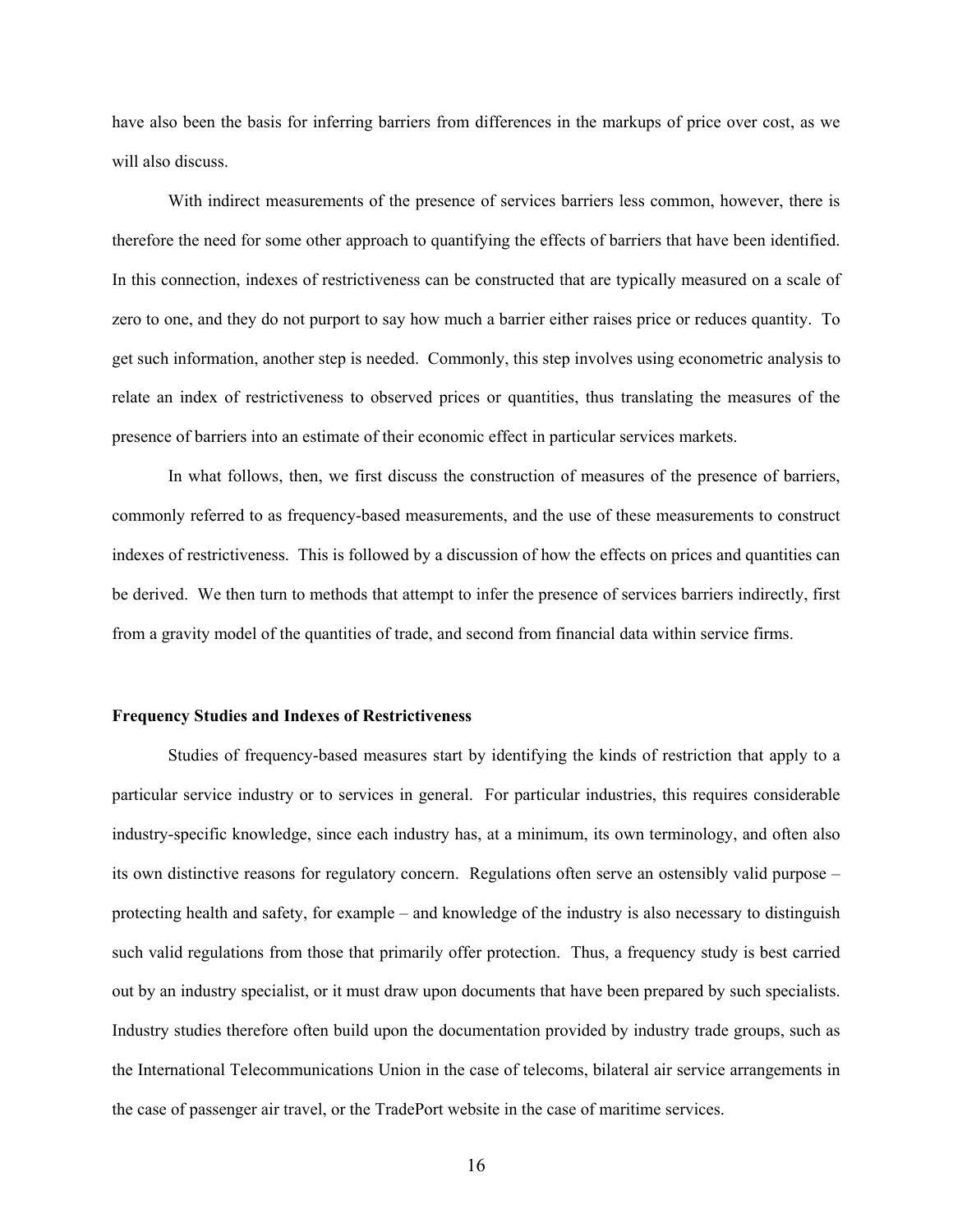have also been the basis for inferring barriers from differences in the markups of price over cost, as we will also discuss.

With indirect measurements of the presence of services barriers less common, however, there is therefore the need for some other approach to quantifying the effects of barriers that have been identified. In this connection, indexes of restrictiveness can be constructed that are typically measured on a scale of zero to one, and they do not purport to say how much a barrier either raises price or reduces quantity. To get such information, another step is needed. Commonly, this step involves using econometric analysis to relate an index of restrictiveness to observed prices or quantities, thus translating the measures of the presence of barriers into an estimate of their economic effect in particular services markets.

In what follows, then, we first discuss the construction of measures of the presence of barriers, commonly referred to as frequency-based measurements, and the use of these measurements to construct indexes of restrictiveness. This is followed by a discussion of how the effects on prices and quantities can be derived. We then turn to methods that attempt to infer the presence of services barriers indirectly, first from a gravity model of the quantities of trade, and second from financial data within service firms.

### Frequency Studies and Indexes of Restrictiveness

Studies of frequency-based measures start by identifying the kinds of restriction that apply to a particular service industry or to services in general. For particular industries, this requires considerable industry-specific knowledge, since each industry has, at a minimum, its own terminology, and often also its own distinctive reasons for regulatory concern. Regulations often serve an ostensibly valid purpose – protecting health and safety, for example – and knowledge of the industry is also necessary to distinguish such valid regulations from those that primarily offer protection. Thus, a frequency study is best carried out by an industry specialist, or it must draw upon documents that have been prepared by such specialists. Industry studies therefore often build upon the documentation provided by industry trade groups, such as the International Telecommunications Union in the case of telecoms, bilateral air service arrangements in the case of passenger air travel, or the TradePort website in the case of maritime services.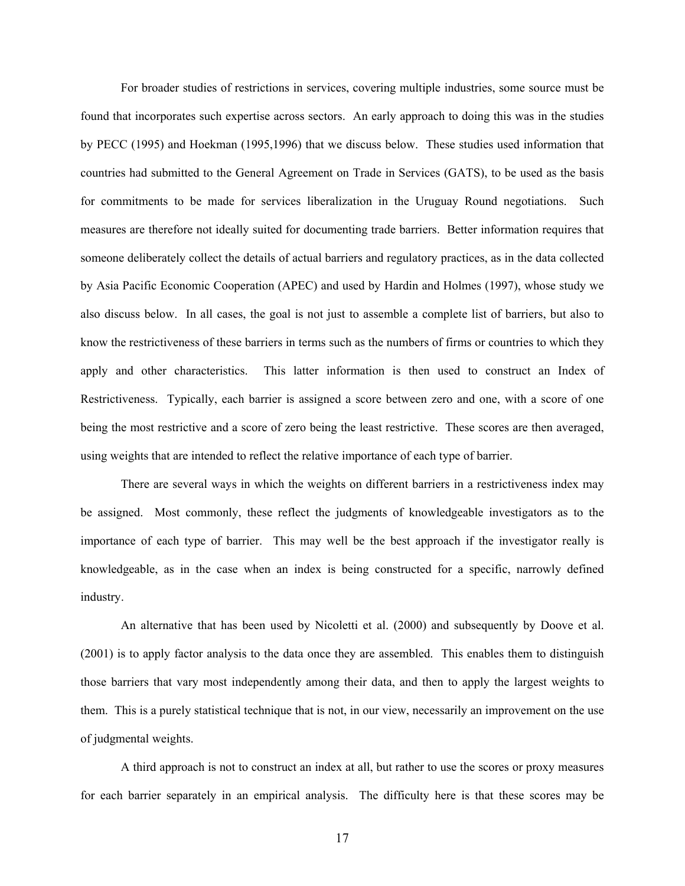For broader studies of restrictions in services, covering multiple industries, some source must be found that incorporates such expertise across sectors. An early approach to doing this was in the studies by PECC (1995) and Hoekman (1995,1996) that we discuss below. These studies used information that countries had submitted to the General Agreement on Trade in Services (GATS), to be used as the basis for commitments to be made for services liberalization in the Uruguay Round negotiations. Such measures are therefore not ideally suited for documenting trade barriers. Better information requires that someone deliberately collect the details of actual barriers and regulatory practices, as in the data collected by Asia Pacific Economic Cooperation (APEC) and used by Hardin and Holmes (1997), whose study we also discuss below. In all cases, the goal is not just to assemble a complete list of barriers, but also to know the restrictiveness of these barriers in terms such as the numbers of firms or countries to which they apply and other characteristics. This latter information is then used to construct an Index of Restrictiveness. Typically, each barrier is assigned a score between zero and one, with a score of one being the most restrictive and a score of zero being the least restrictive. These scores are then averaged, using weights that are intended to reflect the relative importance of each type of barrier.

There are several ways in which the weights on different barriers in a restrictiveness index may be assigned. Most commonly, these reflect the judgments of knowledgeable investigators as to the importance of each type of barrier. This may well be the best approach if the investigator really is knowledgeable, as in the case when an index is being constructed for a specific, narrowly defined industry.

An alternative that has been used by Nicoletti et al. (2000) and subsequently by Doove et al. (2001) is to apply factor analysis to the data once they are assembled. This enables them to distinguish those barriers that vary most independently among their data, and then to apply the largest weights to them. This is a purely statistical technique that is not, in our view, necessarily an improvement on the use of judgmental weights.

A third approach is not to construct an index at all, but rather to use the scores or proxy measures for each barrier separately in an empirical analysis. The difficulty here is that these scores may be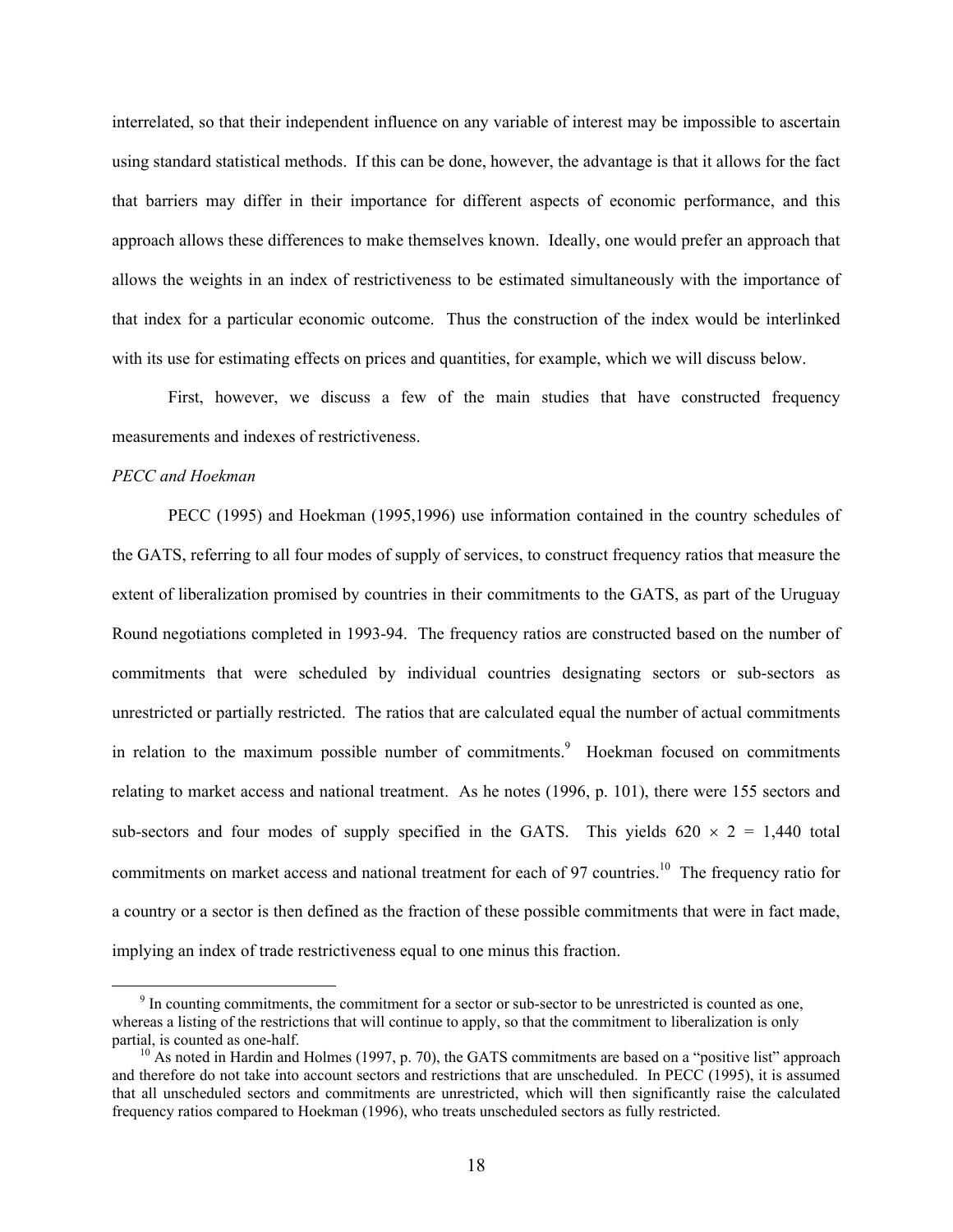interrelated, so that their independent influence on any variable of interest may be impossible to ascertain using standard statistical methods. If this can be done, however, the advantage is that it allows for the fact that barriers may differ in their importance for different aspects of economic performance, and this approach allows these differences to make themselves known. Ideally, one would prefer an approach that allows the weights in an index of restrictiveness to be estimated simultaneously with the importance of that index for a particular economic outcome. Thus the construction of the index would be interlinked with its use for estimating effects on prices and quantities, for example, which we will discuss below.

First, however, we discuss a few of the main studies that have constructed frequency measurements and indexes of restrictiveness.

*PECC and Hoekman*

PECC (1995) and Hoekman (1995,1996) use information contained in the country schedules of the GATS, referring to all four modes of supply of services, to construct frequency ratios that measure the extent of liberalization promised by countries in their commitments to the GATS, as part of the Uruguay Round negotiations completed in 1993-94. The frequency ratios are constructed based on the number of commitments that were scheduled by individual countries designating sectors or sub-sectors as unrestricted or partially restricted. The ratios that are calculated equal the number of actual commitments in relation to the maximum possible number of commitments.[9] Hoekman focused on commitments relating to market access and national treatment. As he notes (1996, p. 101), there were 155 sectors and sub-sectors and four modes of supply specified in the GATS. This yields $620 \times 2 = 1{,}440$ total commitments on market access and national treatment for each of 97 countries.[10] The frequency ratio for a country or a sector is then defined as the fraction of these possible commitments that were in fact made, implying an index of trade restrictiveness equal to one minus this fraction.

[9] In counting commitments, the commitment for a sector or sub-sector to be unrestricted is counted as one, whereas a listing of the restrictions that will continue to apply, so that the commitment to liberalization is only partial, is counted as one-half.

[10] As noted in Hardin and Holmes (1997, p. 70), the GATS commitments are based on a "positive list" approach and therefore do not take into account sectors and restrictions that are unscheduled. In PECC (1995), it is assumed that all unscheduled sectors and commitments are unrestricted, which will then significantly raise the calculated frequency ratios compared to Hoekman (1996), who treats unscheduled sectors as fully restricted.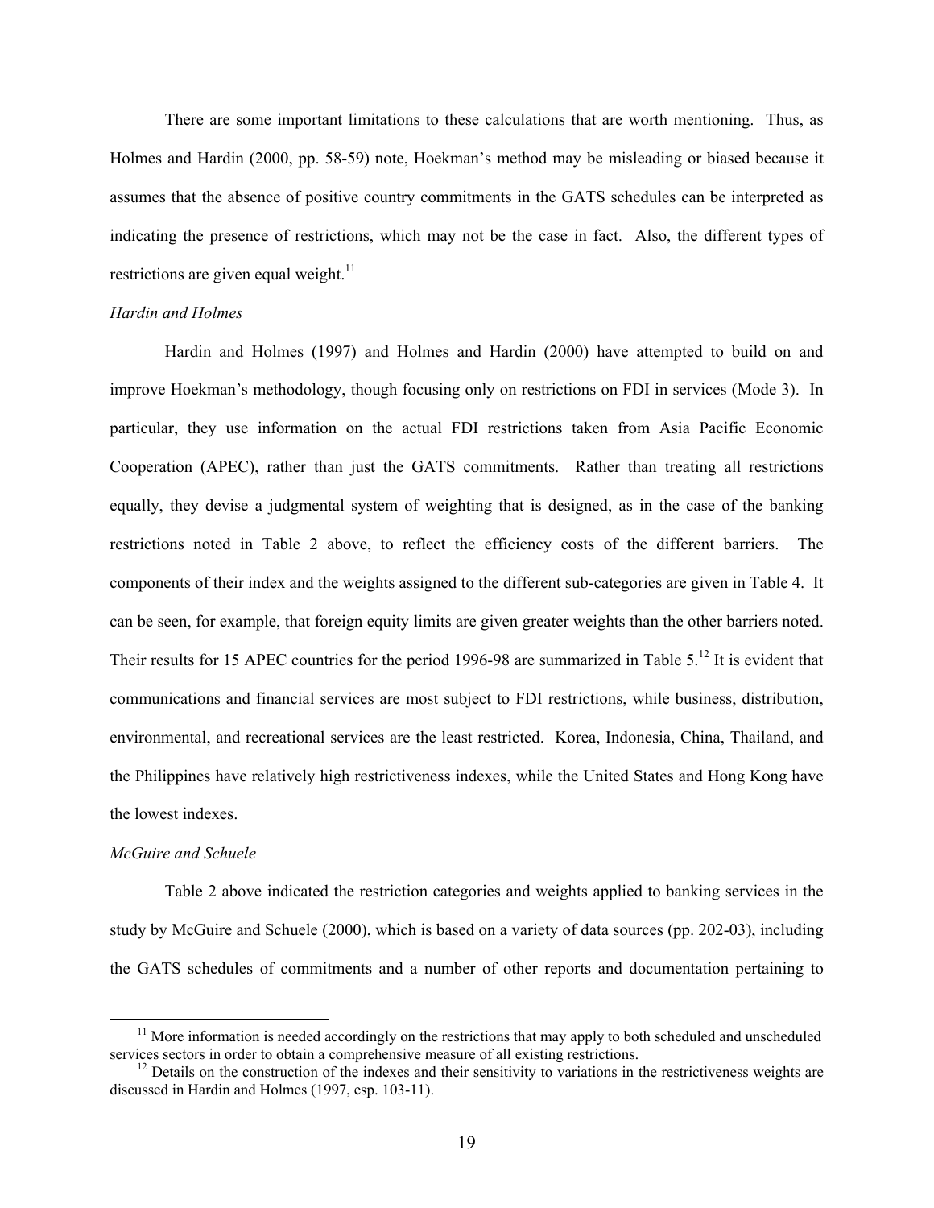There are some important limitations to these calculations that are worth mentioning. Thus, as Holmes and Hardin (2000, pp. 58-59) note, Hoekman's method may be misleading or biased because it assumes that the absence of positive country commitments in the GATS schedules can be interpreted as indicating the presence of restrictions, which may not be the case in fact. Also, the different types of restrictions are given equal weight.[11]

*Hardin and Holmes*

Hardin and Holmes (1997) and Holmes and Hardin (2000) have attempted to build on and improve Hoekman's methodology, though focusing only on restrictions on FDI in services (Mode 3). In particular, they use information on the actual FDI restrictions taken from Asia Pacific Economic Cooperation (APEC), rather than just the GATS commitments. Rather than treating all restrictions equally, they devise a judgmental system of weighting that is designed, as in the case of the banking restrictions noted in Table 2 above, to reflect the efficiency costs of the different barriers. The components of their index and the weights assigned to the different sub-categories are given in Table 4. It can be seen, for example, that foreign equity limits are given greater weights than the other barriers noted. Their results for 15 APEC countries for the period 1996-98 are summarized in Table 5.[12] It is evident that communications and financial services are most subject to FDI restrictions, while business, distribution, environmental, and recreational services are the least restricted. Korea, Indonesia, China, Thailand, and the Philippines have relatively high restrictiveness indexes, while the United States and Hong Kong have the lowest indexes.

*McGuire and Schuele*

Table 2 above indicated the restriction categories and weights applied to banking services in the study by McGuire and Schuele (2000), which is based on a variety of data sources (pp. 202-03), including the GATS schedules of commitments and a number of other reports and documentation pertaining to

[11] More information is needed accordingly on the restrictions that may apply to both scheduled and unscheduled services sectors in order to obtain a comprehensive measure of all existing restrictions.

[12] Details on the construction of the indexes and their sensitivity to variations in the restrictiveness weights are discussed in Hardin and Holmes (1997, esp. 103-11).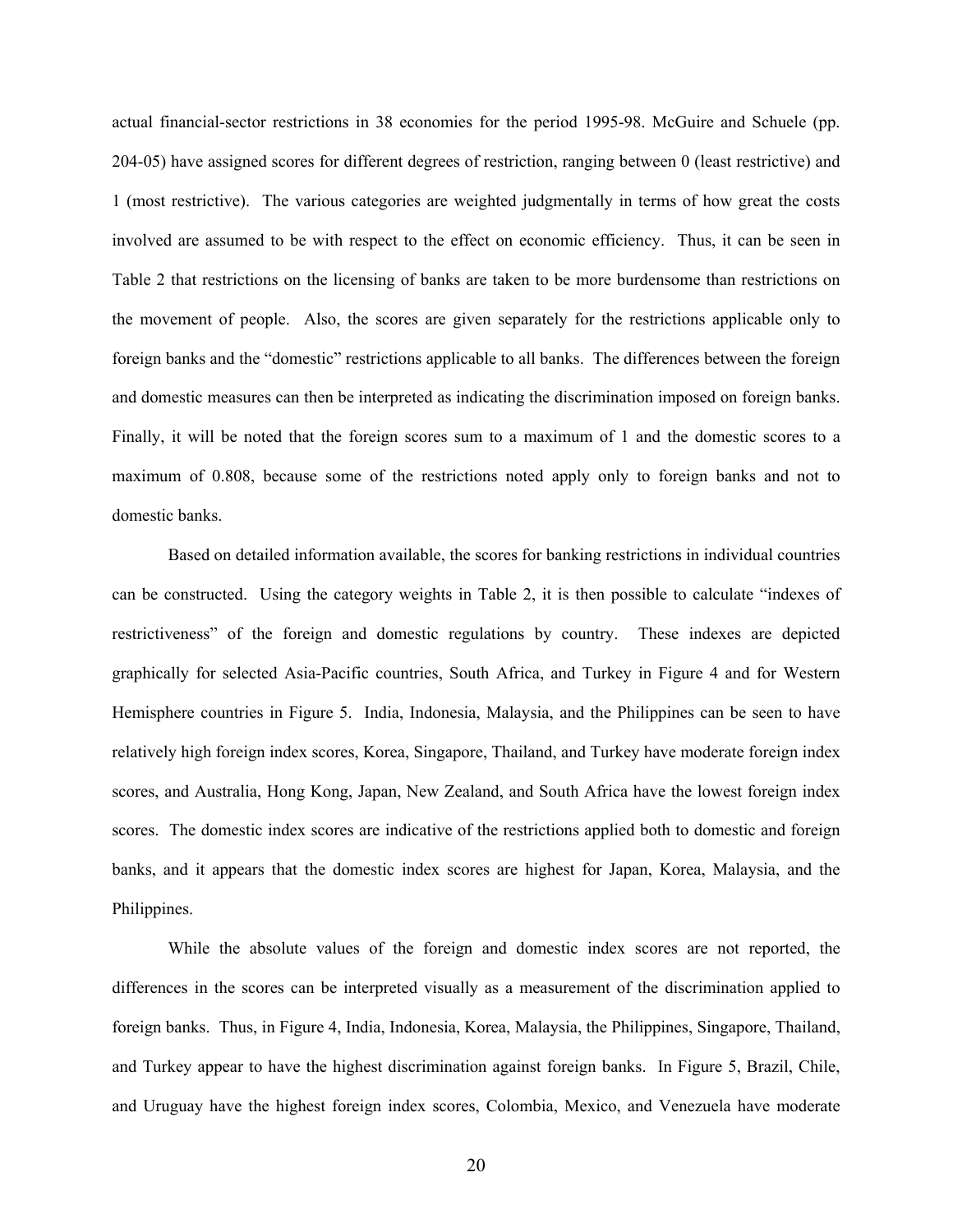actual financial-sector restrictions in 38 economies for the period 1995-98. McGuire and Schuele (pp. 204-05) have assigned scores for different degrees of restriction, ranging between 0 (least restrictive) and 1 (most restrictive). The various categories are weighted judgmentally in terms of how great the costs involved are assumed to be with respect to the effect on economic efficiency. Thus, it can be seen in Table 2 that restrictions on the licensing of banks are taken to be more burdensome than restrictions on the movement of people. Also, the scores are given separately for the restrictions applicable only to foreign banks and the "domestic" restrictions applicable to all banks. The differences between the foreign and domestic measures can then be interpreted as indicating the discrimination imposed on foreign banks. Finally, it will be noted that the foreign scores sum to a maximum of 1 and the domestic scores to a maximum of 0.808, because some of the restrictions noted apply only to foreign banks and not to domestic banks.

Based on detailed information available, the scores for banking restrictions in individual countries can be constructed. Using the category weights in Table 2, it is then possible to calculate "indexes of restrictiveness" of the foreign and domestic regulations by country. These indexes are depicted graphically for selected Asia-Pacific countries, South Africa, and Turkey in Figure 4 and for Western Hemisphere countries in Figure 5. India, Indonesia, Malaysia, and the Philippines can be seen to have relatively high foreign index scores, Korea, Singapore, Thailand, and Turkey have moderate foreign index scores, and Australia, Hong Kong, Japan, New Zealand, and South Africa have the lowest foreign index scores. The domestic index scores are indicative of the restrictions applied both to domestic and foreign banks, and it appears that the domestic index scores are highest for Japan, Korea, Malaysia, and the Philippines.

While the absolute values of the foreign and domestic index scores are not reported, the differences in the scores can be interpreted visually as a measurement of the discrimination applied to foreign banks. Thus, in Figure 4, India, Indonesia, Korea, Malaysia, the Philippines, Singapore, Thailand, and Turkey appear to have the highest discrimination against foreign banks. In Figure 5, Brazil, Chile, and Uruguay have the highest foreign index scores, Colombia, Mexico, and Venezuela have moderate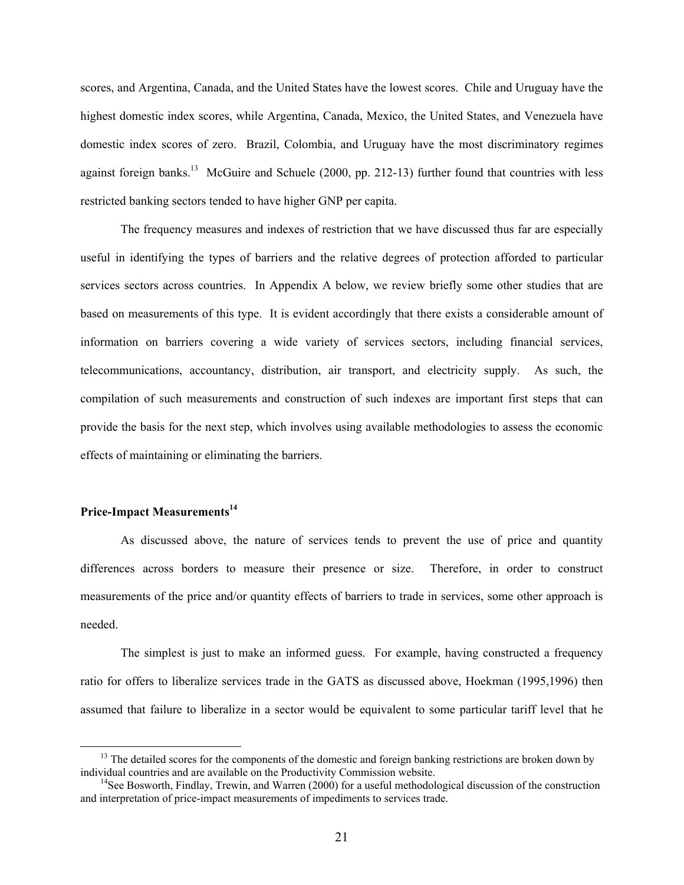scores, and Argentina, Canada, and the United States have the lowest scores. Chile and Uruguay have the highest domestic index scores, while Argentina, Canada, Mexico, the United States, and Venezuela have domestic index scores of zero. Brazil, Colombia, and Uruguay have the most discriminatory regimes against foreign banks.[13] McGuire and Schuele (2000, pp. 212-13) further found that countries with less restricted banking sectors tended to have higher GNP per capita.

The frequency measures and indexes of restriction that we have discussed thus far are especially useful in identifying the types of barriers and the relative degrees of protection afforded to particular services sectors across countries. In Appendix A below, we review briefly some other studies that are based on measurements of this type. It is evident accordingly that there exists a considerable amount of information on barriers covering a wide variety of services sectors, including financial services, telecommunications, accountancy, distribution, air transport, and electricity supply. As such, the compilation of such measurements and construction of such indexes are important first steps that can provide the basis for the next step, which involves using available methodologies to assess the economic effects of maintaining or eliminating the barriers.

## Price-Impact Measurements[14]

As discussed above, the nature of services tends to prevent the use of price and quantity differences across borders to measure their presence or size. Therefore, in order to construct measurements of the price and/or quantity effects of barriers to trade in services, some other approach is needed.

The simplest is just to make an informed guess. For example, having constructed a frequency ratio for offers to liberalize services trade in the GATS as discussed above, Hoekman (1995,1996) then assumed that failure to liberalize in a sector would be equivalent to some particular tariff level that he

[13] The detailed scores for the components of the domestic and foreign banking restrictions are broken down by individual countries and are available on the Productivity Commission website.

[14] See Bosworth, Findlay, Trewin, and Warren (2000) for a useful methodological discussion of the construction and interpretation of price-impact measurements of impediments to services trade.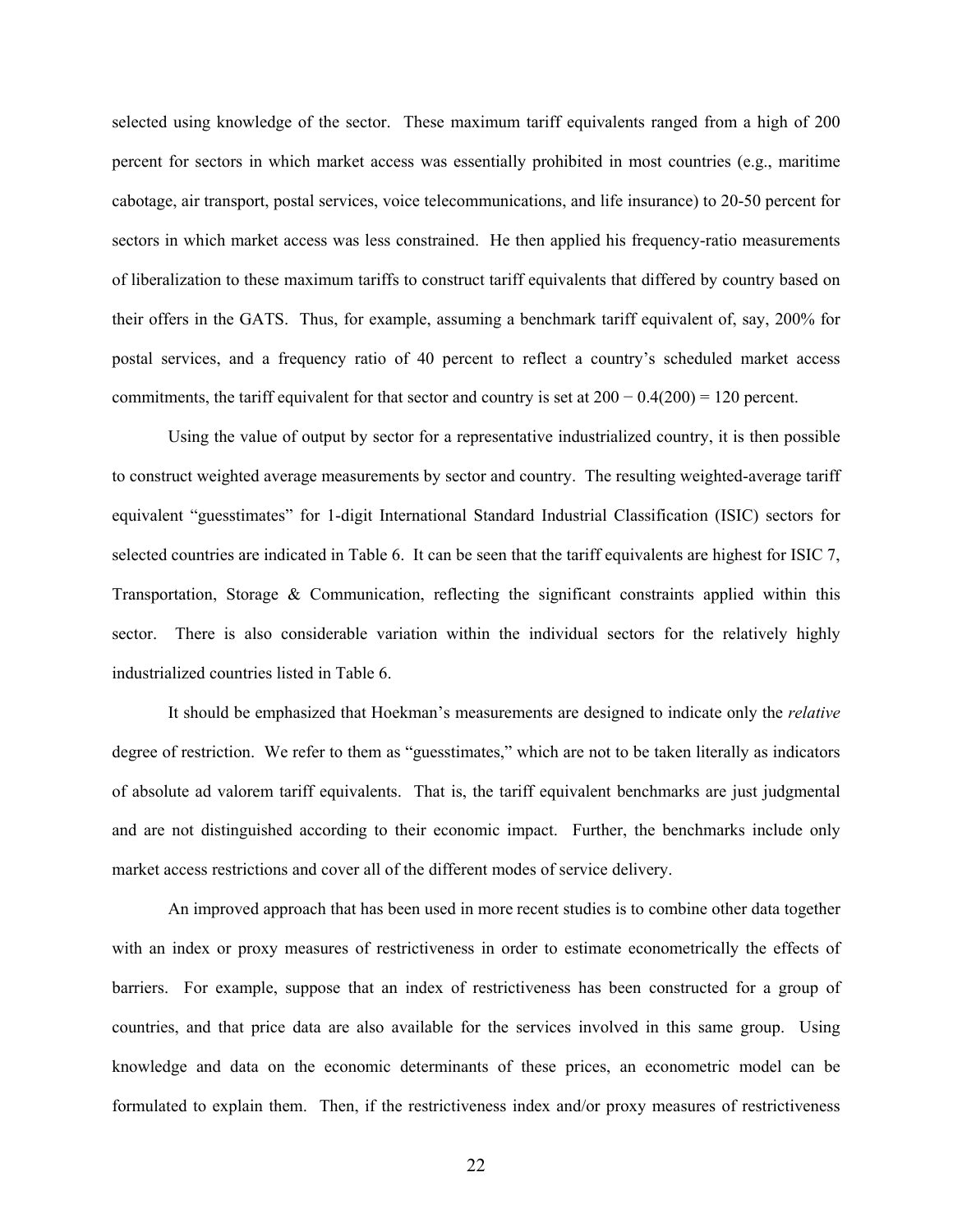selected using knowledge of the sector. These maximum tariff equivalents ranged from a high of 200 percent for sectors in which market access was essentially prohibited in most countries (e.g., maritime cabotage, air transport, postal services, voice telecommunications, and life insurance) to 20-50 percent for sectors in which market access was less constrained. He then applied his frequency-ratio measurements of liberalization to these maximum tariffs to construct tariff equivalents that differed by country based on their offers in the GATS. Thus, for example, assuming a benchmark tariff equivalent of, say, 200% for postal services, and a frequency ratio of 40 percent to reflect a country's scheduled market access commitments, the tariff equivalent for that sector and country is set at $200 - 0.4(200) = 120$ percent.

Using the value of output by sector for a representative industrialized country, it is then possible to construct weighted average measurements by sector and country. The resulting weighted-average tariff equivalent "guesstimates" for 1-digit International Standard Industrial Classification (ISIC) sectors for selected countries are indicated in Table 6. It can be seen that the tariff equivalents are highest for ISIC 7, Transportation, Storage & Communication, reflecting the significant constraints applied within this sector. There is also considerable variation within the individual sectors for the relatively highly industrialized countries listed in Table 6.

It should be emphasized that Hoekman's measurements are designed to indicate only the *relative* degree of restriction. We refer to them as "guesstimates," which are not to be taken literally as indicators of absolute ad valorem tariff equivalents. That is, the tariff equivalent benchmarks are just judgmental and are not distinguished according to their economic impact. Further, the benchmarks include only market access restrictions and cover all of the different modes of service delivery.

An improved approach that has been used in more recent studies is to combine other data together with an index or proxy measures of restrictiveness in order to estimate econometrically the effects of barriers. For example, suppose that an index of restrictiveness has been constructed for a group of countries, and that price data are also available for the services involved in this same group. Using knowledge and data on the economic determinants of these prices, an econometric model can be formulated to explain them. Then, if the restrictiveness index and/or proxy measures of restrictiveness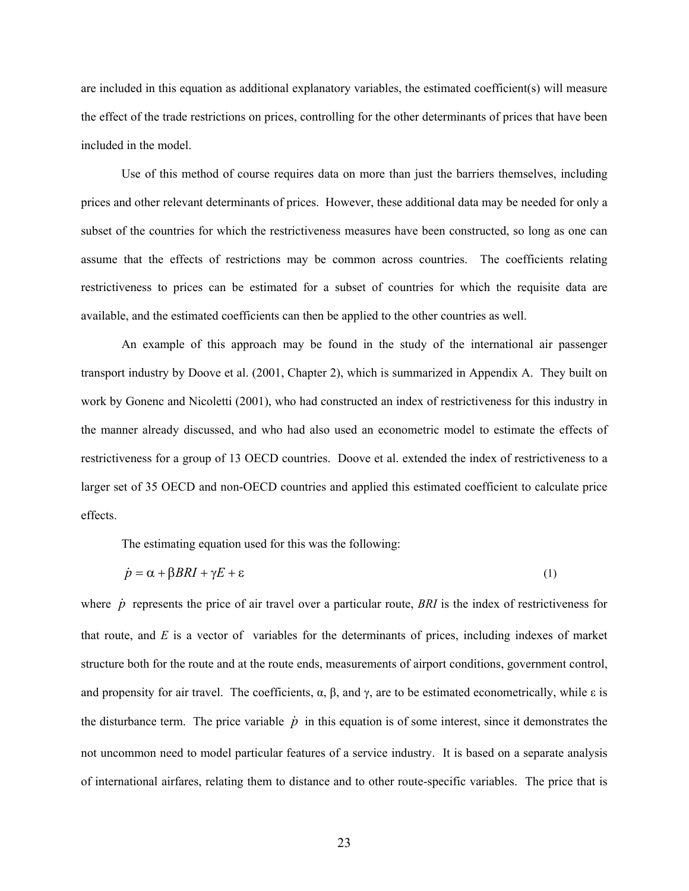are included in this equation as additional explanatory variables, the estimated coefficient(s) will measure the effect of the trade restrictions on prices, controlling for the other determinants of prices that have been included in the model.

Use of this method of course requires data on more than just the barriers themselves, including prices and other relevant determinants of prices. However, these additional data may be needed for only a subset of the countries for which the restrictiveness measures have been constructed, so long as one can assume that the effects of restrictions may be common across countries. The coefficients relating restrictiveness to prices can be estimated for a subset of countries for which the requisite data are available, and the estimated coefficients can then be applied to the other countries as well.

An example of this approach may be found in the study of the international air passenger transport industry by Doove et al. (2001, Chapter 2), which is summarized in Appendix A. They built on work by Gonenc and Nicoletti (2001), who had constructed an index of restrictiveness for this industry in the manner already discussed, and who had also used an econometric model to estimate the effects of restrictiveness for a group of 13 OECD countries. Doove et al. extended the index of restrictiveness to a larger set of 35 OECD and non-OECD countries and applied this estimated coefficient to calculate price effects.

The estimating equation used for this was the following:

$$\dot{p} = \alpha + \beta BRI + \gamma E + \varepsilon \tag{1}$$

where $\dot{p}$ represents the price of air travel over a particular route, *BRI* is the index of restrictiveness for that route, and *E* is a vector of variables for the determinants of prices, including indexes of market structure both for the route and at the route ends, measurements of airport conditions, government control, and propensity for air travel. The coefficients, $\alpha$, $\beta$, and $\gamma$, are to be estimated econometrically, while $\varepsilon$ is the disturbance term. The price variable $\dot{p}$ in this equation is of some interest, since it demonstrates the not uncommon need to model particular features of a service industry. It is based on a separate analysis of international airfares, relating them to distance and to other route-specific variables. The price that is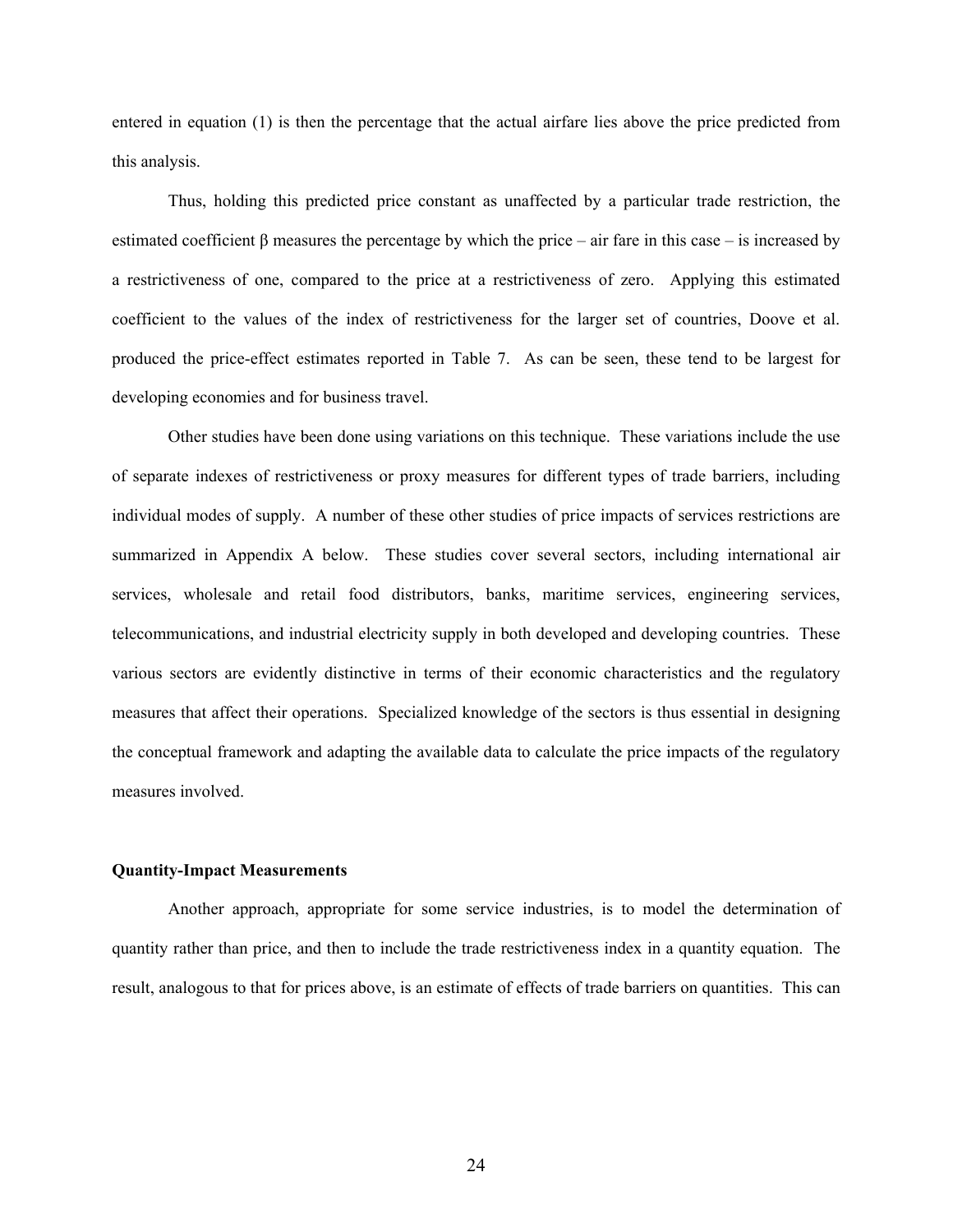entered in equation (1) is then the percentage that the actual airfare lies above the price predicted from this analysis.

Thus, holding this predicted price constant as unaffected by a particular trade restriction, the estimated coefficient $\beta$ measures the percentage by which the price – air fare in this case – is increased by a restrictiveness of one, compared to the price at a restrictiveness of zero. Applying this estimated coefficient to the values of the index of restrictiveness for the larger set of countries, Doove et al. produced the price-effect estimates reported in Table 7. As can be seen, these tend to be largest for developing economies and for business travel.

Other studies have been done using variations on this technique. These variations include the use of separate indexes of restrictiveness or proxy measures for different types of trade barriers, including individual modes of supply. A number of these other studies of price impacts of services restrictions are summarized in Appendix A below. These studies cover several sectors, including international air services, wholesale and retail food distributors, banks, maritime services, engineering services, telecommunications, and industrial electricity supply in both developed and developing countries. These various sectors are evidently distinctive in terms of their economic characteristics and the regulatory measures that affect their operations. Specialized knowledge of the sectors is thus essential in designing the conceptual framework and adapting the available data to calculate the price impacts of the regulatory measures involved.

**Quantity-Impact Measurements**

Another approach, appropriate for some service industries, is to model the determination of quantity rather than price, and then to include the trade restrictiveness index in a quantity equation. The result, analogous to that for prices above, is an estimate of effects of trade barriers on quantities. This can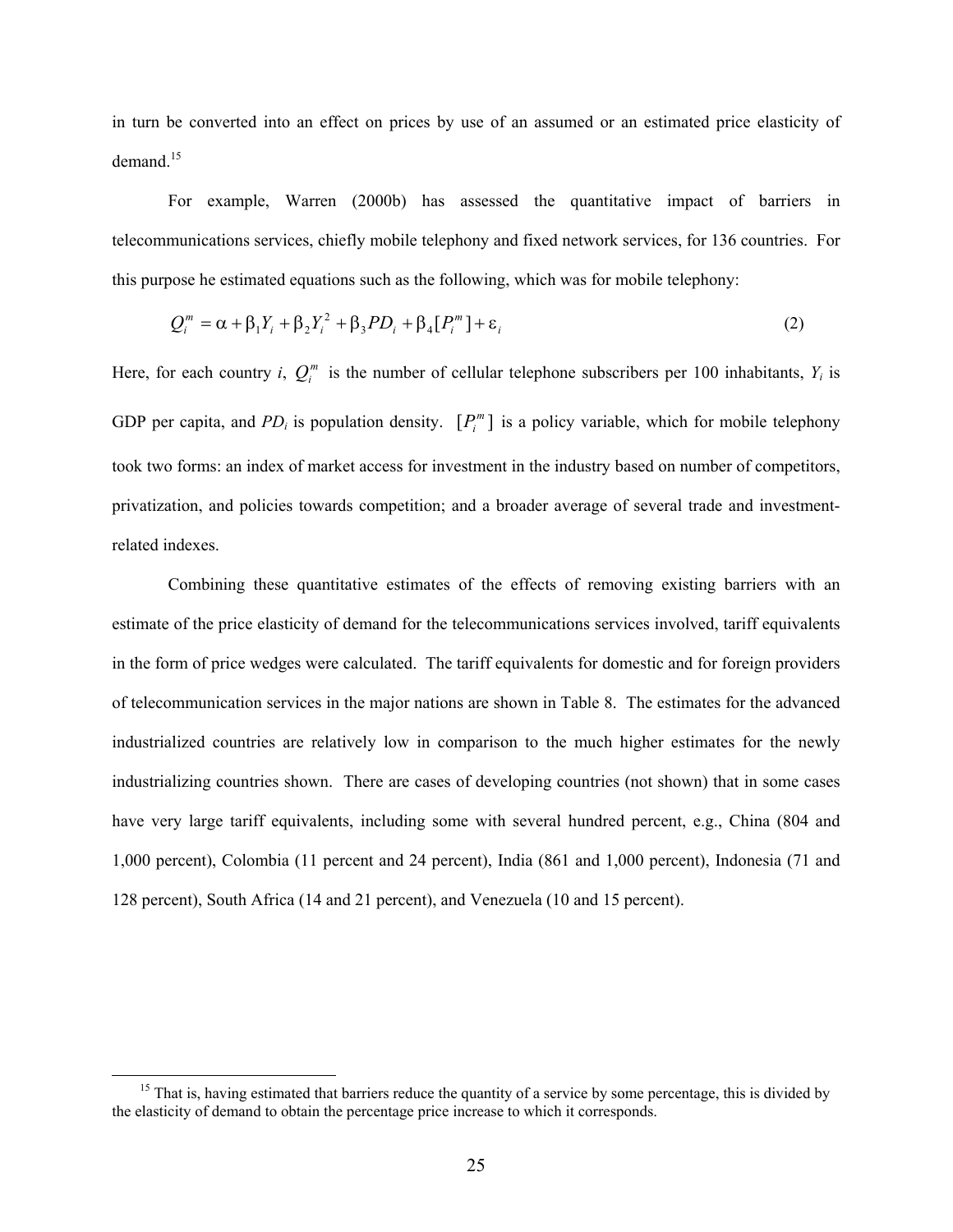in turn be converted into an effect on prices by use of an assumed or an estimated price elasticity of demand.[15]

For example, Warren (2000b) has assessed the quantitative impact of barriers in telecommunications services, chiefly mobile telephony and fixed network services, for 136 countries. For this purpose he estimated equations such as the following, which was for mobile telephony:

$$Q_i^m = \alpha + \beta_1 Y_i + \beta_2 Y_i^2 + \beta_3 PD_i + \beta_4 [P_i^m] + \varepsilon_i \tag{2}$$

Here, for each country *i*, $Q_i^m$ is the number of cellular telephone subscribers per 100 inhabitants, $Y_i$ is GDP per capita, and $PD_i$ is population density. $[P_i^m]$ is a policy variable, which for mobile telephony took two forms: an index of market access for investment in the industry based on number of competitors, privatization, and policies towards competition; and a broader average of several trade and investment-related indexes.

Combining these quantitative estimates of the effects of removing existing barriers with an estimate of the price elasticity of demand for the telecommunications services involved, tariff equivalents in the form of price wedges were calculated. The tariff equivalents for domestic and for foreign providers of telecommunication services in the major nations are shown in Table 8. The estimates for the advanced industrialized countries are relatively low in comparison to the much higher estimates for the newly industrializing countries shown. There are cases of developing countries (not shown) that in some cases have very large tariff equivalents, including some with several hundred percent, e.g., China (804 and 1,000 percent), Colombia (11 percent and 24 percent), India (861 and 1,000 percent), Indonesia (71 and 128 percent), South Africa (14 and 21 percent), and Venezuela (10 and 15 percent).

[15] That is, having estimated that barriers reduce the quantity of a service by some percentage, this is divided by the elasticity of demand to obtain the percentage price increase to which it corresponds.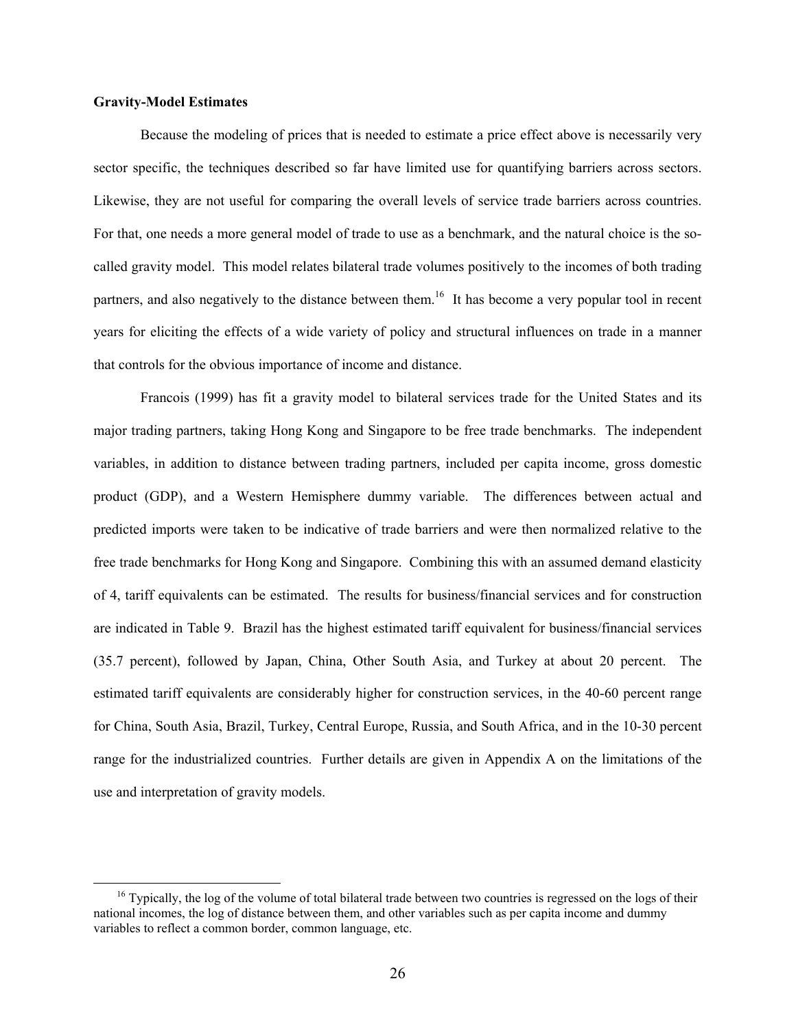### Gravity-Model Estimates

Because the modeling of prices that is needed to estimate a price effect above is necessarily very sector specific, the techniques described so far have limited use for quantifying barriers across sectors. Likewise, they are not useful for comparing the overall levels of service trade barriers across countries. For that, one needs a more general model of trade to use as a benchmark, and the natural choice is the so-called gravity model. This model relates bilateral trade volumes positively to the incomes of both trading partners, and also negatively to the distance between them.[16] It has become a very popular tool in recent years for eliciting the effects of a wide variety of policy and structural influences on trade in a manner that controls for the obvious importance of income and distance.

Francois (1999) has fit a gravity model to bilateral services trade for the United States and its major trading partners, taking Hong Kong and Singapore to be free trade benchmarks. The independent variables, in addition to distance between trading partners, included per capita income, gross domestic product (GDP), and a Western Hemisphere dummy variable. The differences between actual and predicted imports were taken to be indicative of trade barriers and were then normalized relative to the free trade benchmarks for Hong Kong and Singapore. Combining this with an assumed demand elasticity of 4, tariff equivalents can be estimated. The results for business/financial services and for construction are indicated in Table 9. Brazil has the highest estimated tariff equivalent for business/financial services (35.7 percent), followed by Japan, China, Other South Asia, and Turkey at about 20 percent. The estimated tariff equivalents are considerably higher for construction services, in the 40-60 percent range for China, South Asia, Brazil, Turkey, Central Europe, Russia, and South Africa, and in the 10-30 percent range for the industrialized countries. Further details are given in Appendix A on the limitations of the use and interpretation of gravity models.

---

[16] Typically, the log of the volume of total bilateral trade between two countries is regressed on the logs of their national incomes, the log of distance between them, and other variables such as per capita income and dummy variables to reflect a common border, common language, etc.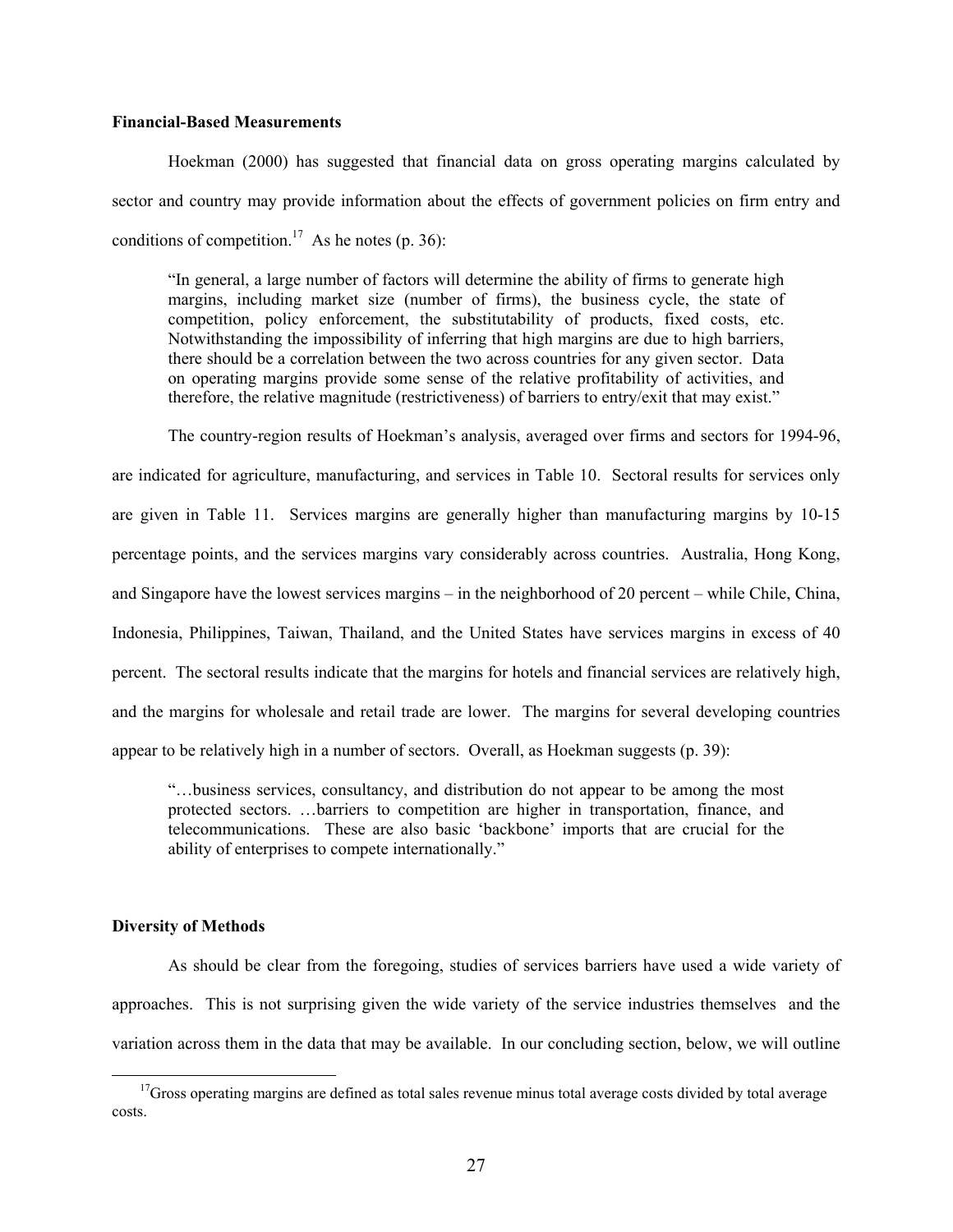### Financial-Based Measurements

Hoekman (2000) has suggested that financial data on gross operating margins calculated by sector and country may provide information about the effects of government policies on firm entry and conditions of competition.[17] As he notes (p. 36):

> "In general, a large number of factors will determine the ability of firms to generate high margins, including market size (number of firms), the business cycle, the state of competition, policy enforcement, the substitutability of products, fixed costs, etc. Notwithstanding the impossibility of inferring that high margins are due to high barriers, there should be a correlation between the two across countries for any given sector. Data on operating margins provide some sense of the relative profitability of activities, and therefore, the relative magnitude (restrictiveness) of barriers to entry/exit that may exist."

The country-region results of Hoekman's analysis, averaged over firms and sectors for 1994-96, are indicated for agriculture, manufacturing, and services in Table 10. Sectoral results for services only are given in Table 11. Services margins are generally higher than manufacturing margins by 10-15 percentage points, and the services margins vary considerably across countries. Australia, Hong Kong, and Singapore have the lowest services margins – in the neighborhood of 20 percent – while Chile, China, Indonesia, Philippines, Taiwan, Thailand, and the United States have services margins in excess of 40 percent. The sectoral results indicate that the margins for hotels and financial services are relatively high, and the margins for wholesale and retail trade are lower. The margins for several developing countries appear to be relatively high in a number of sectors. Overall, as Hoekman suggests (p. 39):

> "…business services, consultancy, and distribution do not appear to be among the most protected sectors. …barriers to competition are higher in transportation, finance, and telecommunications. These are also basic 'backbone' imports that are crucial for the ability of enterprises to compete internationally."

### Diversity of Methods

As should be clear from the foregoing, studies of services barriers have used a wide variety of approaches. This is not surprising given the wide variety of the service industries themselves and the variation across them in the data that may be available. In our concluding section, below, we will outline

[17] Gross operating margins are defined as total sales revenue minus total average costs divided by total average costs.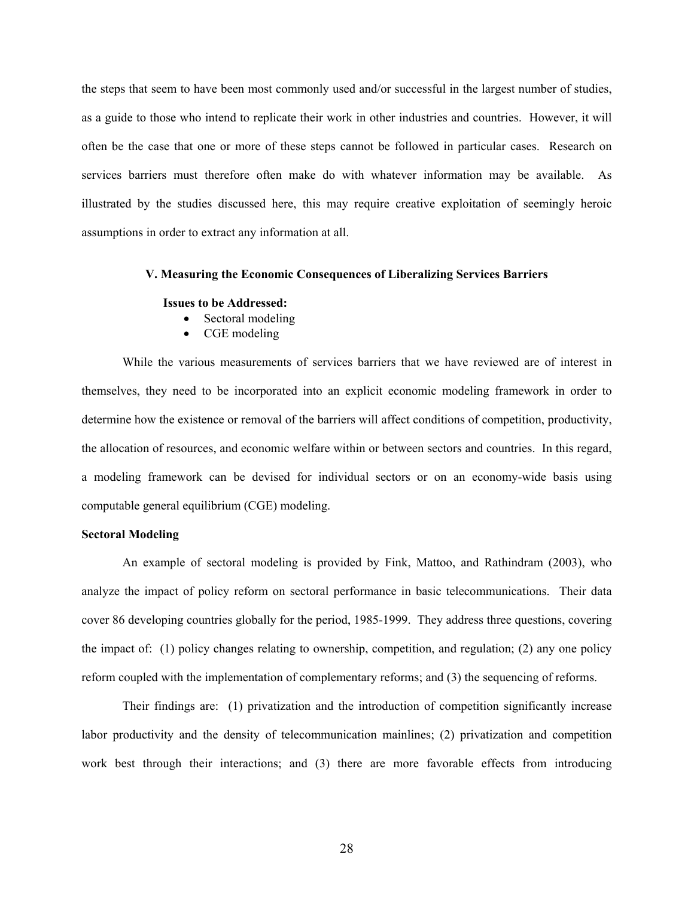the steps that seem to have been most commonly used and/or successful in the largest number of studies, as a guide to those who intend to replicate their work in other industries and countries. However, it will often be the case that one or more of these steps cannot be followed in particular cases. Research on services barriers must therefore often make do with whatever information may be available. As illustrated by the studies discussed here, this may require creative exploitation of seemingly heroic assumptions in order to extract any information at all.

## V. Measuring the Economic Consequences of Liberalizing Services Barriers

**Issues to be Addressed:**

- Sectoral modeling
- CGE modeling

While the various measurements of services barriers that we have reviewed are of interest in themselves, they need to be incorporated into an explicit economic modeling framework in order to determine how the existence or removal of the barriers will affect conditions of competition, productivity, the allocation of resources, and economic welfare within or between sectors and countries. In this regard, a modeling framework can be devised for individual sectors or on an economy-wide basis using computable general equilibrium (CGE) modeling.

### Sectoral Modeling

An example of sectoral modeling is provided by Fink, Mattoo, and Rathindram (2003), who analyze the impact of policy reform on sectoral performance in basic telecommunications. Their data cover 86 developing countries globally for the period, 1985-1999. They address three questions, covering the impact of: (1) policy changes relating to ownership, competition, and regulation; (2) any one policy reform coupled with the implementation of complementary reforms; and (3) the sequencing of reforms.

Their findings are: (1) privatization and the introduction of competition significantly increase labor productivity and the density of telecommunication mainlines; (2) privatization and competition work best through their interactions; and (3) there are more favorable effects from introducing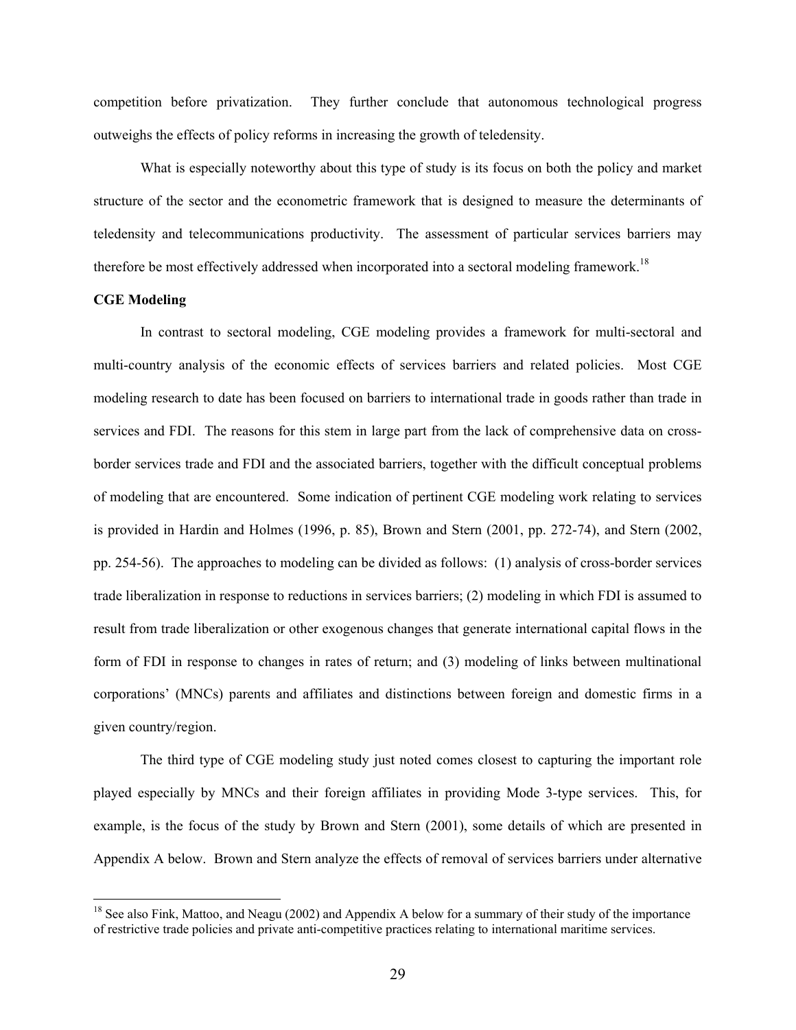competition before privatization. They further conclude that autonomous technological progress outweighs the effects of policy reforms in increasing the growth of teledensity.

What is especially noteworthy about this type of study is its focus on both the policy and market structure of the sector and the econometric framework that is designed to measure the determinants of teledensity and telecommunications productivity. The assessment of particular services barriers may therefore be most effectively addressed when incorporated into a sectoral modeling framework.[18]

**CGE Modeling**

In contrast to sectoral modeling, CGE modeling provides a framework for multi-sectoral and multi-country analysis of the economic effects of services barriers and related policies. Most CGE modeling research to date has been focused on barriers to international trade in goods rather than trade in services and FDI. The reasons for this stem in large part from the lack of comprehensive data on cross-border services trade and FDI and the associated barriers, together with the difficult conceptual problems of modeling that are encountered. Some indication of pertinent CGE modeling work relating to services is provided in Hardin and Holmes (1996, p. 85), Brown and Stern (2001, pp. 272-74), and Stern (2002, pp. 254-56). The approaches to modeling can be divided as follows: (1) analysis of cross-border services trade liberalization in response to reductions in services barriers; (2) modeling in which FDI is assumed to result from trade liberalization or other exogenous changes that generate international capital flows in the form of FDI in response to changes in rates of return; and (3) modeling of links between multinational corporations' (MNCs) parents and affiliates and distinctions between foreign and domestic firms in a given country/region.

The third type of CGE modeling study just noted comes closest to capturing the important role played especially by MNCs and their foreign affiliates in providing Mode 3-type services. This, for example, is the focus of the study by Brown and Stern (2001), some details of which are presented in Appendix A below. Brown and Stern analyze the effects of removal of services barriers under alternative

[18] See also Fink, Mattoo, and Neagu (2002) and Appendix A below for a summary of their study of the importance of restrictive trade policies and private anti-competitive practices relating to international maritime services.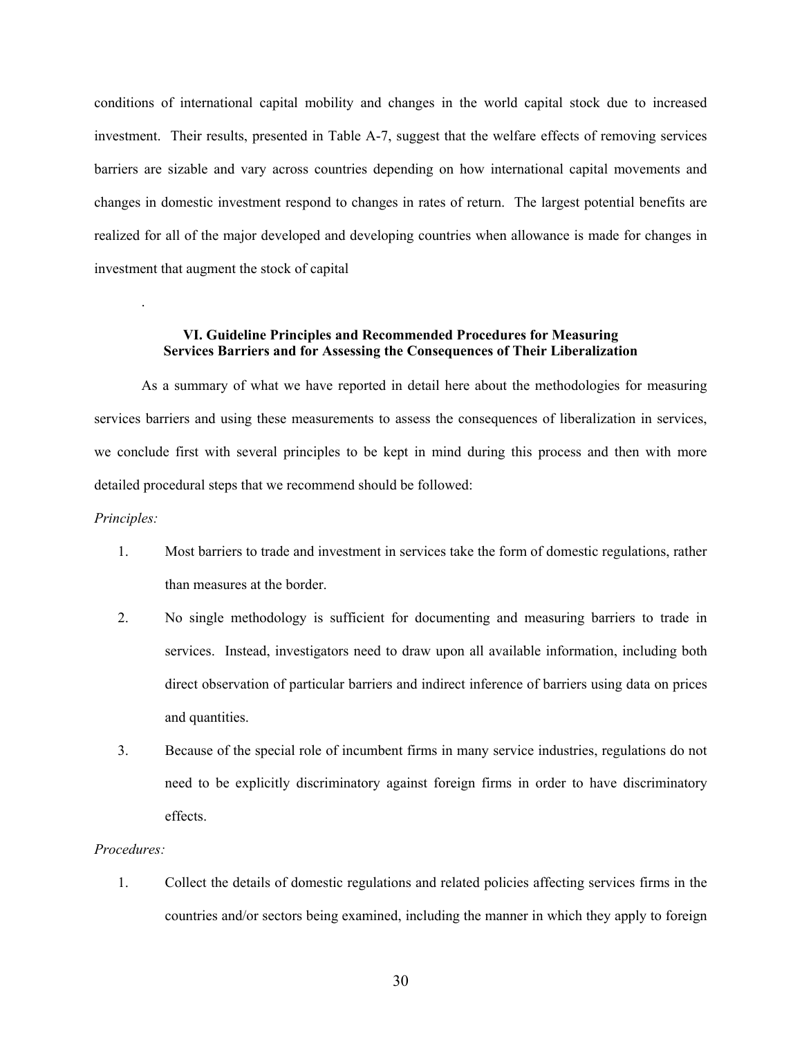conditions of international capital mobility and changes in the world capital stock due to increased investment. Their results, presented in Table A-7, suggest that the welfare effects of removing services barriers are sizable and vary across countries depending on how international capital movements and changes in domestic investment respond to changes in rates of return. The largest potential benefits are realized for all of the major developed and developing countries when allowance is made for changes in investment that augment the stock of capital

.

## VI. Guideline Principles and Recommended Procedures for Measuring Services Barriers and for Assessing the Consequences of Their Liberalization

As a summary of what we have reported in detail here about the methodologies for measuring services barriers and using these measurements to assess the consequences of liberalization in services, we conclude first with several principles to be kept in mind during this process and then with more detailed procedural steps that we recommend should be followed:

*Principles:*

1. Most barriers to trade and investment in services take the form of domestic regulations, rather than measures at the border.
2. No single methodology is sufficient for documenting and measuring barriers to trade in services. Instead, investigators need to draw upon all available information, including both direct observation of particular barriers and indirect inference of barriers using data on prices and quantities.
3. Because of the special role of incumbent firms in many service industries, regulations do not need to be explicitly discriminatory against foreign firms in order to have discriminatory effects.

*Procedures:*

1. Collect the details of domestic regulations and related policies affecting services firms in the countries and/or sectors being examined, including the manner in which they apply to foreign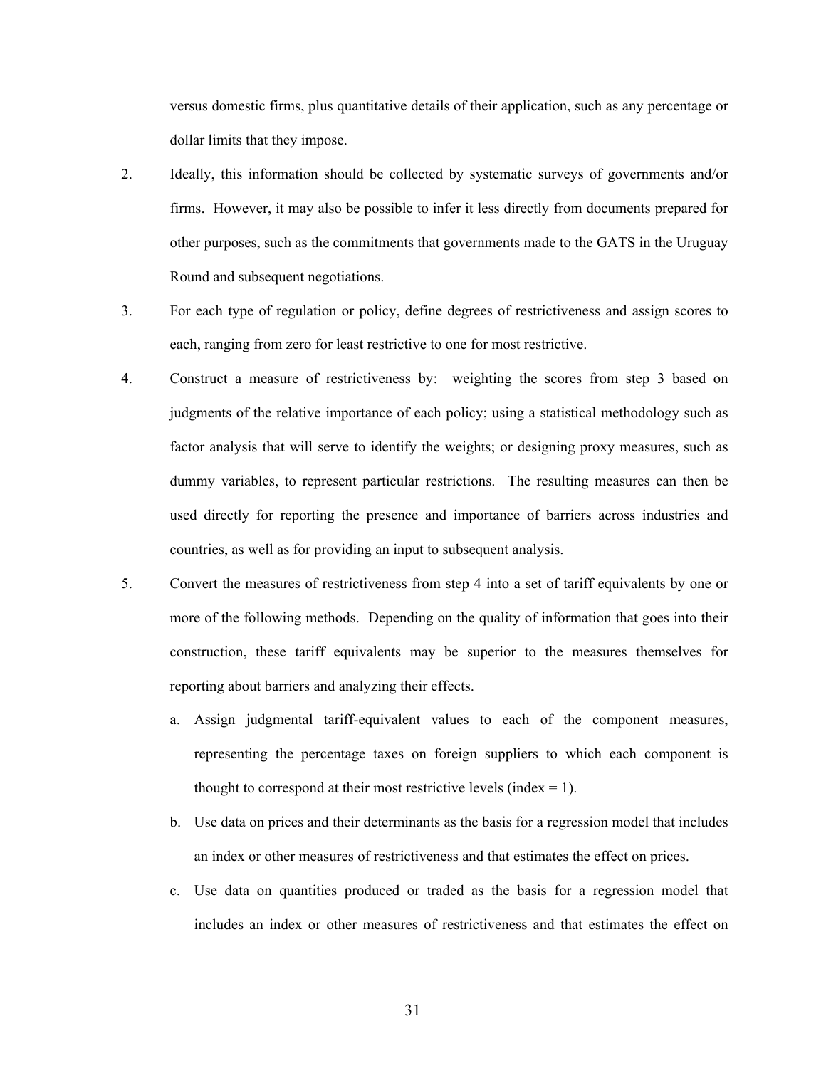versus domestic firms, plus quantitative details of their application, such as any percentage or dollar limits that they impose.

2. Ideally, this information should be collected by systematic surveys of governments and/or firms. However, it may also be possible to infer it less directly from documents prepared for other purposes, such as the commitments that governments made to the GATS in the Uruguay Round and subsequent negotiations.

3. For each type of regulation or policy, define degrees of restrictiveness and assign scores to each, ranging from zero for least restrictive to one for most restrictive.

4. Construct a measure of restrictiveness by: weighting the scores from step 3 based on judgments of the relative importance of each policy; using a statistical methodology such as factor analysis that will serve to identify the weights; or designing proxy measures, such as dummy variables, to represent particular restrictions. The resulting measures can then be used directly for reporting the presence and importance of barriers across industries and countries, as well as for providing an input to subsequent analysis.

5. Convert the measures of restrictiveness from step 4 into a set of tariff equivalents by one or more of the following methods. Depending on the quality of information that goes into their construction, these tariff equivalents may be superior to the measures themselves for reporting about barriers and analyzing their effects.

   a. Assign judgmental tariff-equivalent values to each of the component measures, representing the percentage taxes on foreign suppliers to which each component is thought to correspond at their most restrictive levels (index = 1).

   b. Use data on prices and their determinants as the basis for a regression model that includes an index or other measures of restrictiveness and that estimates the effect on prices.

   c. Use data on quantities produced or traded as the basis for a regression model that includes an index or other measures of restrictiveness and that estimates the effect on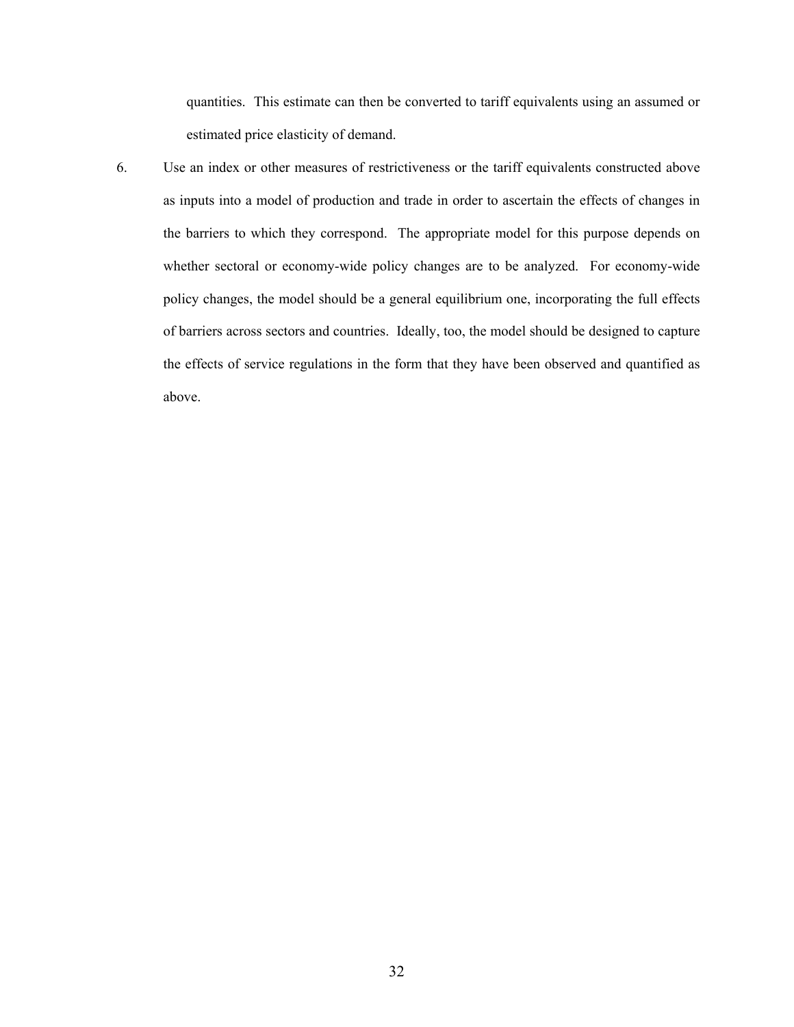quantities. This estimate can then be converted to tariff equivalents using an assumed or estimated price elasticity of demand.

6. Use an index or other measures of restrictiveness or the tariff equivalents constructed above as inputs into a model of production and trade in order to ascertain the effects of changes in the barriers to which they correspond. The appropriate model for this purpose depends on whether sectoral or economy-wide policy changes are to be analyzed. For economy-wide policy changes, the model should be a general equilibrium one, incorporating the full effects of barriers across sectors and countries. Ideally, too, the model should be designed to capture the effects of service regulations in the form that they have been observed and quantified as above.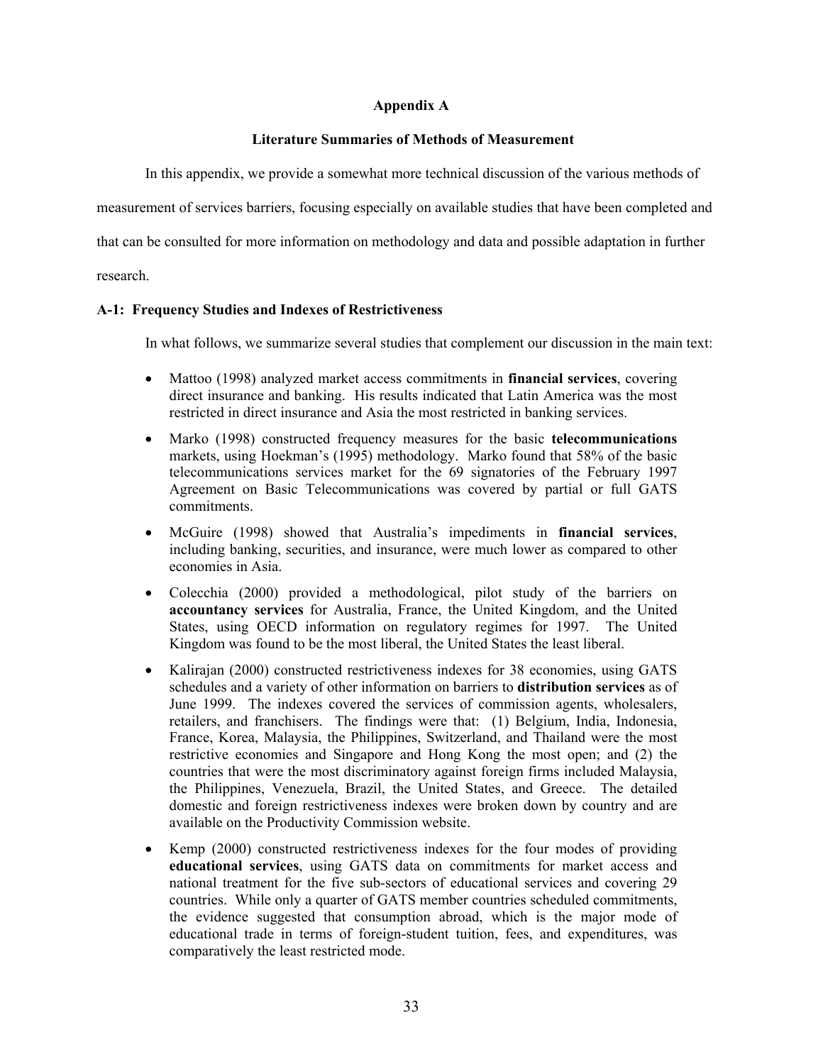# Appendix A

## Literature Summaries of Methods of Measurement

In this appendix, we provide a somewhat more technical discussion of the various methods of measurement of services barriers, focusing especially on available studies that have been completed and that can be consulted for more information on methodology and data and possible adaptation in further research.

### A-1: Frequency Studies and Indexes of Restrictiveness

In what follows, we summarize several studies that complement our discussion in the main text:

- Mattoo (1998) analyzed market access commitments in **financial services**, covering direct insurance and banking. His results indicated that Latin America was the most restricted in direct insurance and Asia the most restricted in banking services.
- Marko (1998) constructed frequency measures for the basic **telecommunications** markets, using Hoekman's (1995) methodology. Marko found that 58% of the basic telecommunications services market for the 69 signatories of the February 1997 Agreement on Basic Telecommunications was covered by partial or full GATS commitments.
- McGuire (1998) showed that Australia's impediments in **financial services**, including banking, securities, and insurance, were much lower as compared to other economies in Asia.
- Colecchia (2000) provided a methodological, pilot study of the barriers on **accountancy services** for Australia, France, the United Kingdom, and the United States, using OECD information on regulatory regimes for 1997. The United Kingdom was found to be the most liberal, the United States the least liberal.
- Kalirajan (2000) constructed restrictiveness indexes for 38 economies, using GATS schedules and a variety of other information on barriers to **distribution services** as of June 1999. The indexes covered the services of commission agents, wholesalers, retailers, and franchisers. The findings were that: (1) Belgium, India, Indonesia, France, Korea, Malaysia, the Philippines, Switzerland, and Thailand were the most restrictive economies and Singapore and Hong Kong the most open; and (2) the countries that were the most discriminatory against foreign firms included Malaysia, the Philippines, Venezuela, Brazil, the United States, and Greece. The detailed domestic and foreign restrictiveness indexes were broken down by country and are available on the Productivity Commission website.
- Kemp (2000) constructed restrictiveness indexes for the four modes of providing **educational services**, using GATS data on commitments for market access and national treatment for the five sub-sectors of educational services and covering 29 countries. While only a quarter of GATS member countries scheduled commitments, the evidence suggested that consumption abroad, which is the major mode of educational trade in terms of foreign-student tuition, fees, and expenditures, was comparatively the least restricted mode.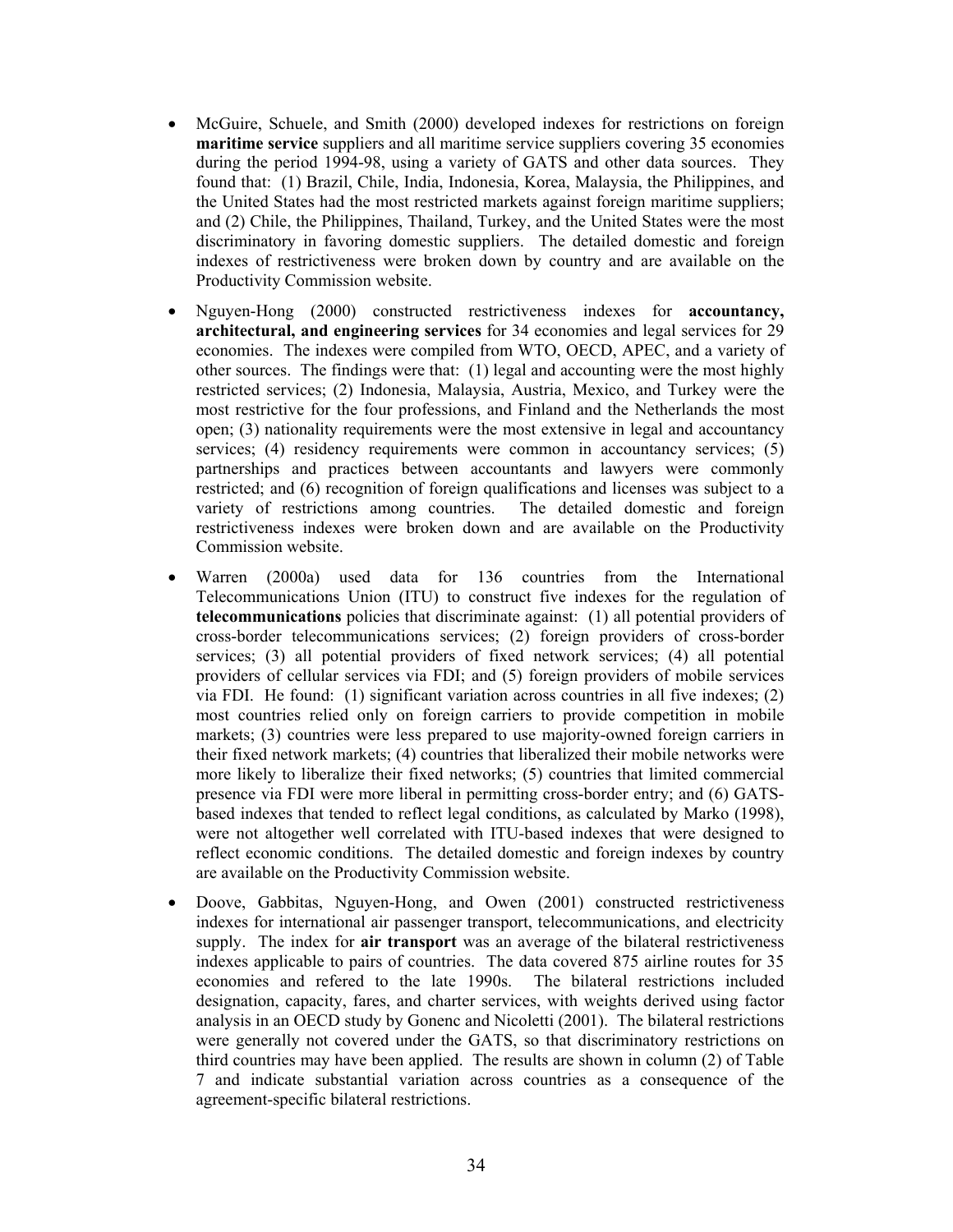- McGuire, Schuele, and Smith (2000) developed indexes for restrictions on foreign **maritime service** suppliers and all maritime service suppliers covering 35 economies during the period 1994-98, using a variety of GATS and other data sources. They found that: (1) Brazil, Chile, India, Indonesia, Korea, Malaysia, the Philippines, and the United States had the most restricted markets against foreign maritime suppliers; and (2) Chile, the Philippines, Thailand, Turkey, and the United States were the most discriminatory in favoring domestic suppliers. The detailed domestic and foreign indexes of restrictiveness were broken down by country and are available on the Productivity Commission website.

- Nguyen-Hong (2000) constructed restrictiveness indexes for **accountancy, architectural, and engineering services** for 34 economies and legal services for 29 economies. The indexes were compiled from WTO, OECD, APEC, and a variety of other sources. The findings were that: (1) legal and accounting were the most highly restricted services; (2) Indonesia, Malaysia, Austria, Mexico, and Turkey were the most restrictive for the four professions, and Finland and the Netherlands the most open; (3) nationality requirements were the most extensive in legal and accountancy services; (4) residency requirements were common in accountancy services; (5) partnerships and practices between accountants and lawyers were commonly restricted; and (6) recognition of foreign qualifications and licenses was subject to a variety of restrictions among countries. The detailed domestic and foreign restrictiveness indexes were broken down and are available on the Productivity Commission website.

- Warren (2000a) used data for 136 countries from the International Telecommunications Union (ITU) to construct five indexes for the regulation of **telecommunications** policies that discriminate against: (1) all potential providers of cross-border telecommunications services; (2) foreign providers of cross-border services; (3) all potential providers of fixed network services; (4) all potential providers of cellular services via FDI; and (5) foreign providers of mobile services via FDI. He found: (1) significant variation across countries in all five indexes; (2) most countries relied only on foreign carriers to provide competition in mobile markets; (3) countries were less prepared to use majority-owned foreign carriers in their fixed network markets; (4) countries that liberalized their mobile networks were more likely to liberalize their fixed networks; (5) countries that limited commercial presence via FDI were more liberal in permitting cross-border entry; and (6) GATS-based indexes that tended to reflect legal conditions, as calculated by Marko (1998), were not altogether well correlated with ITU-based indexes that were designed to reflect economic conditions. The detailed domestic and foreign indexes by country are available on the Productivity Commission website.

- Doove, Gabbitas, Nguyen-Hong, and Owen (2001) constructed restrictiveness indexes for international air passenger transport, telecommunications, and electricity supply. The index for **air transport** was an average of the bilateral restrictiveness indexes applicable to pairs of countries. The data covered 875 airline routes for 35 economies and refered to the late 1990s. The bilateral restrictions included designation, capacity, fares, and charter services, with weights derived using factor analysis in an OECD study by Gonenc and Nicoletti (2001). The bilateral restrictions were generally not covered under the GATS, so that discriminatory restrictions on third countries may have been applied. The results are shown in column (2) of Table 7 and indicate substantial variation across countries as a consequence of the agreement-specific bilateral restrictions.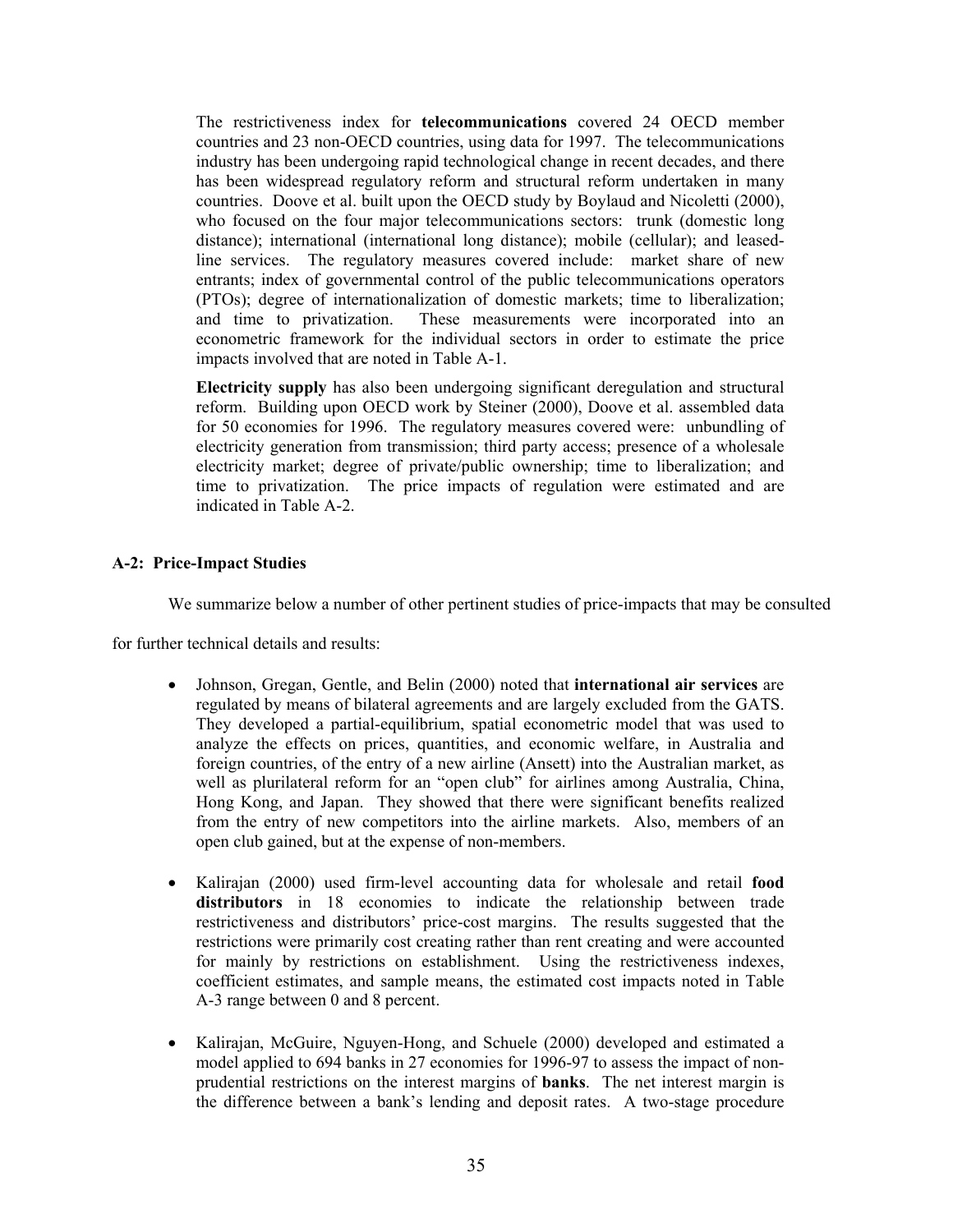The restrictiveness index for **telecommunications** covered 24 OECD member countries and 23 non-OECD countries, using data for 1997. The telecommunications industry has been undergoing rapid technological change in recent decades, and there has been widespread regulatory reform and structural reform undertaken in many countries. Doove et al. built upon the OECD study by Boylaud and Nicoletti (2000), who focused on the four major telecommunications sectors: trunk (domestic long distance); international (international long distance); mobile (cellular); and leased-line services. The regulatory measures covered include: market share of new entrants; index of governmental control of the public telecommunications operators (PTOs); degree of internationalization of domestic markets; time to liberalization; and time to privatization. These measurements were incorporated into an econometric framework for the individual sectors in order to estimate the price impacts involved that are noted in Table A-1.

**Electricity supply** has also been undergoing significant deregulation and structural reform. Building upon OECD work by Steiner (2000), Doove et al. assembled data for 50 economies for 1996. The regulatory measures covered were: unbundling of electricity generation from transmission; third party access; presence of a wholesale electricity market; degree of private/public ownership; time to liberalization; and time to privatization. The price impacts of regulation were estimated and are indicated in Table A-2.

### A-2: Price-Impact Studies

We summarize below a number of other pertinent studies of price-impacts that may be consulted for further technical details and results:

- Johnson, Gregan, Gentle, and Belin (2000) noted that **international air services** are regulated by means of bilateral agreements and are largely excluded from the GATS. They developed a partial-equilibrium, spatial econometric model that was used to analyze the effects on prices, quantities, and economic welfare, in Australia and foreign countries, of the entry of a new airline (Ansett) into the Australian market, as well as plurilateral reform for an "open club" for airlines among Australia, China, Hong Kong, and Japan. They showed that there were significant benefits realized from the entry of new competitors into the airline markets. Also, members of an open club gained, but at the expense of non-members.

- Kalirajan (2000) used firm-level accounting data for wholesale and retail **food distributors** in 18 economies to indicate the relationship between trade restrictiveness and distributors' price-cost margins. The results suggested that the restrictions were primarily cost creating rather than rent creating and were accounted for mainly by restrictions on establishment. Using the restrictiveness indexes, coefficient estimates, and sample means, the estimated cost impacts noted in Table A-3 range between 0 and 8 percent.

- Kalirajan, McGuire, Nguyen-Hong, and Schuele (2000) developed and estimated a model applied to 694 banks in 27 economies for 1996-97 to assess the impact of non-prudential restrictions on the interest margins of **banks**. The net interest margin is the difference between a bank's lending and deposit rates. A two-stage procedure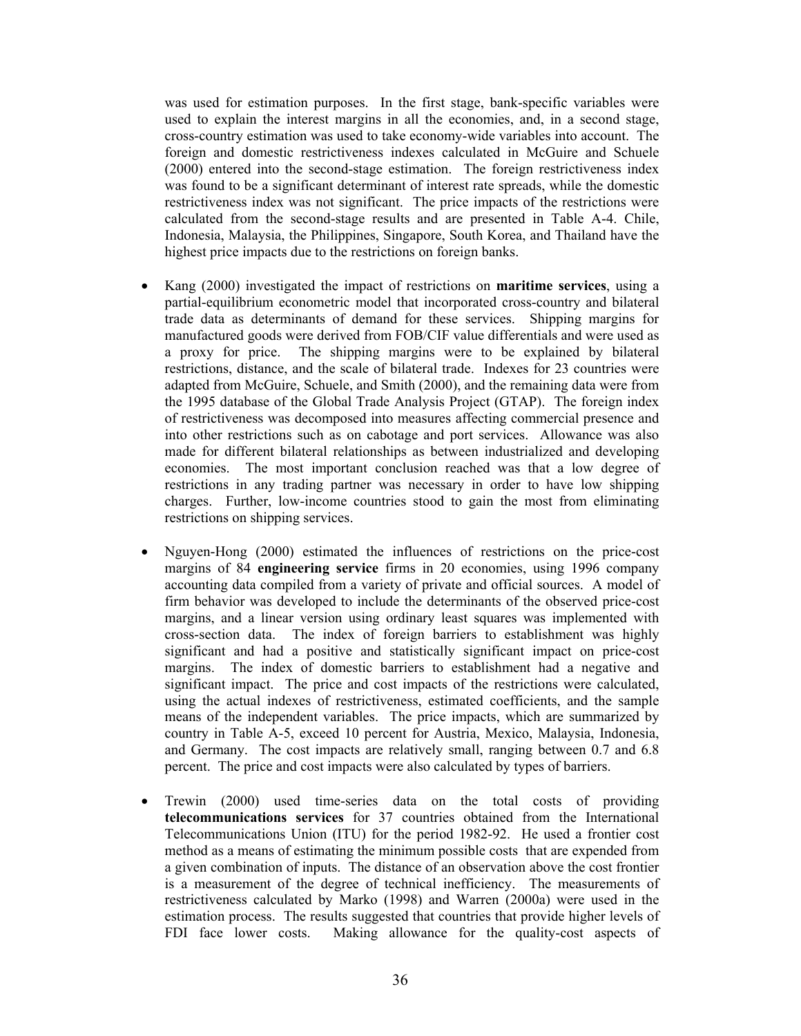was used for estimation purposes. In the first stage, bank-specific variables were used to explain the interest margins in all the economies, and, in a second stage, cross-country estimation was used to take economy-wide variables into account. The foreign and domestic restrictiveness indexes calculated in McGuire and Schuele (2000) entered into the second-stage estimation. The foreign restrictiveness index was found to be a significant determinant of interest rate spreads, while the domestic restrictiveness index was not significant. The price impacts of the restrictions were calculated from the second-stage results and are presented in Table A-4. Chile, Indonesia, Malaysia, the Philippines, Singapore, South Korea, and Thailand have the highest price impacts due to the restrictions on foreign banks.

- Kang (2000) investigated the impact of restrictions on **maritime services**, using a partial-equilibrium econometric model that incorporated cross-country and bilateral trade data as determinants of demand for these services. Shipping margins for manufactured goods were derived from FOB/CIF value differentials and were used as a proxy for price. The shipping margins were to be explained by bilateral restrictions, distance, and the scale of bilateral trade. Indexes for 23 countries were adapted from McGuire, Schuele, and Smith (2000), and the remaining data were from the 1995 database of the Global Trade Analysis Project (GTAP). The foreign index of restrictiveness was decomposed into measures affecting commercial presence and into other restrictions such as on cabotage and port services. Allowance was also made for different bilateral relationships as between industrialized and developing economies. The most important conclusion reached was that a low degree of restrictions in any trading partner was necessary in order to have low shipping charges. Further, low-income countries stood to gain the most from eliminating restrictions on shipping services.

- Nguyen-Hong (2000) estimated the influences of restrictions on the price-cost margins of 84 **engineering service** firms in 20 economies, using 1996 company accounting data compiled from a variety of private and official sources. A model of firm behavior was developed to include the determinants of the observed price-cost margins, and a linear version using ordinary least squares was implemented with cross-section data. The index of foreign barriers to establishment was highly significant and had a positive and statistically significant impact on price-cost margins. The index of domestic barriers to establishment had a negative and significant impact. The price and cost impacts of the restrictions were calculated, using the actual indexes of restrictiveness, estimated coefficients, and the sample means of the independent variables. The price impacts, which are summarized by country in Table A-5, exceed 10 percent for Austria, Mexico, Malaysia, Indonesia, and Germany. The cost impacts are relatively small, ranging between 0.7 and 6.8 percent. The price and cost impacts were also calculated by types of barriers.

- Trewin (2000) used time-series data on the total costs of providing **telecommunications services** for 37 countries obtained from the International Telecommunications Union (ITU) for the period 1982-92. He used a frontier cost method as a means of estimating the minimum possible costs that are expended from a given combination of inputs. The distance of an observation above the cost frontier is a measurement of the degree of technical inefficiency. The measurements of restrictiveness calculated by Marko (1998) and Warren (2000a) were used in the estimation process. The results suggested that countries that provide higher levels of FDI face lower costs. Making allowance for the quality-cost aspects of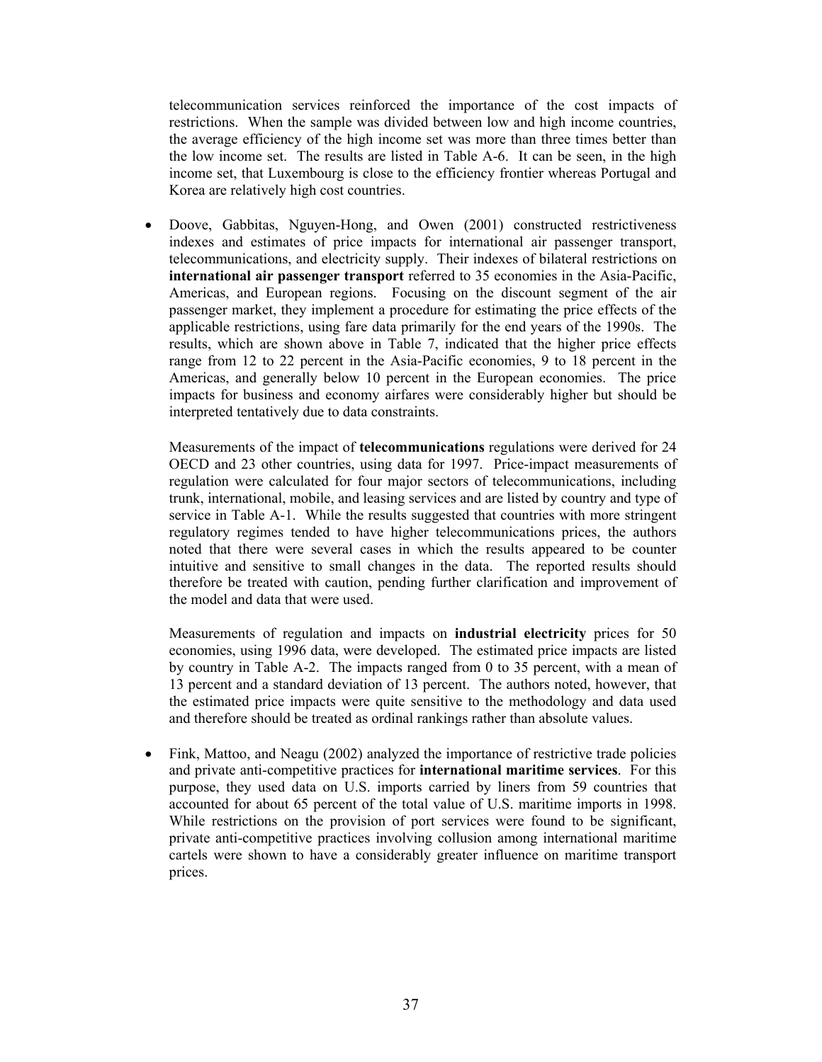telecommunication services reinforced the importance of the cost impacts of restrictions. When the sample was divided between low and high income countries, the average efficiency of the high income set was more than three times better than the low income set. The results are listed in Table A-6. It can be seen, in the high income set, that Luxembourg is close to the efficiency frontier whereas Portugal and Korea are relatively high cost countries.

- Doove, Gabbitas, Nguyen-Hong, and Owen (2001) constructed restrictiveness indexes and estimates of price impacts for international air passenger transport, telecommunications, and electricity supply. Their indexes of bilateral restrictions on **international air passenger transport** referred to 35 economies in the Asia-Pacific, Americas, and European regions. Focusing on the discount segment of the air passenger market, they implement a procedure for estimating the price effects of the applicable restrictions, using fare data primarily for the end years of the 1990s. The results, which are shown above in Table 7, indicated that the higher price effects range from 12 to 22 percent in the Asia-Pacific economies, 9 to 18 percent in the Americas, and generally below 10 percent in the European economies. The price impacts for business and economy airfares were considerably higher but should be interpreted tentatively due to data constraints.

  Measurements of the impact of **telecommunications** regulations were derived for 24 OECD and 23 other countries, using data for 1997. Price-impact measurements of regulation were calculated for four major sectors of telecommunications, including trunk, international, mobile, and leasing services and are listed by country and type of service in Table A-1. While the results suggested that countries with more stringent regulatory regimes tended to have higher telecommunications prices, the authors noted that there were several cases in which the results appeared to be counter intuitive and sensitive to small changes in the data. The reported results should therefore be treated with caution, pending further clarification and improvement of the model and data that were used.

  Measurements of regulation and impacts on **industrial electricity** prices for 50 economies, using 1996 data, were developed. The estimated price impacts are listed by country in Table A-2. The impacts ranged from 0 to 35 percent, with a mean of 13 percent and a standard deviation of 13 percent. The authors noted, however, that the estimated price impacts were quite sensitive to the methodology and data used and therefore should be treated as ordinal rankings rather than absolute values.

- Fink, Mattoo, and Neagu (2002) analyzed the importance of restrictive trade policies and private anti-competitive practices for **international maritime services**. For this purpose, they used data on U.S. imports carried by liners from 59 countries that accounted for about 65 percent of the total value of U.S. maritime imports in 1998. While restrictions on the provision of port services were found to be significant, private anti-competitive practices involving collusion among international maritime cartels were shown to have a considerably greater influence on maritime transport prices.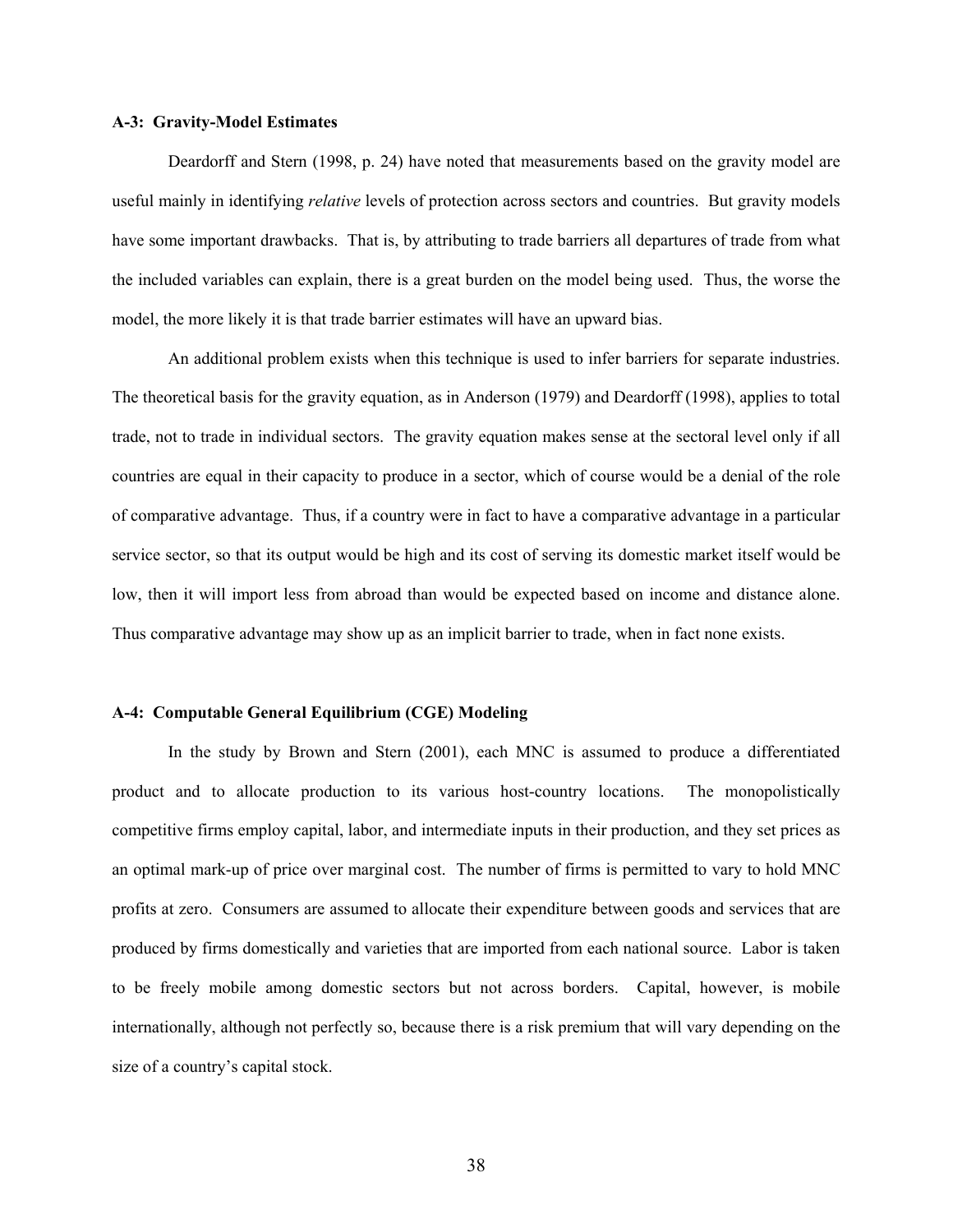**A-3: Gravity-Model Estimates**

Deardorff and Stern (1998, p. 24) have noted that measurements based on the gravity model are useful mainly in identifying *relative* levels of protection across sectors and countries. But gravity models have some important drawbacks. That is, by attributing to trade barriers all departures of trade from what the included variables can explain, there is a great burden on the model being used. Thus, the worse the model, the more likely it is that trade barrier estimates will have an upward bias.

An additional problem exists when this technique is used to infer barriers for separate industries. The theoretical basis for the gravity equation, as in Anderson (1979) and Deardorff (1998), applies to total trade, not to trade in individual sectors. The gravity equation makes sense at the sectoral level only if all countries are equal in their capacity to produce in a sector, which of course would be a denial of the role of comparative advantage. Thus, if a country were in fact to have a comparative advantage in a particular service sector, so that its output would be high and its cost of serving its domestic market itself would be low, then it will import less from abroad than would be expected based on income and distance alone. Thus comparative advantage may show up as an implicit barrier to trade, when in fact none exists.

**A-4: Computable General Equilibrium (CGE) Modeling**

In the study by Brown and Stern (2001), each MNC is assumed to produce a differentiated product and to allocate production to its various host-country locations. The monopolistically competitive firms employ capital, labor, and intermediate inputs in their production, and they set prices as an optimal mark-up of price over marginal cost. The number of firms is permitted to vary to hold MNC profits at zero. Consumers are assumed to allocate their expenditure between goods and services that are produced by firms domestically and varieties that are imported from each national source. Labor is taken to be freely mobile among domestic sectors but not across borders. Capital, however, is mobile internationally, although not perfectly so, because there is a risk premium that will vary depending on the size of a country's capital stock.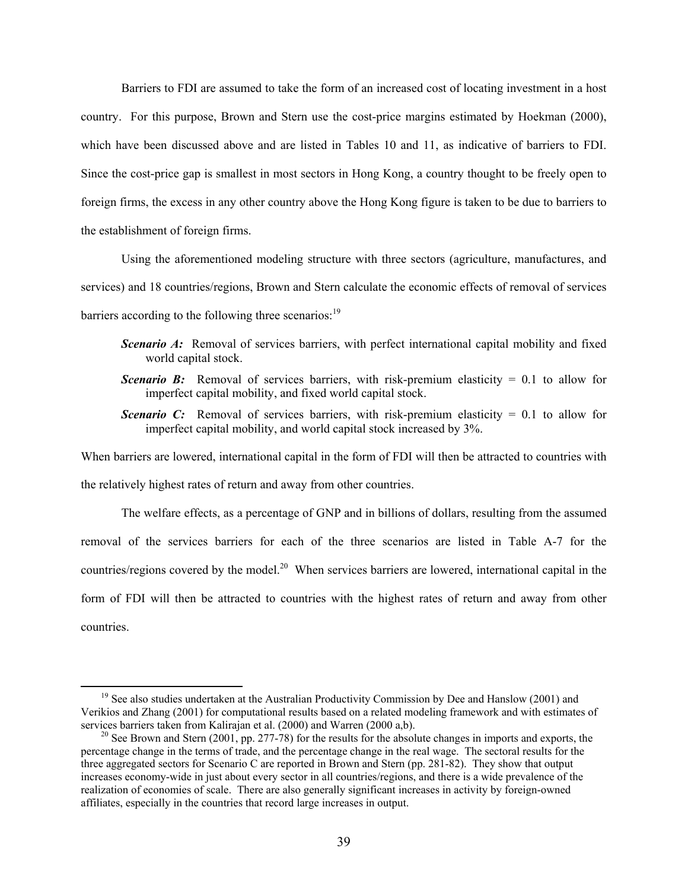Barriers to FDI are assumed to take the form of an increased cost of locating investment in a host country. For this purpose, Brown and Stern use the cost-price margins estimated by Hoekman (2000), which have been discussed above and are listed in Tables 10 and 11, as indicative of barriers to FDI. Since the cost-price gap is smallest in most sectors in Hong Kong, a country thought to be freely open to foreign firms, the excess in any other country above the Hong Kong figure is taken to be due to barriers to the establishment of foreign firms.

Using the aforementioned modeling structure with three sectors (agriculture, manufactures, and services) and 18 countries/regions, Brown and Stern calculate the economic effects of removal of services barriers according to the following three scenarios:[19]

> ***Scenario A:*** Removal of services barriers, with perfect international capital mobility and fixed world capital stock.
>
> ***Scenario B:*** Removal of services barriers, with risk-premium elasticity = 0.1 to allow for imperfect capital mobility, and fixed world capital stock.
>
> ***Scenario C:*** Removal of services barriers, with risk-premium elasticity = 0.1 to allow for imperfect capital mobility, and world capital stock increased by 3%.

When barriers are lowered, international capital in the form of FDI will then be attracted to countries with the relatively highest rates of return and away from other countries.

The welfare effects, as a percentage of GNP and in billions of dollars, resulting from the assumed removal of the services barriers for each of the three scenarios are listed in Table A-7 for the countries/regions covered by the model.[20] When services barriers are lowered, international capital in the form of FDI will then be attracted to countries with the highest rates of return and away from other countries.

---

[19] See also studies undertaken at the Australian Productivity Commission by Dee and Hanslow (2001) and Verikios and Zhang (2001) for computational results based on a related modeling framework and with estimates of services barriers taken from Kalirajan et al. (2000) and Warren (2000 a,b).

[20] See Brown and Stern (2001, pp. 277-78) for the results for the absolute changes in imports and exports, the percentage change in the terms of trade, and the percentage change in the real wage. The sectoral results for the three aggregated sectors for Scenario C are reported in Brown and Stern (pp. 281-82). They show that output increases economy-wide in just about every sector in all countries/regions, and there is a wide prevalence of the realization of economies of scale. There are also generally significant increases in activity by foreign-owned affiliates, especially in the countries that record large increases in output.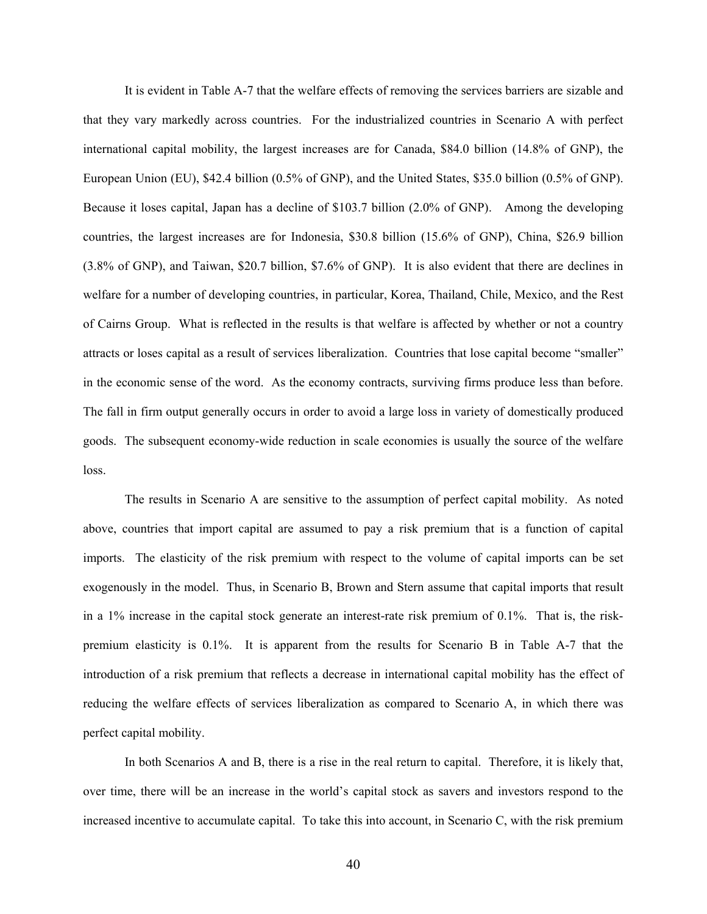It is evident in Table A-7 that the welfare effects of removing the services barriers are sizable and that they vary markedly across countries. For the industrialized countries in Scenario A with perfect international capital mobility, the largest increases are for Canada, $84.0 billion (14.8% of GNP), the European Union (EU), $42.4 billion (0.5% of GNP), and the United States, $35.0 billion (0.5% of GNP). Because it loses capital, Japan has a decline of $103.7 billion (2.0% of GNP). Among the developing countries, the largest increases are for Indonesia, $30.8 billion (15.6% of GNP), China, $26.9 billion (3.8% of GNP), and Taiwan, $20.7 billion, $7.6% of GNP). It is also evident that there are declines in welfare for a number of developing countries, in particular, Korea, Thailand, Chile, Mexico, and the Rest of Cairns Group. What is reflected in the results is that welfare is affected by whether or not a country attracts or loses capital as a result of services liberalization. Countries that lose capital become "smaller" in the economic sense of the word. As the economy contracts, surviving firms produce less than before. The fall in firm output generally occurs in order to avoid a large loss in variety of domestically produced goods. The subsequent economy-wide reduction in scale economies is usually the source of the welfare loss.

The results in Scenario A are sensitive to the assumption of perfect capital mobility. As noted above, countries that import capital are assumed to pay a risk premium that is a function of capital imports. The elasticity of the risk premium with respect to the volume of capital imports can be set exogenously in the model. Thus, in Scenario B, Brown and Stern assume that capital imports that result in a 1% increase in the capital stock generate an interest-rate risk premium of 0.1%. That is, the risk-premium elasticity is 0.1%. It is apparent from the results for Scenario B in Table A-7 that the introduction of a risk premium that reflects a decrease in international capital mobility has the effect of reducing the welfare effects of services liberalization as compared to Scenario A, in which there was perfect capital mobility.

In both Scenarios A and B, there is a rise in the real return to capital. Therefore, it is likely that, over time, there will be an increase in the world's capital stock as savers and investors respond to the increased incentive to accumulate capital. To take this into account, in Scenario C, with the risk premium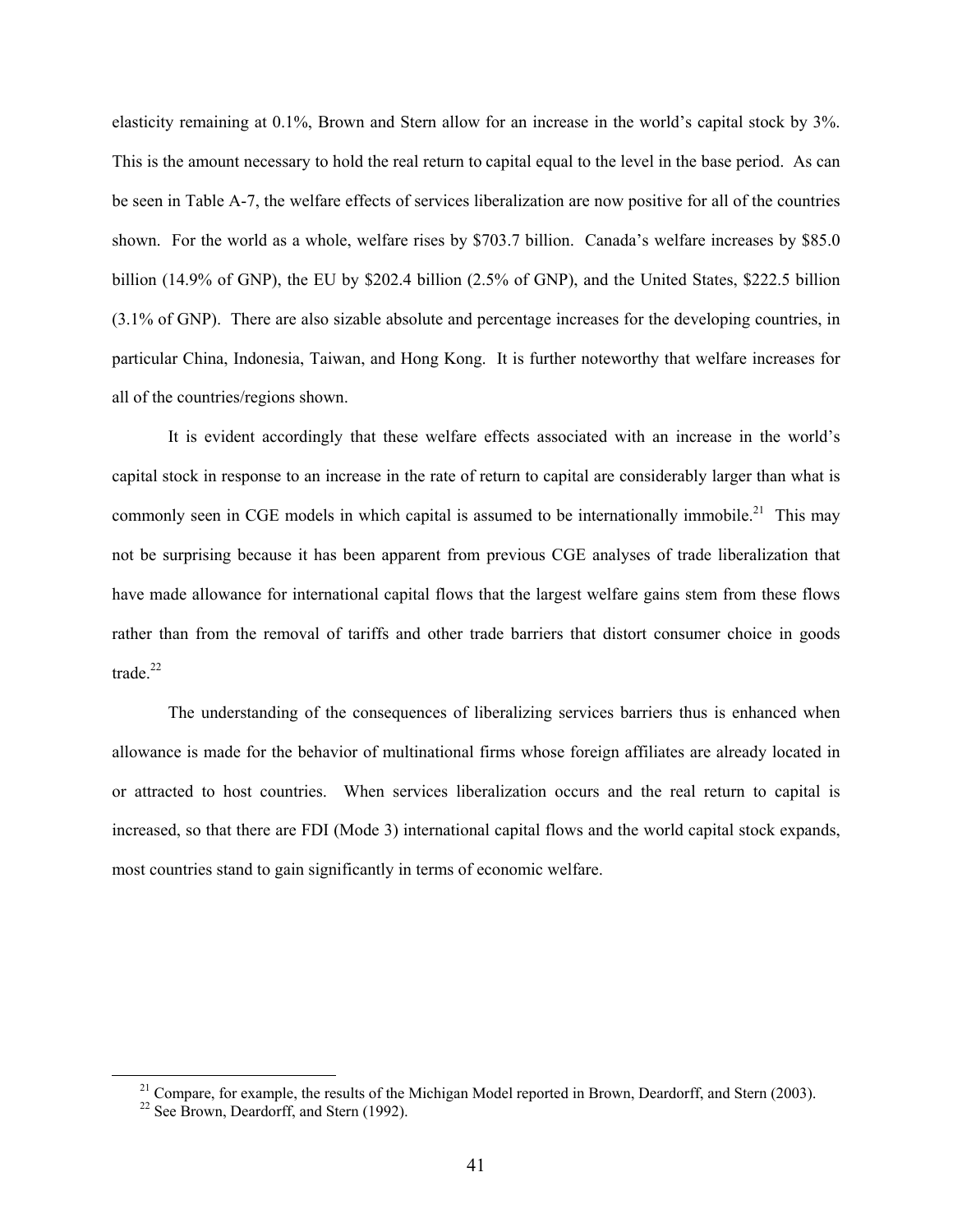elasticity remaining at 0.1%, Brown and Stern allow for an increase in the world's capital stock by 3%. This is the amount necessary to hold the real return to capital equal to the level in the base period. As can be seen in Table A-7, the welfare effects of services liberalization are now positive for all of the countries shown. For the world as a whole, welfare rises by $703.7 billion. Canada's welfare increases by $85.0 billion (14.9% of GNP), the EU by $202.4 billion (2.5% of GNP), and the United States, $222.5 billion (3.1% of GNP). There are also sizable absolute and percentage increases for the developing countries, in particular China, Indonesia, Taiwan, and Hong Kong. It is further noteworthy that welfare increases for all of the countries/regions shown.

It is evident accordingly that these welfare effects associated with an increase in the world's capital stock in response to an increase in the rate of return to capital are considerably larger than what is commonly seen in CGE models in which capital is assumed to be internationally immobile.[21] This may not be surprising because it has been apparent from previous CGE analyses of trade liberalization that have made allowance for international capital flows that the largest welfare gains stem from these flows rather than from the removal of tariffs and other trade barriers that distort consumer choice in goods trade.[22]

The understanding of the consequences of liberalizing services barriers thus is enhanced when allowance is made for the behavior of multinational firms whose foreign affiliates are already located in or attracted to host countries. When services liberalization occurs and the real return to capital is increased, so that there are FDI (Mode 3) international capital flows and the world capital stock expands, most countries stand to gain significantly in terms of economic welfare.

[21] Compare, for example, the results of the Michigan Model reported in Brown, Deardorff, and Stern (2003).

[22] See Brown, Deardorff, and Stern (1992).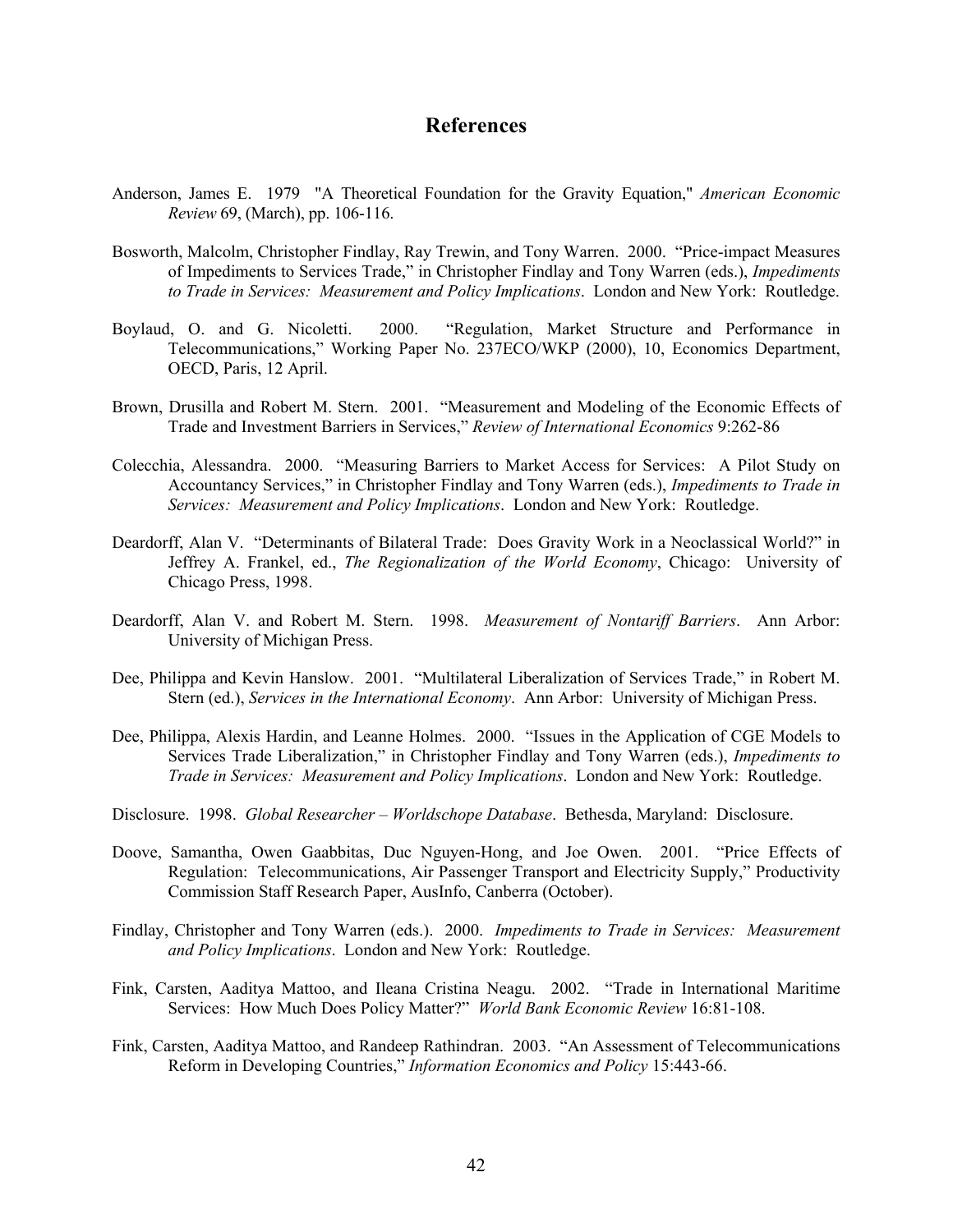## References

Anderson, James E. 1979 "A Theoretical Foundation for the Gravity Equation," *American Economic Review* 69, (March), pp. 106-116.

Bosworth, Malcolm, Christopher Findlay, Ray Trewin, and Tony Warren. 2000. "Price-impact Measures of Impediments to Services Trade," in Christopher Findlay and Tony Warren (eds.), *Impediments to Trade in Services: Measurement and Policy Implications*. London and New York: Routledge.

Boylaud, O. and G. Nicoletti. 2000. "Regulation, Market Structure and Performance in Telecommunications," Working Paper No. 237ECO/WKP (2000), 10, Economics Department, OECD, Paris, 12 April.

Brown, Drusilla and Robert M. Stern. 2001. "Measurement and Modeling of the Economic Effects of Trade and Investment Barriers in Services," *Review of International Economics* 9:262-86

Colecchia, Alessandra. 2000. "Measuring Barriers to Market Access for Services: A Pilot Study on Accountancy Services," in Christopher Findlay and Tony Warren (eds.), *Impediments to Trade in Services: Measurement and Policy Implications*. London and New York: Routledge.

Deardorff, Alan V. "Determinants of Bilateral Trade: Does Gravity Work in a Neoclassical World?" in Jeffrey A. Frankel, ed., *The Regionalization of the World Economy*, Chicago: University of Chicago Press, 1998.

Deardorff, Alan V. and Robert M. Stern. 1998. *Measurement of Nontariff Barriers*. Ann Arbor: University of Michigan Press.

Dee, Philippa and Kevin Hanslow. 2001. "Multilateral Liberalization of Services Trade," in Robert M. Stern (ed.), *Services in the International Economy*. Ann Arbor: University of Michigan Press.

Dee, Philippa, Alexis Hardin, and Leanne Holmes. 2000. "Issues in the Application of CGE Models to Services Trade Liberalization," in Christopher Findlay and Tony Warren (eds.), *Impediments to Trade in Services: Measurement and Policy Implications*. London and New York: Routledge.

Disclosure. 1998. *Global Researcher – Worldschope Database*. Bethesda, Maryland: Disclosure.

Doove, Samantha, Owen Gaabbitas, Duc Nguyen-Hong, and Joe Owen. 2001. "Price Effects of Regulation: Telecommunications, Air Passenger Transport and Electricity Supply," Productivity Commission Staff Research Paper, AusInfo, Canberra (October).

Findlay, Christopher and Tony Warren (eds.). 2000. *Impediments to Trade in Services: Measurement and Policy Implications*. London and New York: Routledge.

Fink, Carsten, Aaditya Mattoo, and Ileana Cristina Neagu. 2002. "Trade in International Maritime Services: How Much Does Policy Matter?" *World Bank Economic Review* 16:81-108.

Fink, Carsten, Aaditya Mattoo, and Randeep Rathindran. 2003. "An Assessment of Telecommunications Reform in Developing Countries," *Information Economics and Policy* 15:443-66.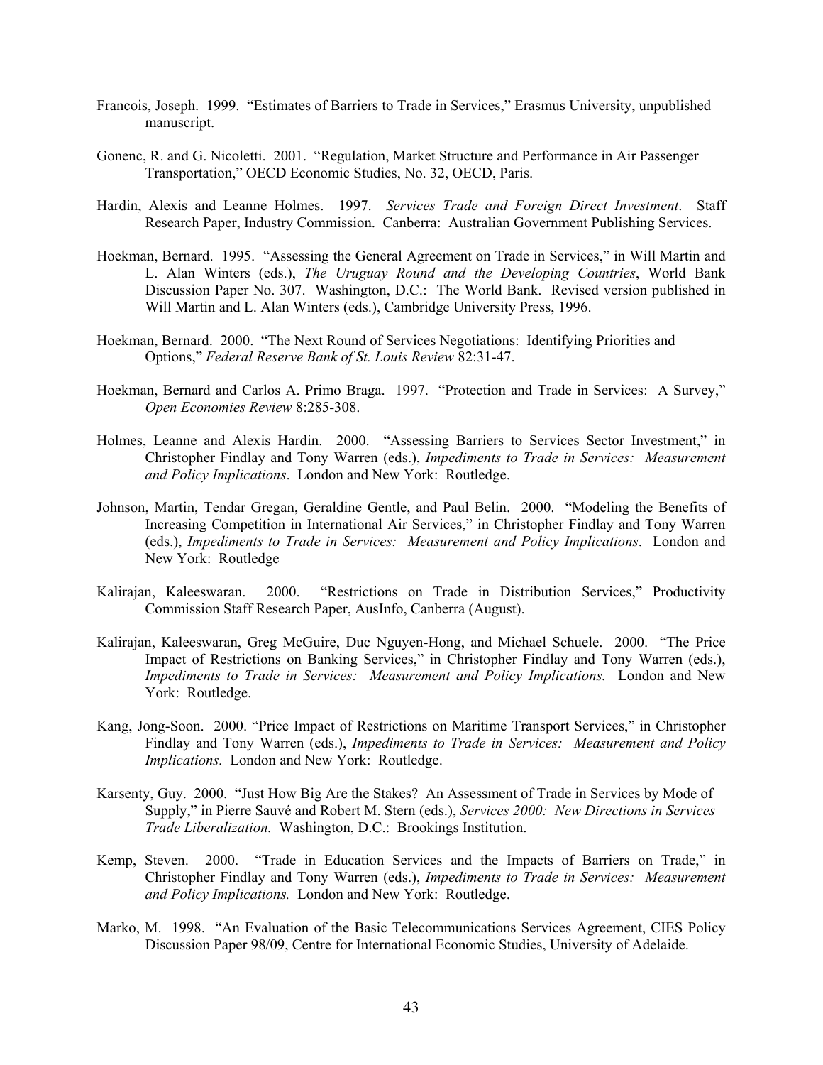Francois, Joseph. 1999. "Estimates of Barriers to Trade in Services," Erasmus University, unpublished manuscript.

Gonenc, R. and G. Nicoletti. 2001. "Regulation, Market Structure and Performance in Air Passenger Transportation," OECD Economic Studies, No. 32, OECD, Paris.

Hardin, Alexis and Leanne Holmes. 1997. *Services Trade and Foreign Direct Investment*. Staff Research Paper, Industry Commission. Canberra: Australian Government Publishing Services.

Hoekman, Bernard. 1995. "Assessing the General Agreement on Trade in Services," in Will Martin and L. Alan Winters (eds.), *The Uruguay Round and the Developing Countries*, World Bank Discussion Paper No. 307. Washington, D.C.: The World Bank. Revised version published in Will Martin and L. Alan Winters (eds.), Cambridge University Press, 1996.

Hoekman, Bernard. 2000. "The Next Round of Services Negotiations: Identifying Priorities and Options," *Federal Reserve Bank of St. Louis Review* 82:31-47.

Hoekman, Bernard and Carlos A. Primo Braga. 1997. "Protection and Trade in Services: A Survey," *Open Economies Review* 8:285-308.

Holmes, Leanne and Alexis Hardin. 2000. "Assessing Barriers to Services Sector Investment," in Christopher Findlay and Tony Warren (eds.), *Impediments to Trade in Services: Measurement and Policy Implications*. London and New York: Routledge.

Johnson, Martin, Tendar Gregan, Geraldine Gentle, and Paul Belin. 2000. "Modeling the Benefits of Increasing Competition in International Air Services," in Christopher Findlay and Tony Warren (eds.), *Impediments to Trade in Services: Measurement and Policy Implications*. London and New York: Routledge

Kalirajan, Kaleeswaran. 2000. "Restrictions on Trade in Distribution Services," Productivity Commission Staff Research Paper, AusInfo, Canberra (August).

Kalirajan, Kaleeswaran, Greg McGuire, Duc Nguyen-Hong, and Michael Schuele. 2000. "The Price Impact of Restrictions on Banking Services," in Christopher Findlay and Tony Warren (eds.), *Impediments to Trade in Services: Measurement and Policy Implications.* London and New York: Routledge.

Kang, Jong-Soon. 2000. "Price Impact of Restrictions on Maritime Transport Services," in Christopher Findlay and Tony Warren (eds.), *Impediments to Trade in Services: Measurement and Policy Implications.* London and New York: Routledge.

Karsenty, Guy. 2000. "Just How Big Are the Stakes? An Assessment of Trade in Services by Mode of Supply," in Pierre Sauvé and Robert M. Stern (eds.), *Services 2000: New Directions in Services Trade Liberalization.* Washington, D.C.: Brookings Institution.

Kemp, Steven. 2000. "Trade in Education Services and the Impacts of Barriers on Trade," in Christopher Findlay and Tony Warren (eds.), *Impediments to Trade in Services: Measurement and Policy Implications.* London and New York: Routledge.

Marko, M. 1998. "An Evaluation of the Basic Telecommunications Services Agreement, CIES Policy Discussion Paper 98/09, Centre for International Economic Studies, University of Adelaide.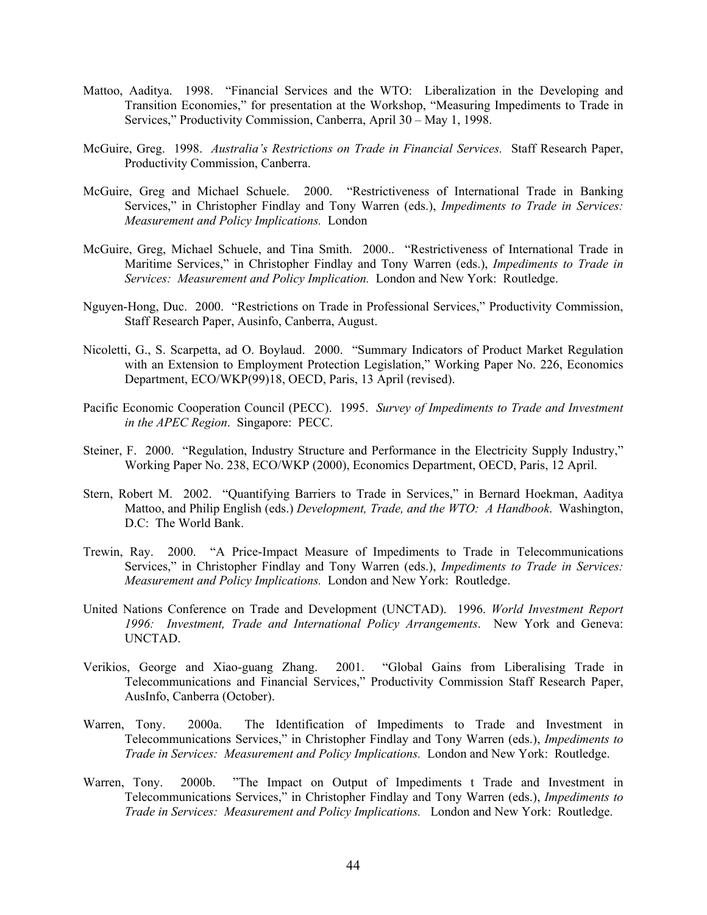Mattoo, Aaditya. 1998. "Financial Services and the WTO: Liberalization in the Developing and Transition Economies," for presentation at the Workshop, "Measuring Impediments to Trade in Services," Productivity Commission, Canberra, April 30 – May 1, 1998.

McGuire, Greg. 1998. *Australia's Restrictions on Trade in Financial Services.* Staff Research Paper, Productivity Commission, Canberra.

McGuire, Greg and Michael Schuele. 2000. "Restrictiveness of International Trade in Banking Services," in Christopher Findlay and Tony Warren (eds.), *Impediments to Trade in Services: Measurement and Policy Implications.* London

McGuire, Greg, Michael Schuele, and Tina Smith. 2000.. "Restrictiveness of International Trade in Maritime Services," in Christopher Findlay and Tony Warren (eds.), *Impediments to Trade in Services: Measurement and Policy Implication.* London and New York: Routledge.

Nguyen-Hong, Duc. 2000. "Restrictions on Trade in Professional Services," Productivity Commission, Staff Research Paper, Ausinfo, Canberra, August.

Nicoletti, G., S. Scarpetta, ad O. Boylaud. 2000. "Summary Indicators of Product Market Regulation with an Extension to Employment Protection Legislation," Working Paper No. 226, Economics Department, ECO/WKP(99)18, OECD, Paris, 13 April (revised).

Pacific Economic Cooperation Council (PECC). 1995. *Survey of Impediments to Trade and Investment in the APEC Region*. Singapore: PECC.

Steiner, F. 2000. "Regulation, Industry Structure and Performance in the Electricity Supply Industry," Working Paper No. 238, ECO/WKP (2000), Economics Department, OECD, Paris, 12 April.

Stern, Robert M. 2002. "Quantifying Barriers to Trade in Services," in Bernard Hoekman, Aaditya Mattoo, and Philip English (eds.) *Development, Trade, and the WTO: A Handbook.* Washington, D.C: The World Bank.

Trewin, Ray. 2000. "A Price-Impact Measure of Impediments to Trade in Telecommunications Services," in Christopher Findlay and Tony Warren (eds.), *Impediments to Trade in Services: Measurement and Policy Implications.* London and New York: Routledge.

United Nations Conference on Trade and Development (UNCTAD). 1996. *World Investment Report 1996: Investment, Trade and International Policy Arrangements*. New York and Geneva: UNCTAD.

Verikios, George and Xiao-guang Zhang. 2001. "Global Gains from Liberalising Trade in Telecommunications and Financial Services," Productivity Commission Staff Research Paper, AusInfo, Canberra (October).

Warren, Tony. 2000a. The Identification of Impediments to Trade and Investment in Telecommunications Services," in Christopher Findlay and Tony Warren (eds.), *Impediments to Trade in Services: Measurement and Policy Implications.* London and New York: Routledge.

Warren, Tony. 2000b. "The Impact on Output of Impediments t Trade and Investment in Telecommunications Services," in Christopher Findlay and Tony Warren (eds.), *Impediments to Trade in Services: Measurement and Policy Implications.* London and New York: Routledge.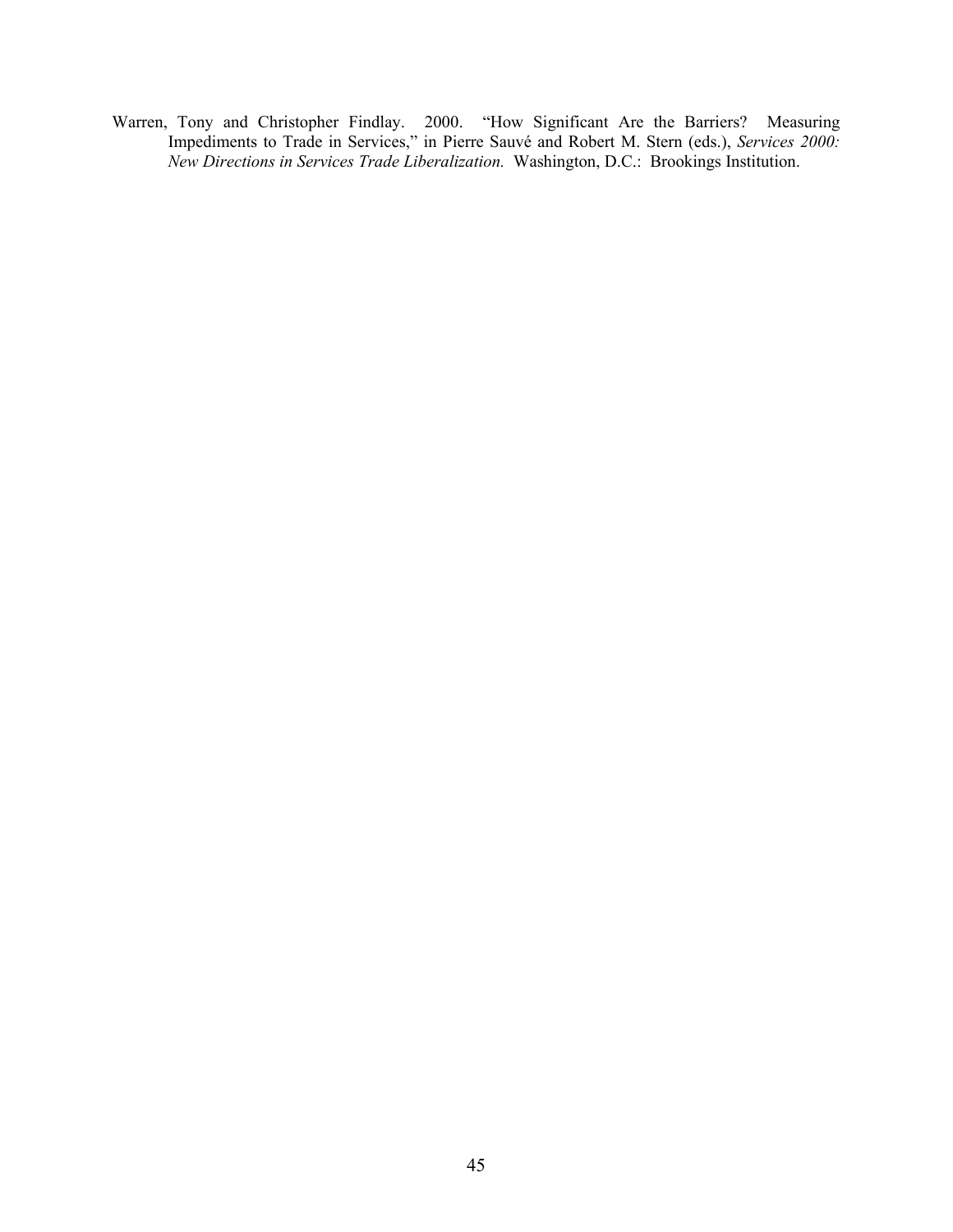Warren, Tony and Christopher Findlay. 2000. "How Significant Are the Barriers? Measuring Impediments to Trade in Services," in Pierre Sauvé and Robert M. Stern (eds.), *Services 2000: New Directions in Services Trade Liberalization.* Washington, D.C.: Brookings Institution.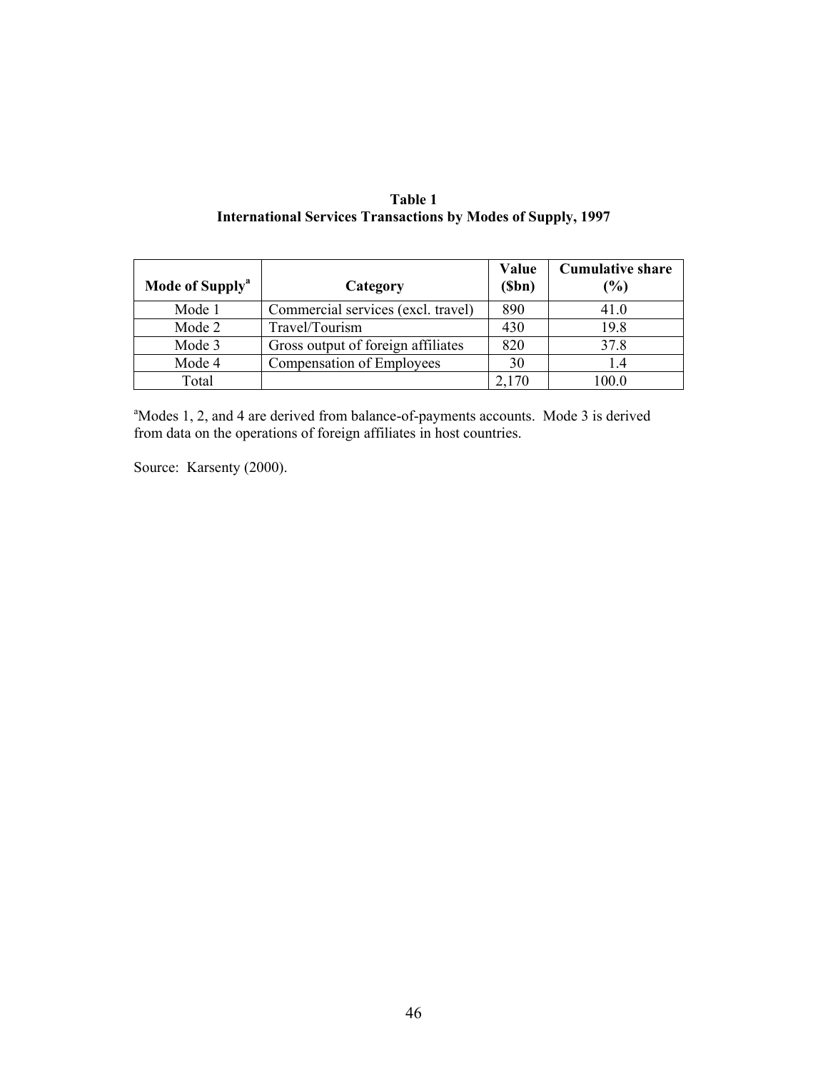**Table 1**
**International Services Transactions by Modes of Supply, 1997**

| Mode of Supply[a] | Category | Value ($bn) | Cumulative share (%) |
|---|---|---|---|
| Mode 1 | Commercial services (excl. travel) | 890 | 41.0 |
| Mode 2 | Travel/Tourism | 430 | 19.8 |
| Mode 3 | Gross output of foreign affiliates | 820 | 37.8 |
| Mode 4 | Compensation of Employees | 30 | 1.4 |
| Total | | 2,170 | 100.0 |

[a]Modes 1, 2, and 4 are derived from balance-of-payments accounts. Mode 3 is derived from data on the operations of foreign affiliates in host countries.

Source: Karsenty (2000).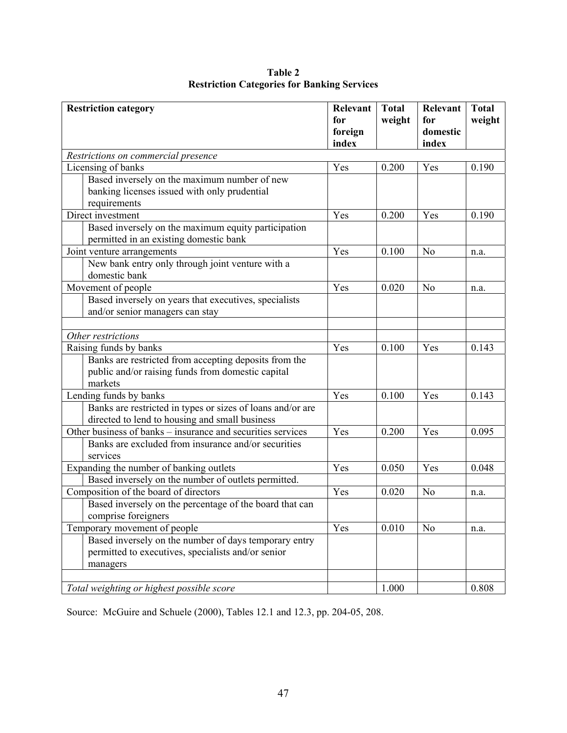**Table 2**
**Restriction Categories for Banking Services**

| Restriction category | Relevant for foreign index | Total weight | Relevant for domestic index | Total weight |
|---|---|---|---|---|
| *Restrictions on commercial presence* | | | | |
| Licensing of banks | Yes | 0.200 | Yes | 0.190 |
| Based inversely on the maximum number of new banking licenses issued with only prudential requirements | | | | |
| Direct investment | Yes | 0.200 | Yes | 0.190 |
| Based inversely on the maximum equity participation permitted in an existing domestic bank | | | | |
| Joint venture arrangements | Yes | 0.100 | No | n.a. |
| New bank entry only through joint venture with a domestic bank | | | | |
| Movement of people | Yes | 0.020 | No | n.a. |
| Based inversely on years that executives, specialists and/or senior managers can stay | | | | |
| | | | | |
| *Other restrictions* | | | | |
| Raising funds by banks | Yes | 0.100 | Yes | 0.143 |
| Banks are restricted from accepting deposits from the public and/or raising funds from domestic capital markets | | | | |
| Lending funds by banks | Yes | 0.100 | Yes | 0.143 |
| Banks are restricted in types or sizes of loans and/or are directed to lend to housing and small business | | | | |
| Other business of banks – insurance and securities services | Yes | 0.200 | Yes | 0.095 |
| Banks are excluded from insurance and/or securities services | | | | |
| Expanding the number of banking outlets | Yes | 0.050 | Yes | 0.048 |
| Based inversely on the number of outlets permitted. | | | | |
| Composition of the board of directors | Yes | 0.020 | No | n.a. |
| Based inversely on the percentage of the board that can comprise foreigners | | | | |
| Temporary movement of people | Yes | 0.010 | No | n.a. |
| Based inversely on the number of days temporary entry permitted to executives, specialists and/or senior managers | | | | |
| | | | | |
| *Total weighting or highest possible score* | | 1.000 | | 0.808 |

Source: McGuire and Schuele (2000), Tables 12.1 and 12.3, pp. 204-05, 208.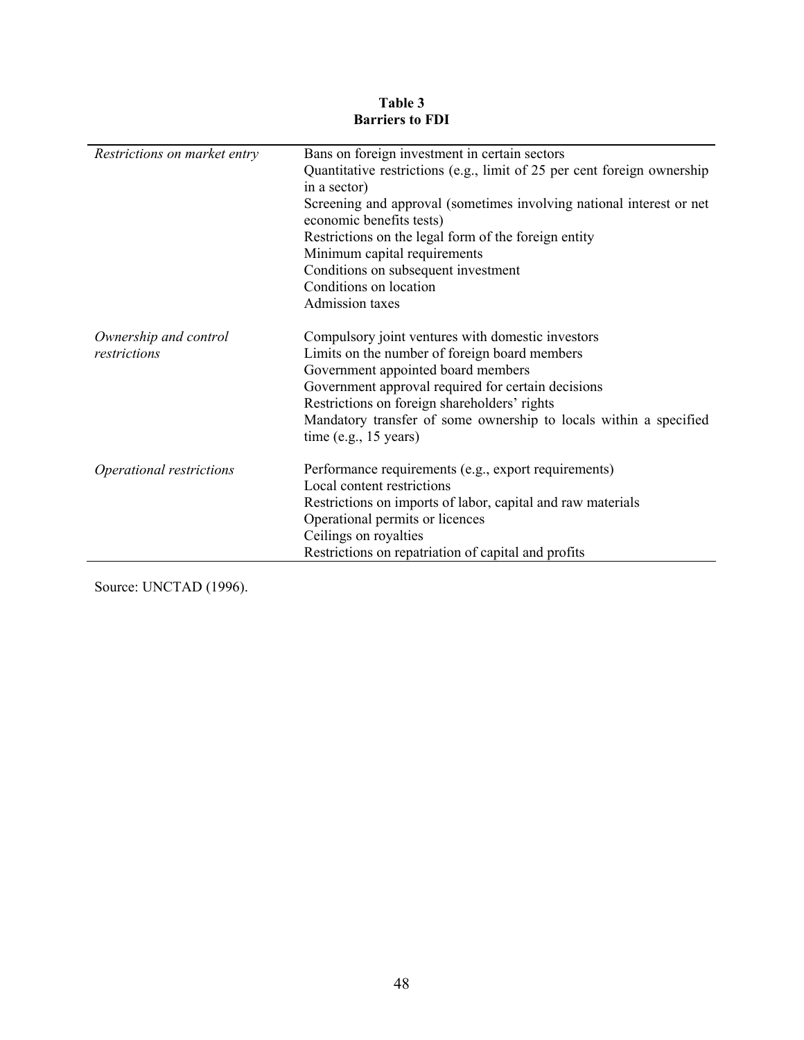**Table 3**
**Barriers to FDI**

| | |
|---|---|
| *Restrictions on market entry* | Bans on foreign investment in certain sectors<br>Quantitative restrictions (e.g., limit of 25 per cent foreign ownership in a sector)<br>Screening and approval (sometimes involving national interest or net economic benefits tests)<br>Restrictions on the legal form of the foreign entity<br>Minimum capital requirements<br>Conditions on subsequent investment<br>Conditions on location<br>Admission taxes |
| *Ownership and control restrictions* | Compulsory joint ventures with domestic investors<br>Limits on the number of foreign board members<br>Government appointed board members<br>Government approval required for certain decisions<br>Restrictions on foreign shareholders' rights<br>Mandatory transfer of some ownership to locals within a specified time (e.g., 15 years) |
| *Operational restrictions* | Performance requirements (e.g., export requirements)<br>Local content restrictions<br>Restrictions on imports of labor, capital and raw materials<br>Operational permits or licences<br>Ceilings on royalties<br>Restrictions on repatriation of capital and profits |

Source: UNCTAD (1996).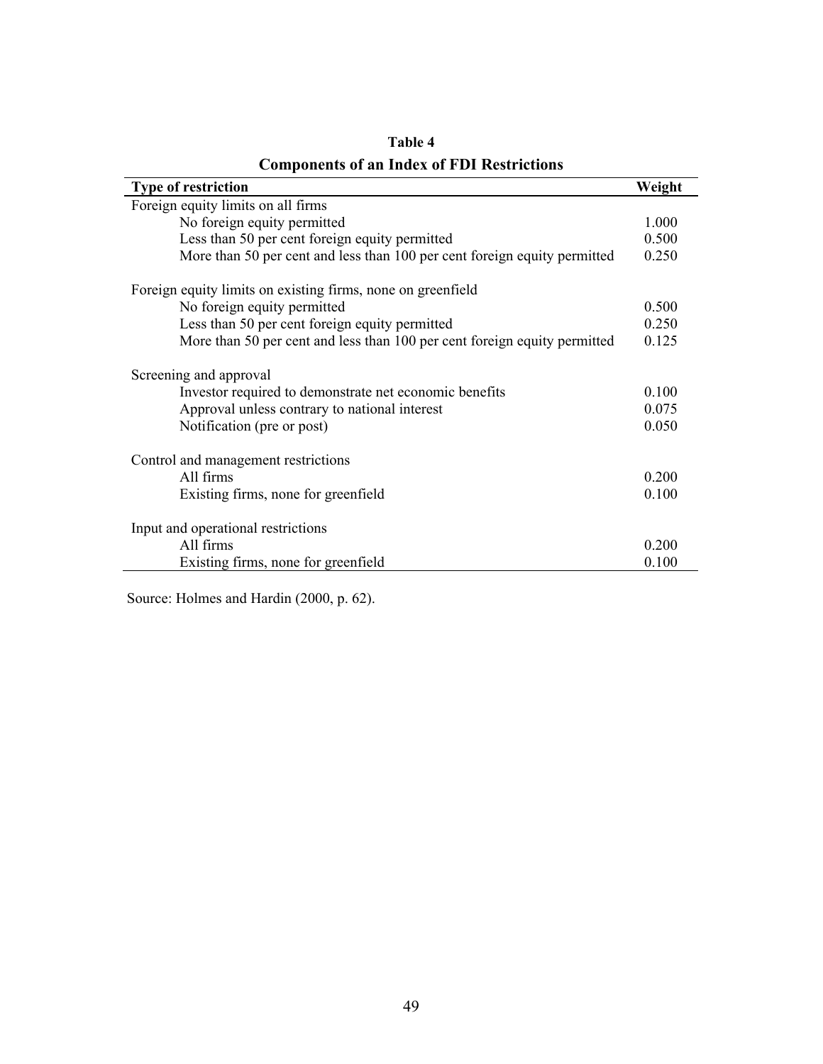**Table 4**

**Components of an Index of FDI Restrictions**

| Type of restriction | Weight |
|---|---|
| Foreign equity limits on all firms | |
| No foreign equity permitted | 1.000 |
| Less than 50 per cent foreign equity permitted | 0.500 |
| More than 50 per cent and less than 100 per cent foreign equity permitted | 0.250 |
| Foreign equity limits on existing firms, none on greenfield | |
| No foreign equity permitted | 0.500 |
| Less than 50 per cent foreign equity permitted | 0.250 |
| More than 50 per cent and less than 100 per cent foreign equity permitted | 0.125 |
| Screening and approval | |
| Investor required to demonstrate net economic benefits | 0.100 |
| Approval unless contrary to national interest | 0.075 |
| Notification (pre or post) | 0.050 |
| Control and management restrictions | |
| All firms | 0.200 |
| Existing firms, none for greenfield | 0.100 |
| Input and operational restrictions | |
| All firms | 0.200 |
| Existing firms, none for greenfield | 0.100 |

Source: Holmes and Hardin (2000, p. 62).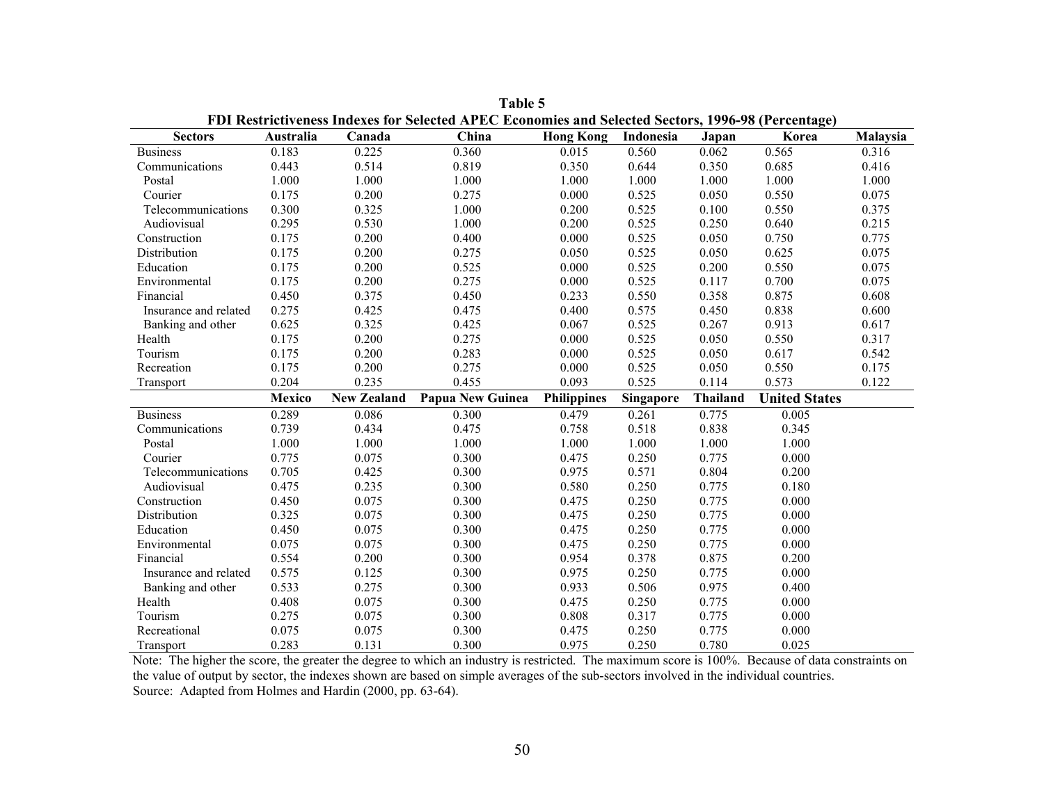**Table 5**

**FDI Restrictiveness Indexes for Selected APEC Economies and Selected Sectors, 1996-98 (Percentage)**

| Sectors | Australia | Canada | China | Hong Kong | Indonesia | Japan | Korea | Malaysia |
|---|---|---|---|---|---|---|---|---|
| Business | 0.183 | 0.225 | 0.360 | 0.015 | 0.560 | 0.062 | 0.565 | 0.316 |
| Communications | 0.443 | 0.514 | 0.819 | 0.350 | 0.644 | 0.350 | 0.685 | 0.416 |
| Postal | 1.000 | 1.000 | 1.000 | 1.000 | 1.000 | 1.000 | 1.000 | 1.000 |
| Courier | 0.175 | 0.200 | 0.275 | 0.000 | 0.525 | 0.050 | 0.550 | 0.075 |
| Telecommunications | 0.300 | 0.325 | 1.000 | 0.200 | 0.525 | 0.100 | 0.550 | 0.375 |
| Audiovisual | 0.295 | 0.530 | 1.000 | 0.200 | 0.525 | 0.250 | 0.640 | 0.215 |
| Construction | 0.175 | 0.200 | 0.400 | 0.000 | 0.525 | 0.050 | 0.750 | 0.775 |
| Distribution | 0.175 | 0.200 | 0.275 | 0.050 | 0.525 | 0.050 | 0.625 | 0.075 |
| Education | 0.175 | 0.200 | 0.525 | 0.000 | 0.525 | 0.200 | 0.550 | 0.075 |
| Environmental | 0.175 | 0.200 | 0.275 | 0.000 | 0.525 | 0.117 | 0.700 | 0.075 |
| Financial | 0.450 | 0.375 | 0.450 | 0.233 | 0.550 | 0.358 | 0.875 | 0.608 |
| Insurance and related | 0.275 | 0.425 | 0.475 | 0.400 | 0.575 | 0.450 | 0.838 | 0.600 |
| Banking and other | 0.625 | 0.325 | 0.425 | 0.067 | 0.525 | 0.267 | 0.913 | 0.617 |
| Health | 0.175 | 0.200 | 0.275 | 0.000 | 0.525 | 0.050 | 0.550 | 0.317 |
| Tourism | 0.175 | 0.200 | 0.283 | 0.000 | 0.525 | 0.050 | 0.617 | 0.542 |
| Recreation | 0.175 | 0.200 | 0.275 | 0.000 | 0.525 | 0.050 | 0.550 | 0.175 |
| Transport | 0.204 | 0.235 | 0.455 | 0.093 | 0.525 | 0.114 | 0.573 | 0.122 |

| | Mexico | New Zealand | Papua New Guinea | Philippines | Singapore | Thailand | United States |
|---|---|---|---|---|---|---|---|
| Business | 0.289 | 0.086 | 0.300 | 0.479 | 0.261 | 0.775 | 0.005 |
| Communications | 0.739 | 0.434 | 0.475 | 0.758 | 0.518 | 0.838 | 0.345 |
| Postal | 1.000 | 1.000 | 1.000 | 1.000 | 1.000 | 1.000 | 1.000 |
| Courier | 0.775 | 0.075 | 0.300 | 0.475 | 0.250 | 0.775 | 0.000 |
| Telecommunications | 0.705 | 0.425 | 0.300 | 0.975 | 0.571 | 0.804 | 0.200 |
| Audiovisual | 0.475 | 0.235 | 0.300 | 0.580 | 0.250 | 0.775 | 0.180 |
| Construction | 0.450 | 0.075 | 0.300 | 0.475 | 0.250 | 0.775 | 0.000 |
| Distribution | 0.325 | 0.075 | 0.300 | 0.475 | 0.250 | 0.775 | 0.000 |
| Education | 0.450 | 0.075 | 0.300 | 0.475 | 0.250 | 0.775 | 0.000 |
| Environmental | 0.075 | 0.075 | 0.300 | 0.475 | 0.250 | 0.775 | 0.000 |
| Financial | 0.554 | 0.200 | 0.300 | 0.954 | 0.378 | 0.875 | 0.200 |
| Insurance and related | 0.575 | 0.125 | 0.300 | 0.975 | 0.250 | 0.775 | 0.000 |
| Banking and other | 0.533 | 0.275 | 0.300 | 0.933 | 0.506 | 0.975 | 0.400 |
| Health | 0.408 | 0.075 | 0.300 | 0.475 | 0.250 | 0.775 | 0.000 |
| Tourism | 0.275 | 0.075 | 0.300 | 0.808 | 0.317 | 0.775 | 0.000 |
| Recreational | 0.075 | 0.075 | 0.300 | 0.475 | 0.250 | 0.775 | 0.000 |
| Transport | 0.283 | 0.131 | 0.300 | 0.975 | 0.250 | 0.780 | 0.025 |

Note: The higher the score, the greater the degree to which an industry is restricted. The maximum score is 100%. Because of data constraints on the value of output by sector, the indexes shown are based on simple averages of the sub-sectors involved in the individual countries.

Source: Adapted from Holmes and Hardin (2000, pp. 63-64).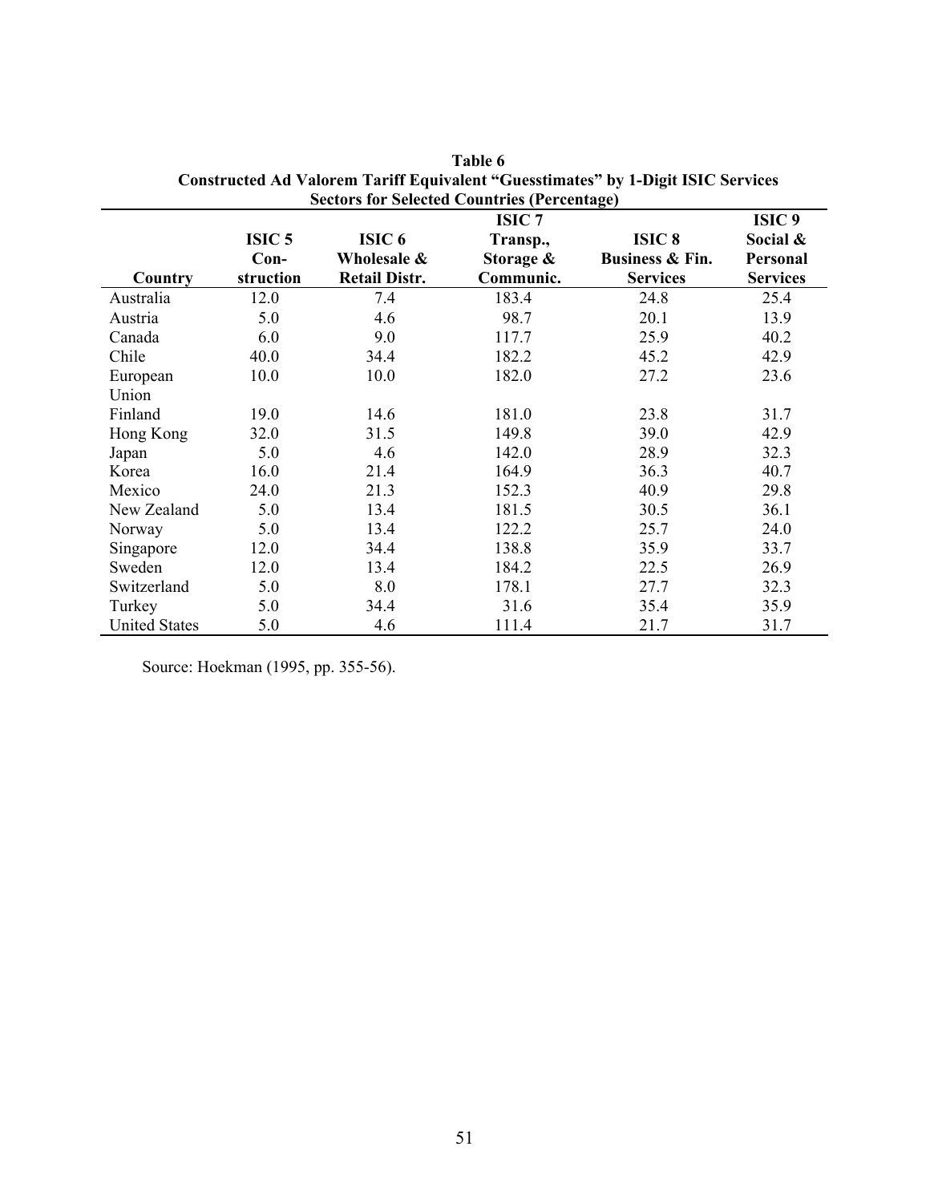**Table 6**
**Constructed Ad Valorem Tariff Equivalent "Guesstimates" by 1-Digit ISIC Services Sectors for Selected Countries (Percentage)**

| Country | ISIC 5 Con-struction | ISIC 6 Wholesale & Retail Distr. | ISIC 7 Transp., Storage & Communic. | ISIC 8 Business & Fin. Services | ISIC 9 Social & Personal Services |
|---|---|---|---|---|---|
| Australia | 12.0 | 7.4 | 183.4 | 24.8 | 25.4 |
| Austria | 5.0 | 4.6 | 98.7 | 20.1 | 13.9 |
| Canada | 6.0 | 9.0 | 117.7 | 25.9 | 40.2 |
| Chile | 40.0 | 34.4 | 182.2 | 45.2 | 42.9 |
| European Union | 10.0 | 10.0 | 182.0 | 27.2 | 23.6 |
| Finland | 19.0 | 14.6 | 181.0 | 23.8 | 31.7 |
| Hong Kong | 32.0 | 31.5 | 149.8 | 39.0 | 42.9 |
| Japan | 5.0 | 4.6 | 142.0 | 28.9 | 32.3 |
| Korea | 16.0 | 21.4 | 164.9 | 36.3 | 40.7 |
| Mexico | 24.0 | 21.3 | 152.3 | 40.9 | 29.8 |
| New Zealand | 5.0 | 13.4 | 181.5 | 30.5 | 36.1 |
| Norway | 5.0 | 13.4 | 122.2 | 25.7 | 24.0 |
| Singapore | 12.0 | 34.4 | 138.8 | 35.9 | 33.7 |
| Sweden | 12.0 | 13.4 | 184.2 | 22.5 | 26.9 |
| Switzerland | 5.0 | 8.0 | 178.1 | 27.7 | 32.3 |
| Turkey | 5.0 | 34.4 | 31.6 | 35.4 | 35.9 |
| United States | 5.0 | 4.6 | 111.4 | 21.7 | 31.7 |

Source: Hoekman (1995, pp. 355-56).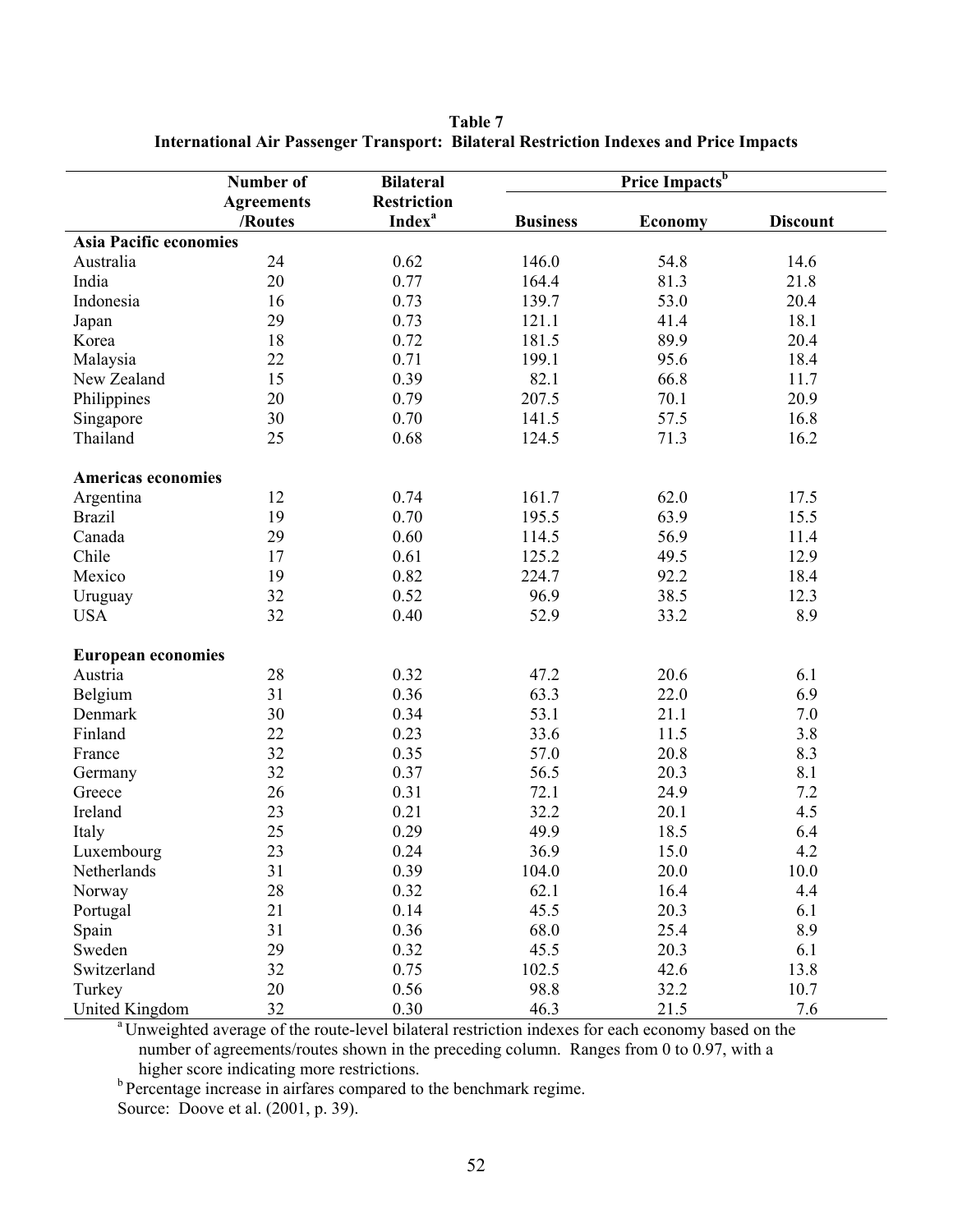**Table 7**
**International Air Passenger Transport: Bilateral Restriction Indexes and Price Impacts**

| | Number of Agreements /Routes | Bilateral Restriction Index[a] | Price Impacts[b] | | |
|---|---|---|---|---|---|
| | | | Business | Economy | Discount |
| **Asia Pacific economies** | | | | | |
| Australia | 24 | 0.62 | 146.0 | 54.8 | 14.6 |
| India | 20 | 0.77 | 164.4 | 81.3 | 21.8 |
| Indonesia | 16 | 0.73 | 139.7 | 53.0 | 20.4 |
| Japan | 29 | 0.73 | 121.1 | 41.4 | 18.1 |
| Korea | 18 | 0.72 | 181.5 | 89.9 | 20.4 |
| Malaysia | 22 | 0.71 | 199.1 | 95.6 | 18.4 |
| New Zealand | 15 | 0.39 | 82.1 | 66.8 | 11.7 |
| Philippines | 20 | 0.79 | 207.5 | 70.1 | 20.9 |
| Singapore | 30 | 0.70 | 141.5 | 57.5 | 16.8 |
| Thailand | 25 | 0.68 | 124.5 | 71.3 | 16.2 |
| **Americas economies** | | | | | |
| Argentina | 12 | 0.74 | 161.7 | 62.0 | 17.5 |
| Brazil | 19 | 0.70 | 195.5 | 63.9 | 15.5 |
| Canada | 29 | 0.60 | 114.5 | 56.9 | 11.4 |
| Chile | 17 | 0.61 | 125.2 | 49.5 | 12.9 |
| Mexico | 19 | 0.82 | 224.7 | 92.2 | 18.4 |
| Uruguay | 32 | 0.52 | 96.9 | 38.5 | 12.3 |
| USA | 32 | 0.40 | 52.9 | 33.2 | 8.9 |
| **European economies** | | | | | |
| Austria | 28 | 0.32 | 47.2 | 20.6 | 6.1 |
| Belgium | 31 | 0.36 | 63.3 | 22.0 | 6.9 |
| Denmark | 30 | 0.34 | 53.1 | 21.1 | 7.0 |
| Finland | 22 | 0.23 | 33.6 | 11.5 | 3.8 |
| France | 32 | 0.35 | 57.0 | 20.8 | 8.3 |
| Germany | 32 | 0.37 | 56.5 | 20.3 | 8.1 |
| Greece | 26 | 0.31 | 72.1 | 24.9 | 7.2 |
| Ireland | 23 | 0.21 | 32.2 | 20.1 | 4.5 |
| Italy | 25 | 0.29 | 49.9 | 18.5 | 6.4 |
| Luxembourg | 23 | 0.24 | 36.9 | 15.0 | 4.2 |
| Netherlands | 31 | 0.39 | 104.0 | 20.0 | 10.0 |
| Norway | 28 | 0.32 | 62.1 | 16.4 | 4.4 |
| Portugal | 21 | 0.14 | 45.5 | 20.3 | 6.1 |
| Spain | 31 | 0.36 | 68.0 | 25.4 | 8.9 |
| Sweden | 29 | 0.32 | 45.5 | 20.3 | 6.1 |
| Switzerland | 32 | 0.75 | 102.5 | 42.6 | 13.8 |
| Turkey | 20 | 0.56 | 98.8 | 32.2 | 10.7 |
| United Kingdom | 32 | 0.30 | 46.3 | 21.5 | 7.6 |

[a] Unweighted average of the route-level bilateral restriction indexes for each economy based on the number of agreements/routes shown in the preceding column. Ranges from 0 to 0.97, with a higher score indicating more restrictions.

[b] Percentage increase in airfares compared to the benchmark regime.

Source: Doove et al. (2001, p. 39).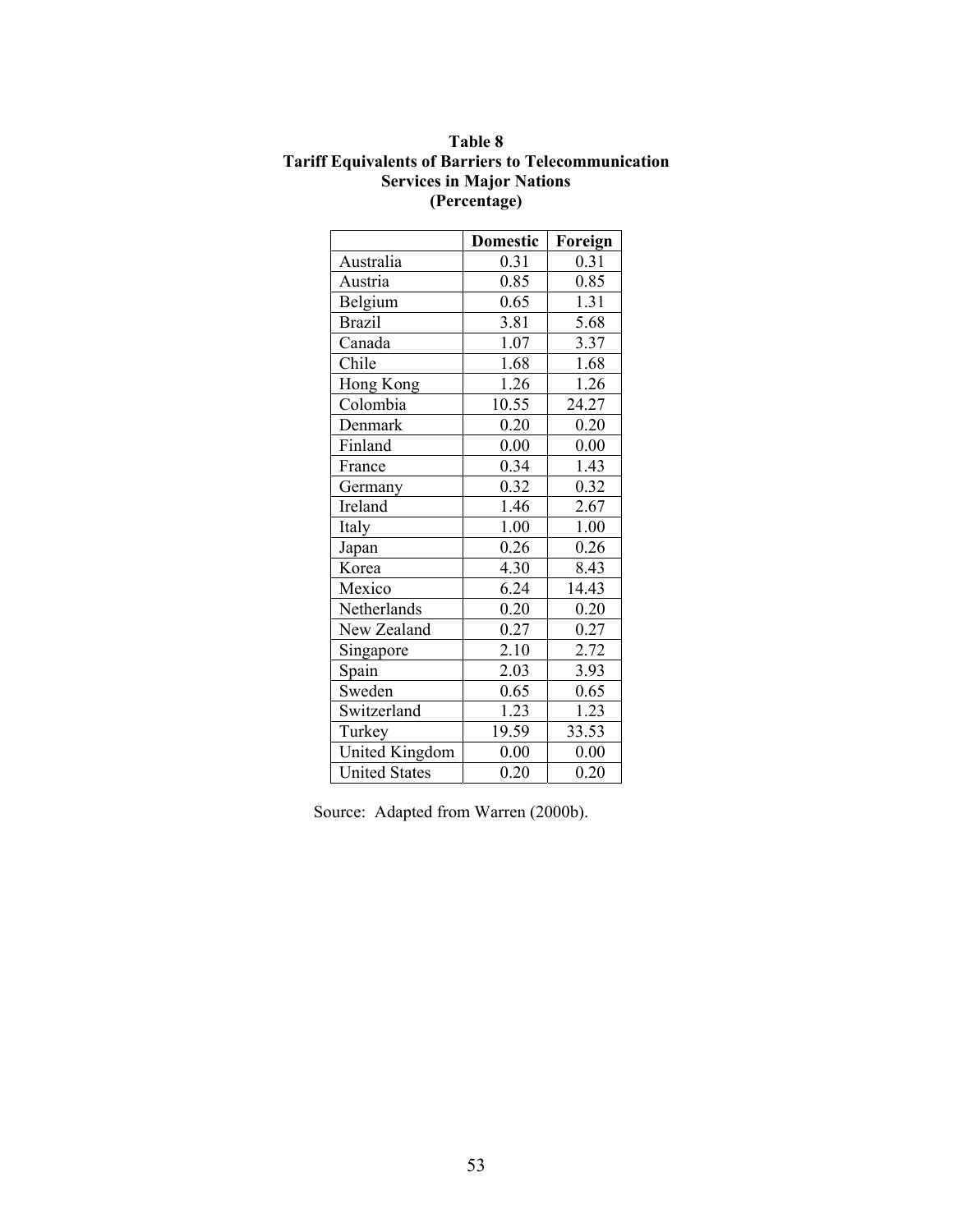**Table 8**
**Tariff Equivalents of Barriers to Telecommunication Services in Major Nations**
**(Percentage)**

| | Domestic | Foreign |
|---|---|---|
| Australia | 0.31 | 0.31 |
| Austria | 0.85 | 0.85 |
| Belgium | 0.65 | 1.31 |
| Brazil | 3.81 | 5.68 |
| Canada | 1.07 | 3.37 |
| Chile | 1.68 | 1.68 |
| Hong Kong | 1.26 | 1.26 |
| Colombia | 10.55 | 24.27 |
| Denmark | 0.20 | 0.20 |
| Finland | 0.00 | 0.00 |
| France | 0.34 | 1.43 |
| Germany | 0.32 | 0.32 |
| Ireland | 1.46 | 2.67 |
| Italy | 1.00 | 1.00 |
| Japan | 0.26 | 0.26 |
| Korea | 4.30 | 8.43 |
| Mexico | 6.24 | 14.43 |
| Netherlands | 0.20 | 0.20 |
| New Zealand | 0.27 | 0.27 |
| Singapore | 2.10 | 2.72 |
| Spain | 2.03 | 3.93 |
| Sweden | 0.65 | 0.65 |
| Switzerland | 1.23 | 1.23 |
| Turkey | 19.59 | 33.53 |
| United Kingdom | 0.00 | 0.00 |
| United States | 0.20 | 0.20 |

Source: Adapted from Warren (2000b).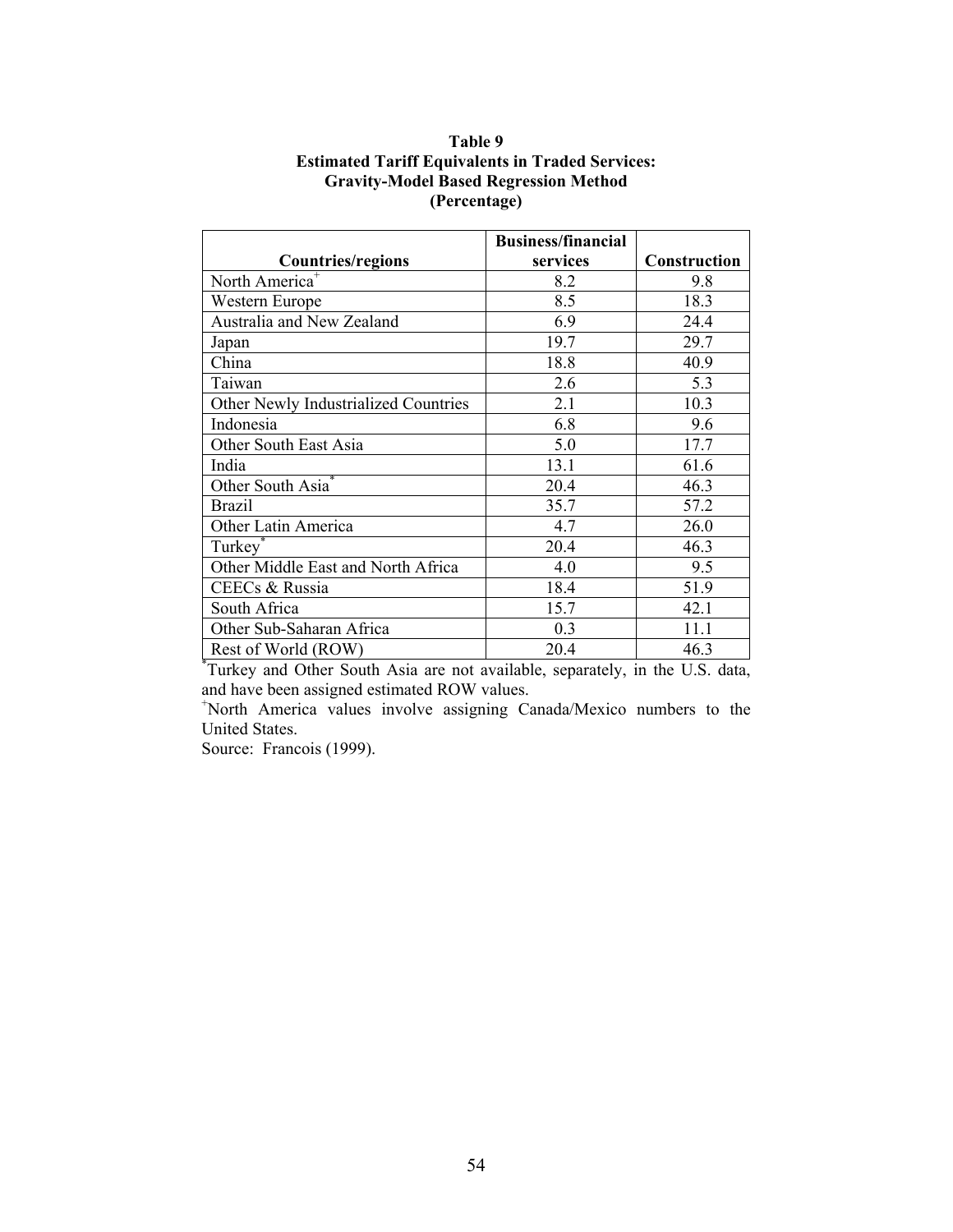**Table 9**
**Estimated Tariff Equivalents in Traded Services:**
**Gravity-Model Based Regression Method**
**(Percentage)**

| Countries/regions | Business/financial services | Construction |
|---|---|---|
| North America[+] | 8.2 | 9.8 |
| Western Europe | 8.5 | 18.3 |
| Australia and New Zealand | 6.9 | 24.4 |
| Japan | 19.7 | 29.7 |
| China | 18.8 | 40.9 |
| Taiwan | 2.6 | 5.3 |
| Other Newly Industrialized Countries | 2.1 | 10.3 |
| Indonesia | 6.8 | 9.6 |
| Other South East Asia | 5.0 | 17.7 |
| India | 13.1 | 61.6 |
| Other South Asia[*] | 20.4 | 46.3 |
| Brazil | 35.7 | 57.2 |
| Other Latin America | 4.7 | 26.0 |
| Turkey[*] | 20.4 | 46.3 |
| Other Middle East and North Africa | 4.0 | 9.5 |
| CEECs & Russia | 18.4 | 51.9 |
| South Africa | 15.7 | 42.1 |
| Other Sub-Saharan Africa | 0.3 | 11.1 |
| Rest of World (ROW) | 20.4 | 46.3 |

[*]Turkey and Other South Asia are not available, separately, in the U.S. data, and have been assigned estimated ROW values.

[+]North America values involve assigning Canada/Mexico numbers to the United States.

Source: Francois (1999).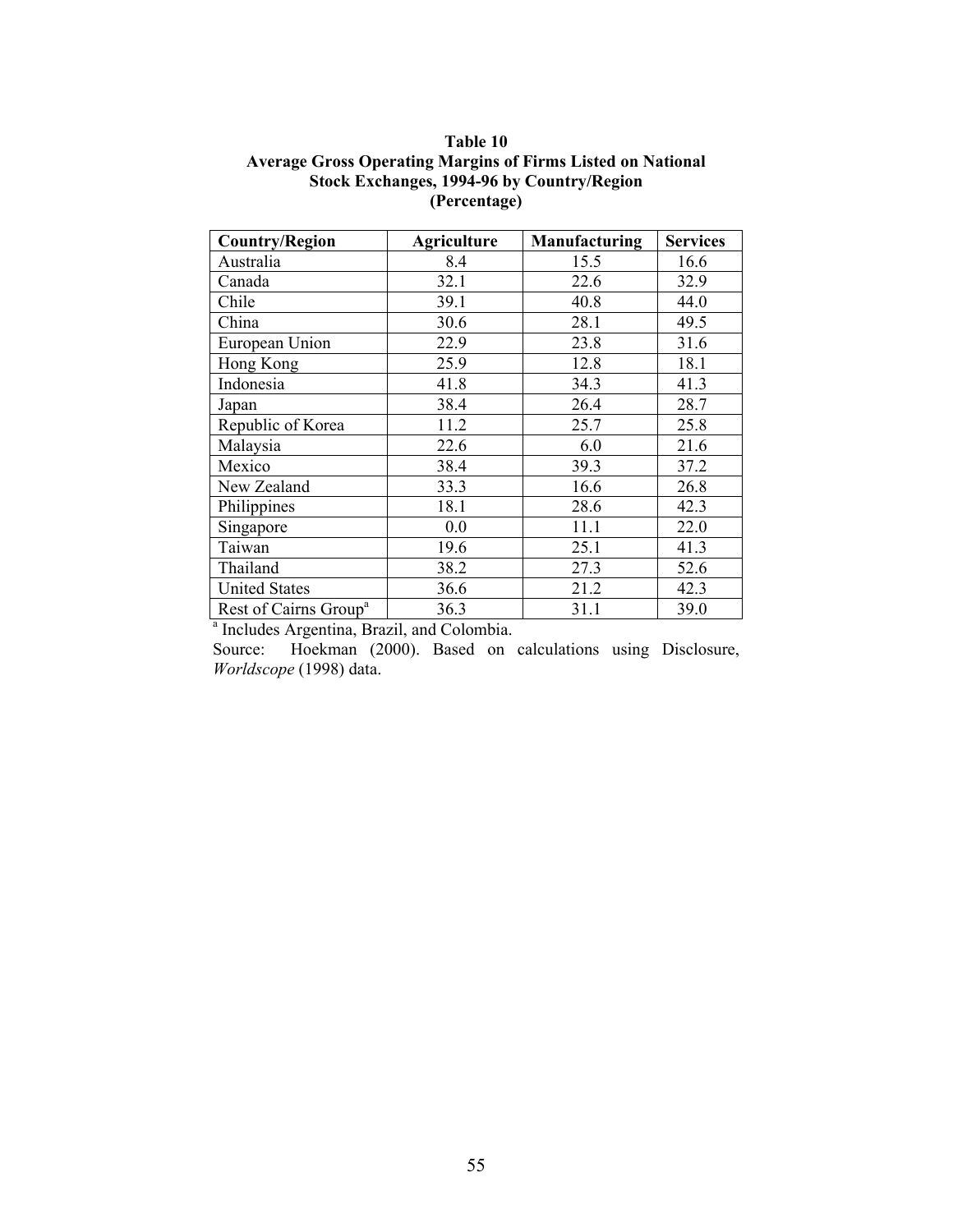**Table 10**
**Average Gross Operating Margins of Firms Listed on National Stock Exchanges, 1994-96 by Country/Region**
**(Percentage)**

| Country/Region | Agriculture | Manufacturing | Services |
|---|---|---|---|
| Australia | 8.4 | 15.5 | 16.6 |
| Canada | 32.1 | 22.6 | 32.9 |
| Chile | 39.1 | 40.8 | 44.0 |
| China | 30.6 | 28.1 | 49.5 |
| European Union | 22.9 | 23.8 | 31.6 |
| Hong Kong | 25.9 | 12.8 | 18.1 |
| Indonesia | 41.8 | 34.3 | 41.3 |
| Japan | 38.4 | 26.4 | 28.7 |
| Republic of Korea | 11.2 | 25.7 | 25.8 |
| Malaysia | 22.6 | 6.0 | 21.6 |
| Mexico | 38.4 | 39.3 | 37.2 |
| New Zealand | 33.3 | 16.6 | 26.8 |
| Philippines | 18.1 | 28.6 | 42.3 |
| Singapore | 0.0 | 11.1 | 22.0 |
| Taiwan | 19.6 | 25.1 | 41.3 |
| Thailand | 38.2 | 27.3 | 52.6 |
| United States | 36.6 | 21.2 | 42.3 |
| Rest of Cairns Group[a] | 36.3 | 31.1 | 39.0 |

[a] Includes Argentina, Brazil, and Colombia.

Source: Hoekman (2000). Based on calculations using Disclosure, *Worldscope* (1998) data.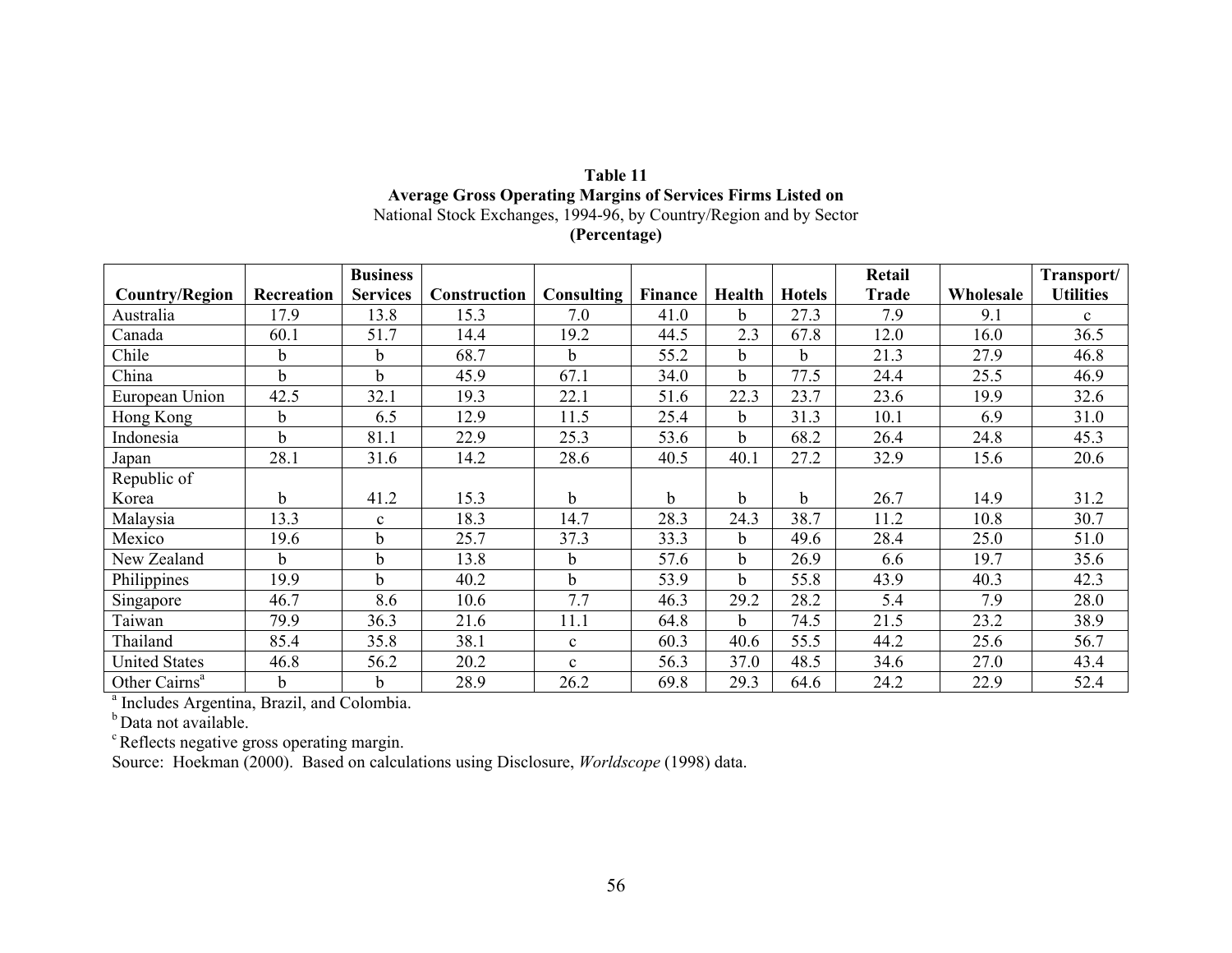**Table 11**
**Average Gross Operating Margins of Services Firms Listed on**
National Stock Exchanges, 1994-96, by Country/Region and by Sector
**(Percentage)**

| Country/Region | Recreation | Business Services | Construction | Consulting | Finance | Health | Hotels | Retail Trade | Wholesale | Transport/ Utilities |
|---|---|---|---|---|---|---|---|---|---|---|
| Australia | 17.9 | 13.8 | 15.3 | 7.0 | 41.0 | b | 27.3 | 7.9 | 9.1 | c |
| Canada | 60.1 | 51.7 | 14.4 | 19.2 | 44.5 | 2.3 | 67.8 | 12.0 | 16.0 | 36.5 |
| Chile | b | b | 68.7 | b | 55.2 | b | b | 21.3 | 27.9 | 46.8 |
| China | b | b | 45.9 | 67.1 | 34.0 | b | 77.5 | 24.4 | 25.5 | 46.9 |
| European Union | 42.5 | 32.1 | 19.3 | 22.1 | 51.6 | 22.3 | 23.7 | 23.6 | 19.9 | 32.6 |
| Hong Kong | b | 6.5 | 12.9 | 11.5 | 25.4 | b | 31.3 | 10.1 | 6.9 | 31.0 |
| Indonesia | b | 81.1 | 22.9 | 25.3 | 53.6 | b | 68.2 | 26.4 | 24.8 | 45.3 |
| Japan | 28.1 | 31.6 | 14.2 | 28.6 | 40.5 | 40.1 | 27.2 | 32.9 | 15.6 | 20.6 |
| Republic of Korea | b | 41.2 | 15.3 | b | b | b | b | 26.7 | 14.9 | 31.2 |
| Malaysia | 13.3 | c | 18.3 | 14.7 | 28.3 | 24.3 | 38.7 | 11.2 | 10.8 | 30.7 |
| Mexico | 19.6 | b | 25.7 | 37.3 | 33.3 | b | 49.6 | 28.4 | 25.0 | 51.0 |
| New Zealand | b | b | 13.8 | b | 57.6 | b | 26.9 | 6.6 | 19.7 | 35.6 |
| Philippines | 19.9 | b | 40.2 | b | 53.9 | b | 55.8 | 43.9 | 40.3 | 42.3 |
| Singapore | 46.7 | 8.6 | 10.6 | 7.7 | 46.3 | 29.2 | 28.2 | 5.4 | 7.9 | 28.0 |
| Taiwan | 79.9 | 36.3 | 21.6 | 11.1 | 64.8 | b | 74.5 | 21.5 | 23.2 | 38.9 |
| Thailand | 85.4 | 35.8 | 38.1 | c | 60.3 | 40.6 | 55.5 | 44.2 | 25.6 | 56.7 |
| United States | 46.8 | 56.2 | 20.2 | c | 56.3 | 37.0 | 48.5 | 34.6 | 27.0 | 43.4 |
| Other Cairns[a] | b | b | 28.9 | 26.2 | 69.8 | 29.3 | 64.6 | 24.2 | 22.9 | 52.4 |

[a] Includes Argentina, Brazil, and Colombia.
[b] Data not available.
[c] Reflects negative gross operating margin.
Source: Hoekman (2000). Based on calculations using Disclosure, *Worldscope* (1998) data.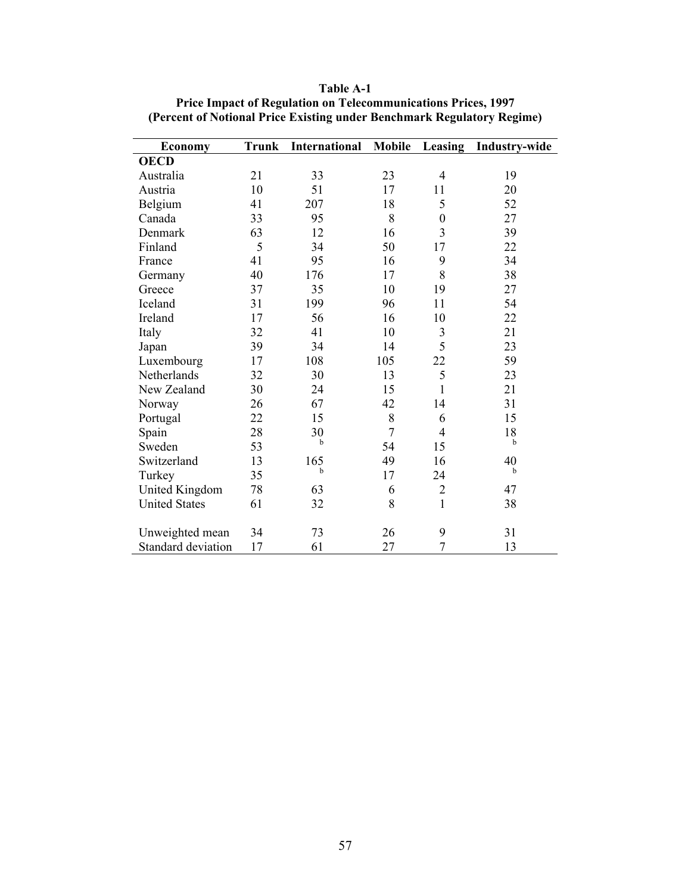**Table A-1**
**Price Impact of Regulation on Telecommunications Prices, 1997**
**(Percent of Notional Price Existing under Benchmark Regulatory Regime)**

| Economy | Trunk | International | Mobile | Leasing | Industry-wide |
|---|---|---|---|---|---|
| **OECD** | | | | | |
| Australia | 21 | 33 | 23 | 4 | 19 |
| Austria | 10 | 51 | 17 | 11 | 20 |
| Belgium | 41 | 207 | 18 | 5 | 52 |
| Canada | 33 | 95 | 8 | 0 | 27 |
| Denmark | 63 | 12 | 16 | 3 | 39 |
| Finland | 5 | 34 | 50 | 17 | 22 |
| France | 41 | 95 | 16 | 9 | 34 |
| Germany | 40 | 176 | 17 | 8 | 38 |
| Greece | 37 | 35 | 10 | 19 | 27 |
| Iceland | 31 | 199 | 96 | 11 | 54 |
| Ireland | 17 | 56 | 16 | 10 | 22 |
| Italy | 32 | 41 | 10 | 3 | 21 |
| Japan | 39 | 34 | 14 | 5 | 23 |
| Luxembourg | 17 | 108 | 105 | 22 | 59 |
| Netherlands | 32 | 30 | 13 | 5 | 23 |
| New Zealand | 30 | 24 | 15 | 1 | 21 |
| Norway | 26 | 67 | 42 | 14 | 31 |
| Portugal | 22 | 15 | 8 | 6 | 15 |
| Spain | 28 | 30 | 7 | 4 | 18 |
| Sweden | 53 | b | 54 | 15 | b |
| Switzerland | 13 | 165 | 49 | 16 | 40 |
| Turkey | 35 | b | 17 | 24 | b |
| United Kingdom | 78 | 63 | 6 | 2 | 47 |
| United States | 61 | 32 | 8 | 1 | 38 |
| | | | | | |
| Unweighted mean | 34 | 73 | 26 | 9 | 31 |
| Standard deviation | 17 | 61 | 27 | 7 | 13 |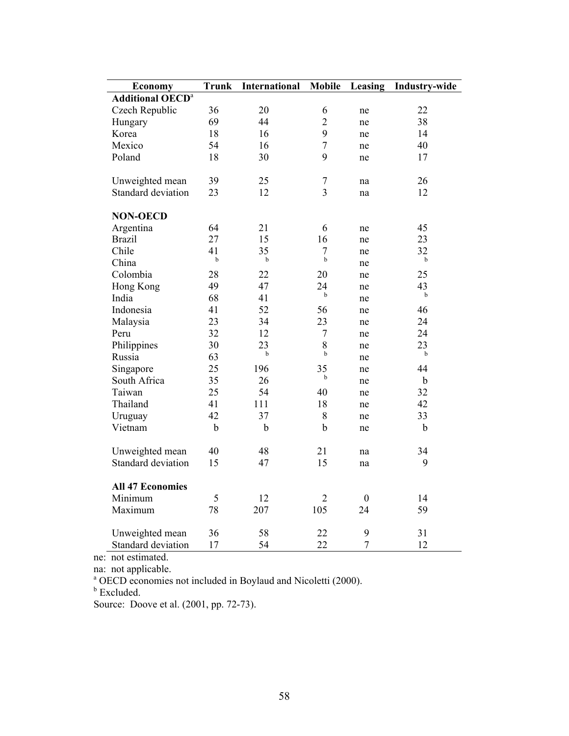| Economy | Trunk | International | Mobile | Leasing | Industry-wide |
|---|---|---|---|---|---|
| **Additional OECD**[a] | | | | | |
| Czech Republic | 36 | 20 | 6 | ne | 22 |
| Hungary | 69 | 44 | 2 | ne | 38 |
| Korea | 18 | 16 | 9 | ne | 14 |
| Mexico | 54 | 16 | 7 | ne | 40 |
| Poland | 18 | 30 | 9 | ne | 17 |
| | | | | | |
| Unweighted mean | 39 | 25 | 7 | na | 26 |
| Standard deviation | 23 | 12 | 3 | na | 12 |
| | | | | | |
| **NON-OECD** | | | | | |
| Argentina | 64 | 21 | 6 | ne | 45 |
| Brazil | 27 | 15 | 16 | ne | 23 |
| Chile | 41 | 35 | 7 | ne | 32 |
| China | b | b | b | ne | b |
| Colombia | 28 | 22 | 20 | ne | 25 |
| Hong Kong | 49 | 47 | 24 | ne | 43 |
| India | 68 | 41 | b | ne | b |
| Indonesia | 41 | 52 | 56 | ne | 46 |
| Malaysia | 23 | 34 | 23 | ne | 24 |
| Peru | 32 | 12 | 7 | ne | 24 |
| Philippines | 30 | 23 | 8 | ne | 23 |
| Russia | 63 | b | b | ne | b |
| Singapore | 25 | 196 | 35 | ne | 44 |
| South Africa | 35 | 26 | b | ne | b |
| Taiwan | 25 | 54 | 40 | ne | 32 |
| Thailand | 41 | 111 | 18 | ne | 42 |
| Uruguay | 42 | 37 | 8 | ne | 33 |
| Vietnam | b | b | b | ne | b |
| | | | | | |
| Unweighted mean | 40 | 48 | 21 | na | 34 |
| Standard deviation | 15 | 47 | 15 | na | 9 |
| | | | | | |
| **All 47 Economies** | | | | | |
| Minimum | 5 | 12 | 2 | 0 | 14 |
| Maximum | 78 | 207 | 105 | 24 | 59 |
| | | | | | |
| Unweighted mean | 36 | 58 | 22 | 9 | 31 |
| Standard deviation | 17 | 54 | 22 | 7 | 12 |

ne: not estimated.

na: not applicable.

[a] OECD economies not included in Boylaud and Nicoletti (2000).

[b] Excluded.

Source: Doove et al. (2001, pp. 72-73).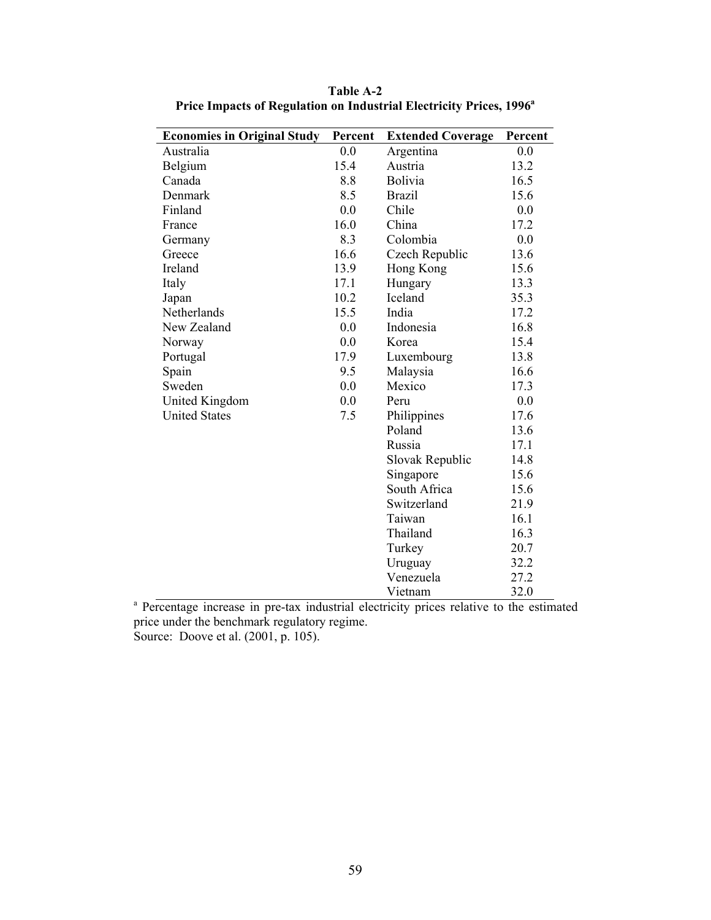**Table A-2**
**Price Impacts of Regulation on Industrial Electricity Prices, 1996[a]**

| Economies in Original Study | Percent | Extended Coverage | Percent |
|---|---|---|---|
| Australia | 0.0 | Argentina | 0.0 |
| Belgium | 15.4 | Austria | 13.2 |
| Canada | 8.8 | Bolivia | 16.5 |
| Denmark | 8.5 | Brazil | 15.6 |
| Finland | 0.0 | Chile | 0.0 |
| France | 16.0 | China | 17.2 |
| Germany | 8.3 | Colombia | 0.0 |
| Greece | 16.6 | Czech Republic | 13.6 |
| Ireland | 13.9 | Hong Kong | 15.6 |
| Italy | 17.1 | Hungary | 13.3 |
| Japan | 10.2 | Iceland | 35.3 |
| Netherlands | 15.5 | India | 17.2 |
| New Zealand | 0.0 | Indonesia | 16.8 |
| Norway | 0.0 | Korea | 15.4 |
| Portugal | 17.9 | Luxembourg | 13.8 |
| Spain | 9.5 | Malaysia | 16.6 |
| Sweden | 0.0 | Mexico | 17.3 |
| United Kingdom | 0.0 | Peru | 0.0 |
| United States | 7.5 | Philippines | 17.6 |
| | | Poland | 13.6 |
| | | Russia | 17.1 |
| | | Slovak Republic | 14.8 |
| | | Singapore | 15.6 |
| | | South Africa | 15.6 |
| | | Switzerland | 21.9 |
| | | Taiwan | 16.1 |
| | | Thailand | 16.3 |
| | | Turkey | 20.7 |
| | | Uruguay | 32.2 |
| | | Venezuela | 27.2 |
| | | Vietnam | 32.0 |

[a] Percentage increase in pre-tax industrial electricity prices relative to the estimated price under the benchmark regulatory regime.

Source: Doove et al. (2001, p. 105).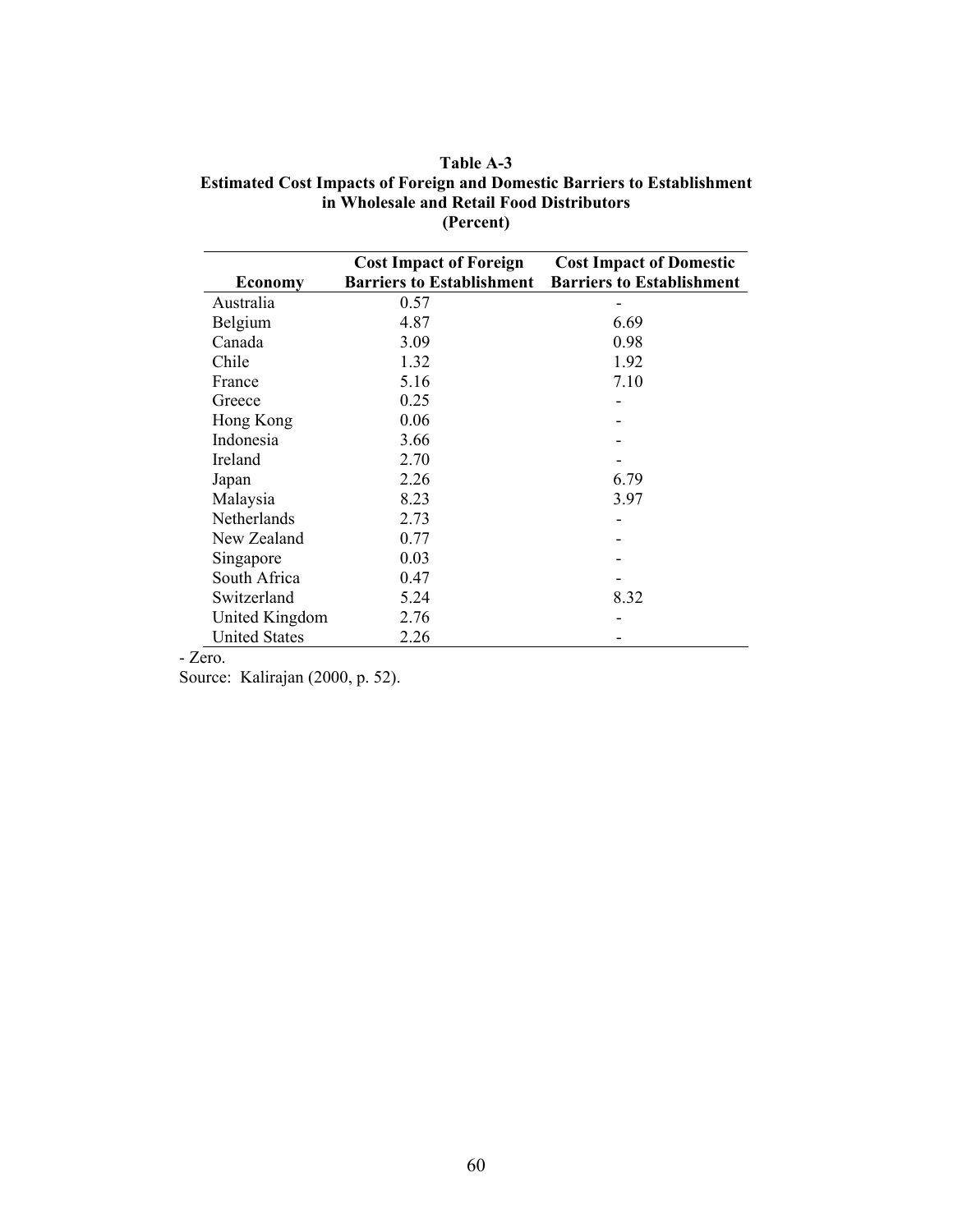**Table A-3**
**Estimated Cost Impacts of Foreign and Domestic Barriers to Establishment in Wholesale and Retail Food Distributors**
**(Percent)**

| Economy | Cost Impact of Foreign Barriers to Establishment | Cost Impact of Domestic Barriers to Establishment |
|---|---|---|
| Australia | 0.57 | - |
| Belgium | 4.87 | 6.69 |
| Canada | 3.09 | 0.98 |
| Chile | 1.32 | 1.92 |
| France | 5.16 | 7.10 |
| Greece | 0.25 | - |
| Hong Kong | 0.06 | - |
| Indonesia | 3.66 | - |
| Ireland | 2.70 | - |
| Japan | 2.26 | 6.79 |
| Malaysia | 8.23 | 3.97 |
| Netherlands | 2.73 | - |
| New Zealand | 0.77 | - |
| Singapore | 0.03 | - |
| South Africa | 0.47 | - |
| Switzerland | 5.24 | 8.32 |
| United Kingdom | 2.76 | - |
| United States | 2.26 | - |

- Zero.

Source: Kalirajan (2000, p. 52).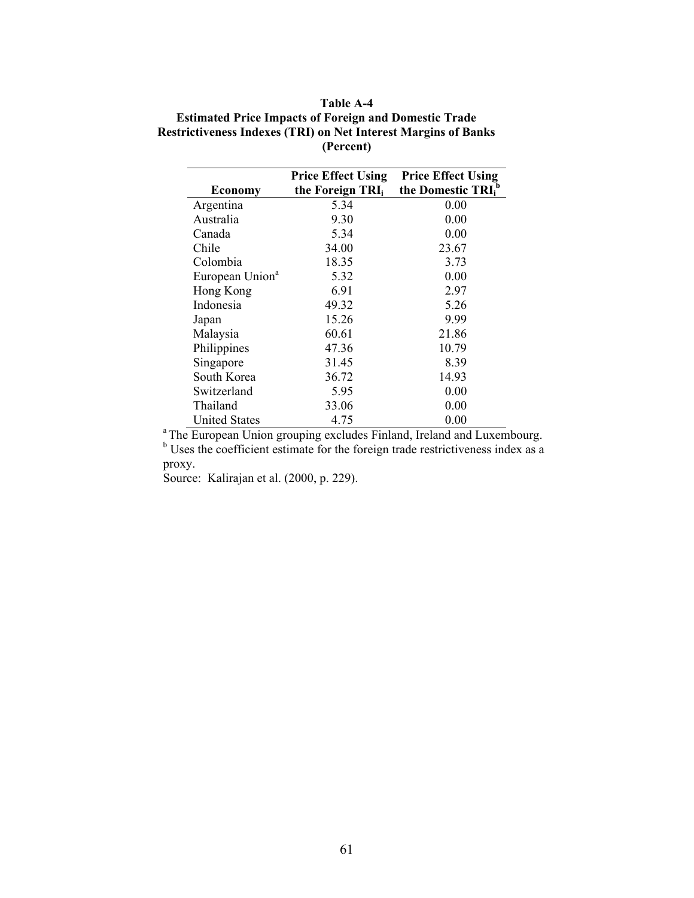**Table A-4**
**Estimated Price Impacts of Foreign and Domestic Trade Restrictiveness Indexes (TRI) on Net Interest Margins of Banks**
**(Percent)**

| Economy | Price Effect Using the Foreign $TRI_i$ | Price Effect Using the Domestic $TRI_i$[b] |
|---|---|---|
| Argentina | 5.34 | 0.00 |
| Australia | 9.30 | 0.00 |
| Canada | 5.34 | 0.00 |
| Chile | 34.00 | 23.67 |
| Colombia | 18.35 | 3.73 |
| European Union[a] | 5.32 | 0.00 |
| Hong Kong | 6.91 | 2.97 |
| Indonesia | 49.32 | 5.26 |
| Japan | 15.26 | 9.99 |
| Malaysia | 60.61 | 21.86 |
| Philippines | 47.36 | 10.79 |
| Singapore | 31.45 | 8.39 |
| South Korea | 36.72 | 14.93 |
| Switzerland | 5.95 | 0.00 |
| Thailand | 33.06 | 0.00 |
| United States | 4.75 | 0.00 |

[a] The European Union grouping excludes Finland, Ireland and Luxembourg.
[b] Uses the coefficient estimate for the foreign trade restrictiveness index as a proxy.
Source: Kalirajan et al. (2000, p. 229).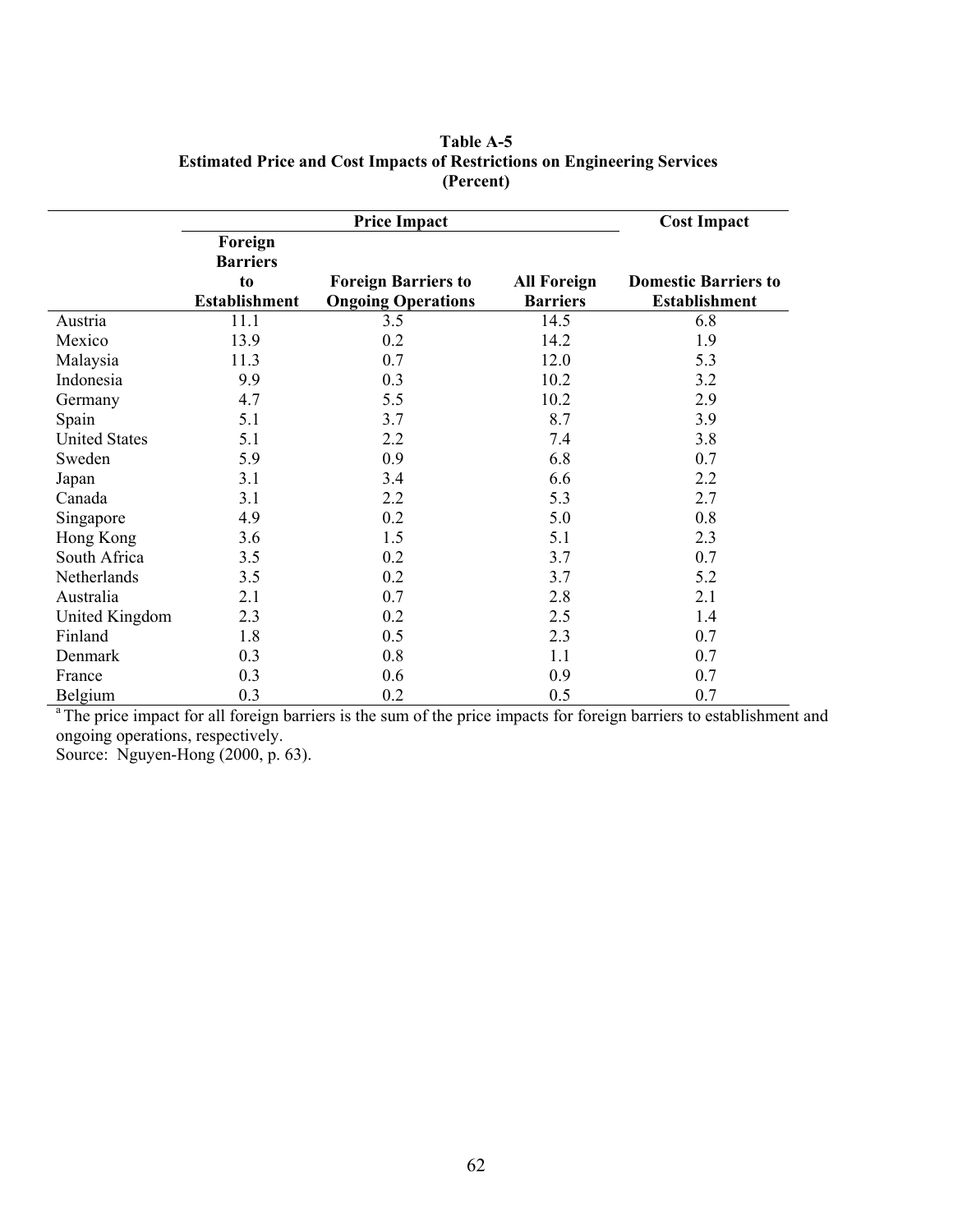**Table A-5**
**Estimated Price and Cost Impacts of Restrictions on Engineering Services**
**(Percent)**

| | Price Impact | | | Cost Impact |
|---|---|---|---|---|
| | Foreign Barriers to Establishment | Foreign Barriers to Ongoing Operations | All Foreign Barriers | Domestic Barriers to Establishment |
| Austria | 11.1 | 3.5 | 14.5 | 6.8 |
| Mexico | 13.9 | 0.2 | 14.2 | 1.9 |
| Malaysia | 11.3 | 0.7 | 12.0 | 5.3 |
| Indonesia | 9.9 | 0.3 | 10.2 | 3.2 |
| Germany | 4.7 | 5.5 | 10.2 | 2.9 |
| Spain | 5.1 | 3.7 | 8.7 | 3.9 |
| United States | 5.1 | 2.2 | 7.4 | 3.8 |
| Sweden | 5.9 | 0.9 | 6.8 | 0.7 |
| Japan | 3.1 | 3.4 | 6.6 | 2.2 |
| Canada | 3.1 | 2.2 | 5.3 | 2.7 |
| Singapore | 4.9 | 0.2 | 5.0 | 0.8 |
| Hong Kong | 3.6 | 1.5 | 5.1 | 2.3 |
| South Africa | 3.5 | 0.2 | 3.7 | 0.7 |
| Netherlands | 3.5 | 0.2 | 3.7 | 5.2 |
| Australia | 2.1 | 0.7 | 2.8 | 2.1 |
| United Kingdom | 2.3 | 0.2 | 2.5 | 1.4 |
| Finland | 1.8 | 0.5 | 2.3 | 0.7 |
| Denmark | 0.3 | 0.8 | 1.1 | 0.7 |
| France | 0.3 | 0.6 | 0.9 | 0.7 |
| Belgium | 0.3 | 0.2 | 0.5 | 0.7 |

[a] The price impact for all foreign barriers is the sum of the price impacts for foreign barriers to establishment and ongoing operations, respectively.

Source: Nguyen-Hong (2000, p. 63).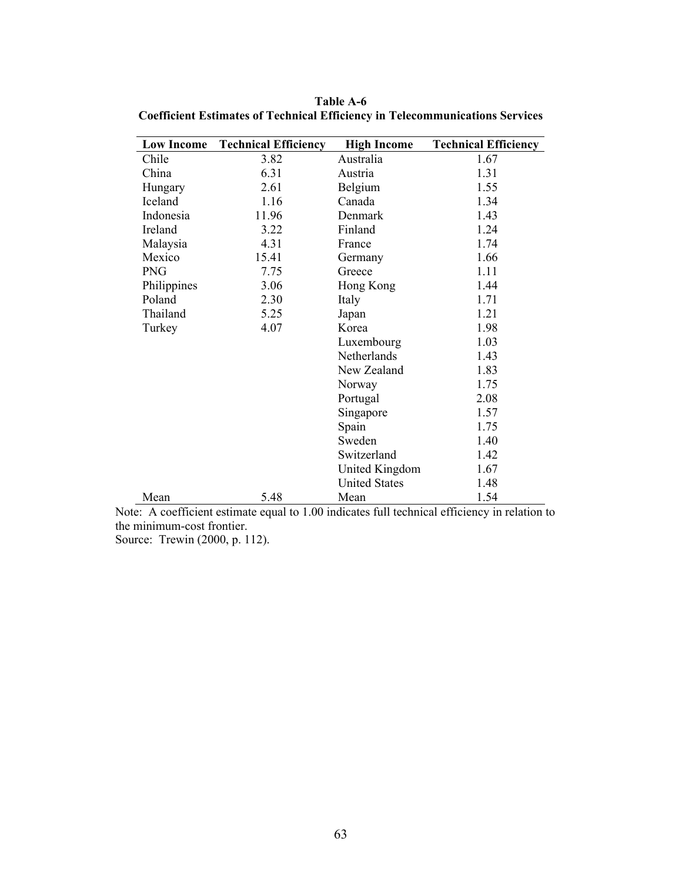**Table A-6**
**Coefficient Estimates of Technical Efficiency in Telecommunications Services**

| Low Income | Technical Efficiency | High Income | Technical Efficiency |
|---|---|---|---|
| Chile | 3.82 | Australia | 1.67 |
| China | 6.31 | Austria | 1.31 |
| Hungary | 2.61 | Belgium | 1.55 |
| Iceland | 1.16 | Canada | 1.34 |
| Indonesia | 11.96 | Denmark | 1.43 |
| Ireland | 3.22 | Finland | 1.24 |
| Malaysia | 4.31 | France | 1.74 |
| Mexico | 15.41 | Germany | 1.66 |
| PNG | 7.75 | Greece | 1.11 |
| Philippines | 3.06 | Hong Kong | 1.44 |
| Poland | 2.30 | Italy | 1.71 |
| Thailand | 5.25 | Japan | 1.21 |
| Turkey | 4.07 | Korea | 1.98 |
| | | Luxembourg | 1.03 |
| | | Netherlands | 1.43 |
| | | New Zealand | 1.83 |
| | | Norway | 1.75 |
| | | Portugal | 2.08 |
| | | Singapore | 1.57 |
| | | Spain | 1.75 |
| | | Sweden | 1.40 |
| | | Switzerland | 1.42 |
| | | United Kingdom | 1.67 |
| | | United States | 1.48 |
| Mean | 5.48 | Mean | 1.54 |

Note: A coefficient estimate equal to 1.00 indicates full technical efficiency in relation to the minimum-cost frontier.
Source: Trewin (2000, p. 112).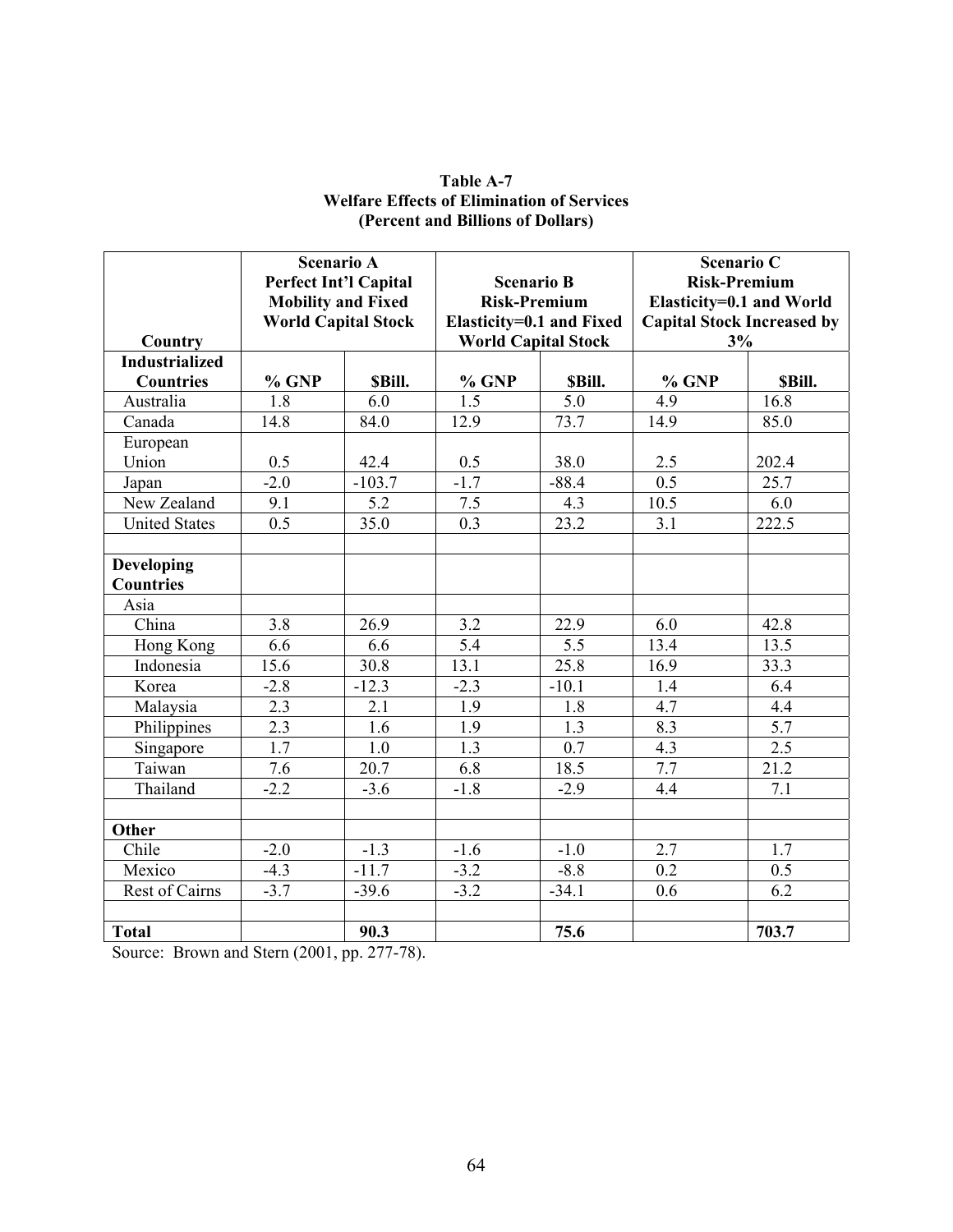**Table A-7**
**Welfare Effects of Elimination of Services**
**(Percent and Billions of Dollars)**

| Country | Scenario A Perfect Int'l Capital Mobility and Fixed World Capital Stock | | Scenario B Risk-Premium Elasticity=0.1 and Fixed World Capital Stock | | Scenario C Risk-Premium Elasticity=0.1 and World Capital Stock Increased by 3% | |
|---|---|---|---|---|---|---|
| **Industrialized Countries** | **% GNP** | **$Bill.** | **% GNP** | **$Bill.** | **% GNP** | **$Bill.** |
| Australia | 1.8 | 6.0 | 1.5 | 5.0 | 4.9 | 16.8 |
| Canada | 14.8 | 84.0 | 12.9 | 73.7 | 14.9 | 85.0 |
| European Union | 0.5 | 42.4 | 0.5 | 38.0 | 2.5 | 202.4 |
| Japan | -2.0 | -103.7 | -1.7 | -88.4 | 0.5 | 25.7 |
| New Zealand | 9.1 | 5.2 | 7.5 | 4.3 | 10.5 | 6.0 |
| United States | 0.5 | 35.0 | 0.3 | 23.2 | 3.1 | 222.5 |
| | | | | | | |
| **Developing Countries** | | | | | | |
| Asia | | | | | | |
| China | 3.8 | 26.9 | 3.2 | 22.9 | 6.0 | 42.8 |
| Hong Kong | 6.6 | 6.6 | 5.4 | 5.5 | 13.4 | 13.5 |
| Indonesia | 15.6 | 30.8 | 13.1 | 25.8 | 16.9 | 33.3 |
| Korea | -2.8 | -12.3 | -2.3 | -10.1 | 1.4 | 6.4 |
| Malaysia | 2.3 | 2.1 | 1.9 | 1.8 | 4.7 | 4.4 |
| Philippines | 2.3 | 1.6 | 1.9 | 1.3 | 8.3 | 5.7 |
| Singapore | 1.7 | 1.0 | 1.3 | 0.7 | 4.3 | 2.5 |
| Taiwan | 7.6 | 20.7 | 6.8 | 18.5 | 7.7 | 21.2 |
| Thailand | -2.2 | -3.6 | -1.8 | -2.9 | 4.4 | 7.1 |
| | | | | | | |
| **Other** | | | | | | |
| Chile | -2.0 | -1.3 | -1.6 | -1.0 | 2.7 | 1.7 |
| Mexico | -4.3 | -11.7 | -3.2 | -8.8 | 0.2 | 0.5 |
| Rest of Cairns | -3.7 | -39.6 | -3.2 | -34.1 | 0.6 | 6.2 |
| | | | | | | |
| **Total** | | **90.3** | | **75.6** | | **703.7** |

Source: Brown and Stern (2001, pp. 277-78).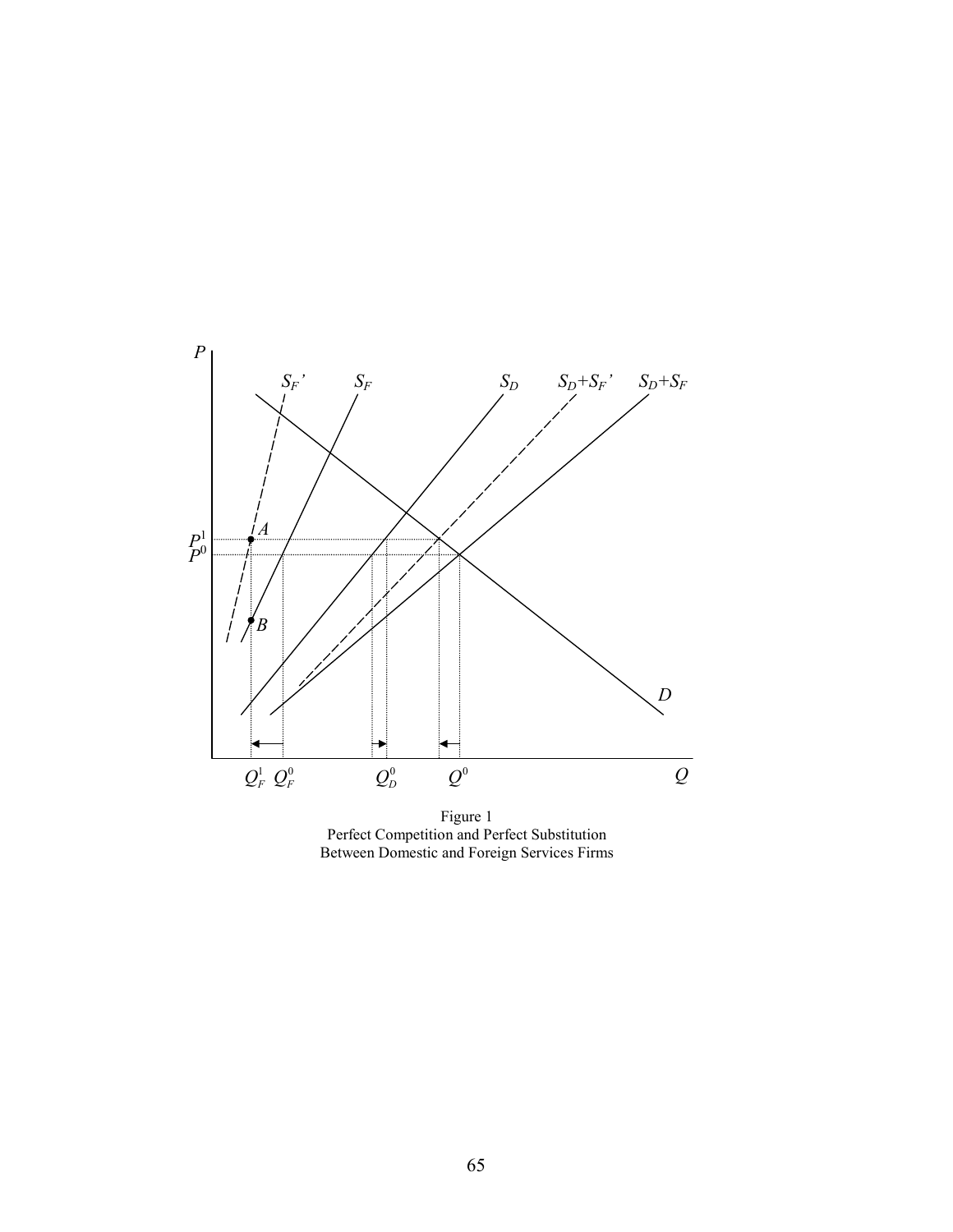Figure 1
Perfect Competition and Perfect Substitution
Between Domestic and Foreign Services Firms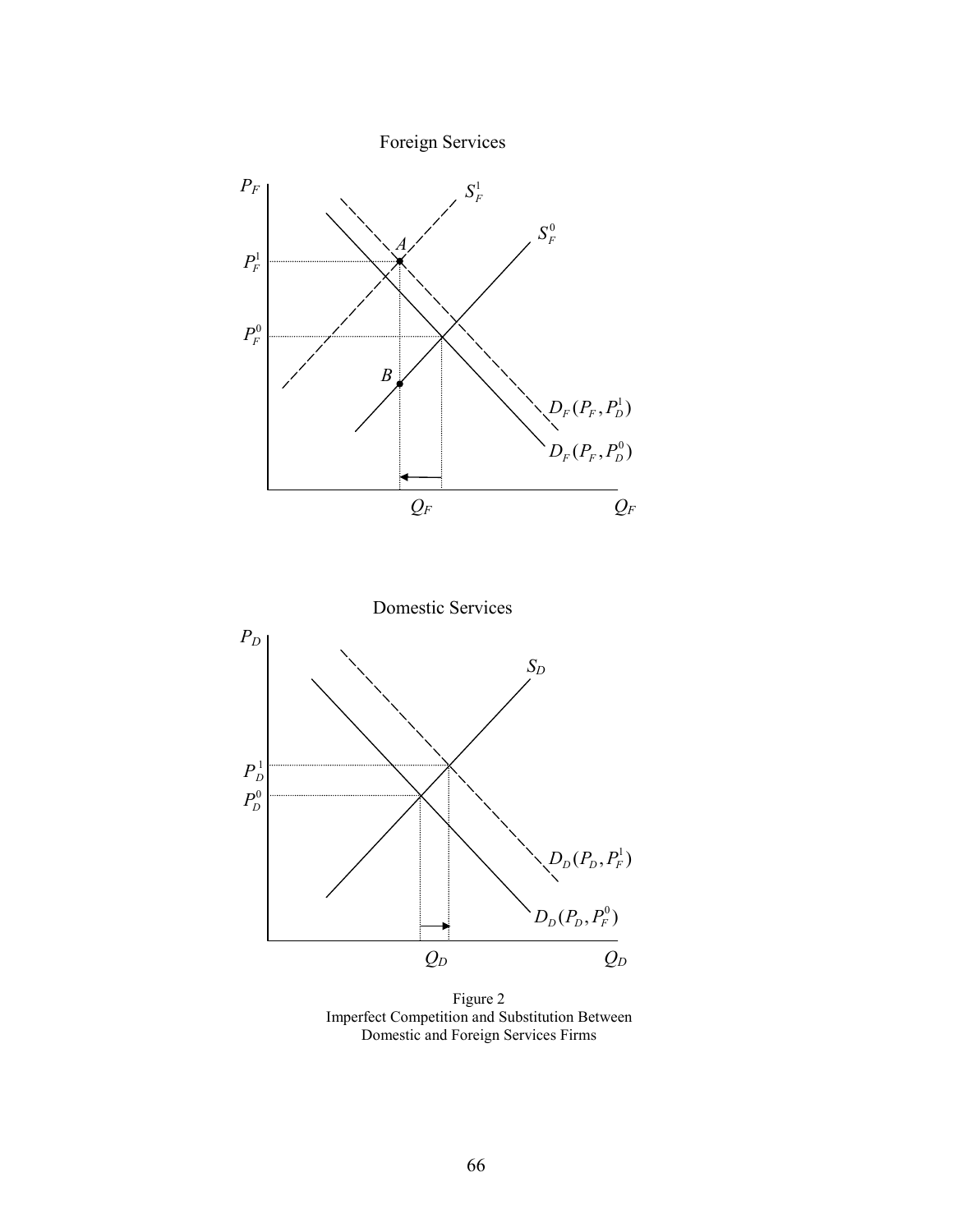Foreign Services

Domestic Services

Figure 2
Imperfect Competition and Substitution Between Domestic and Foreign Services Firms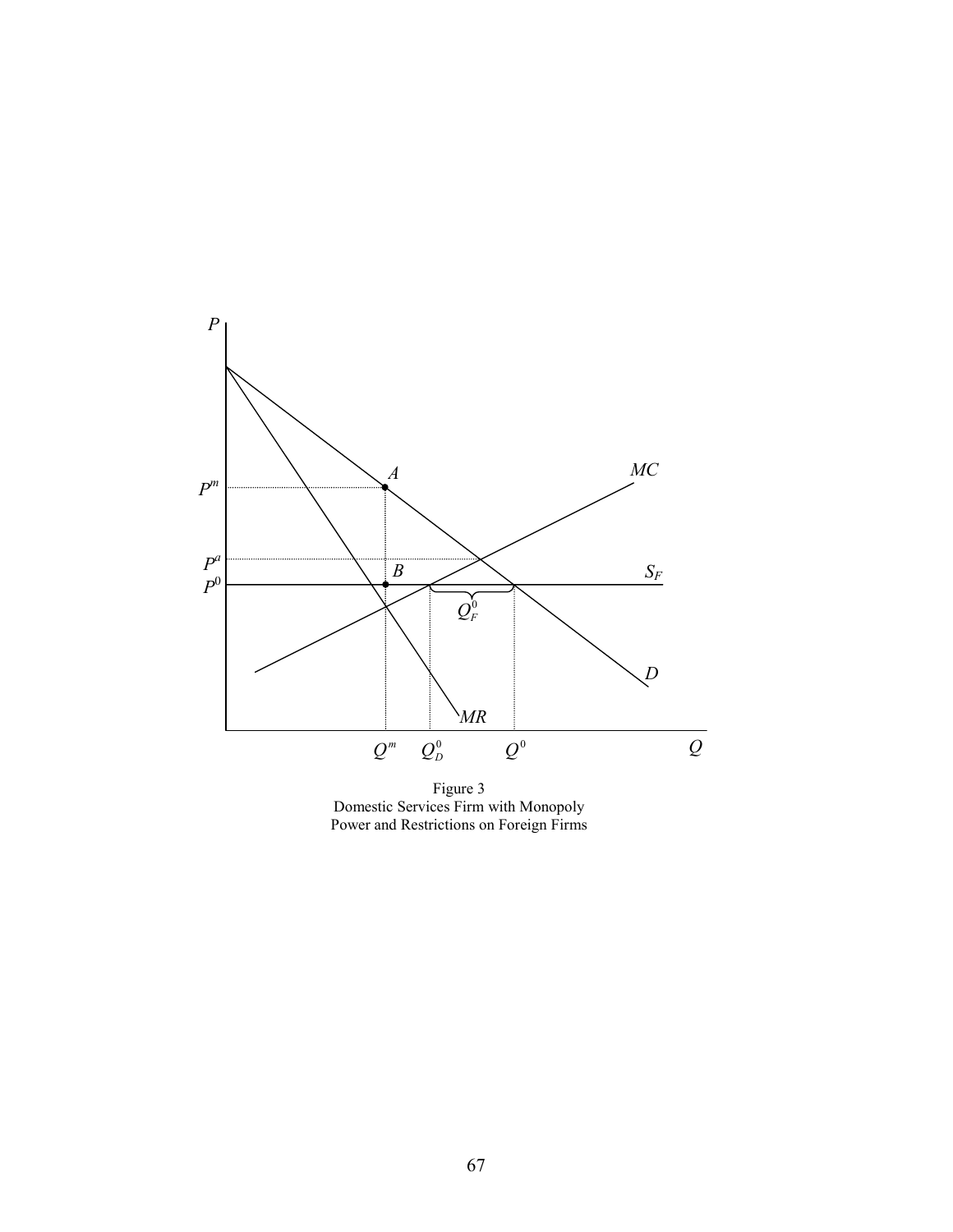Figure 3
Domestic Services Firm with Monopoly Power and Restrictions on Foreign Firms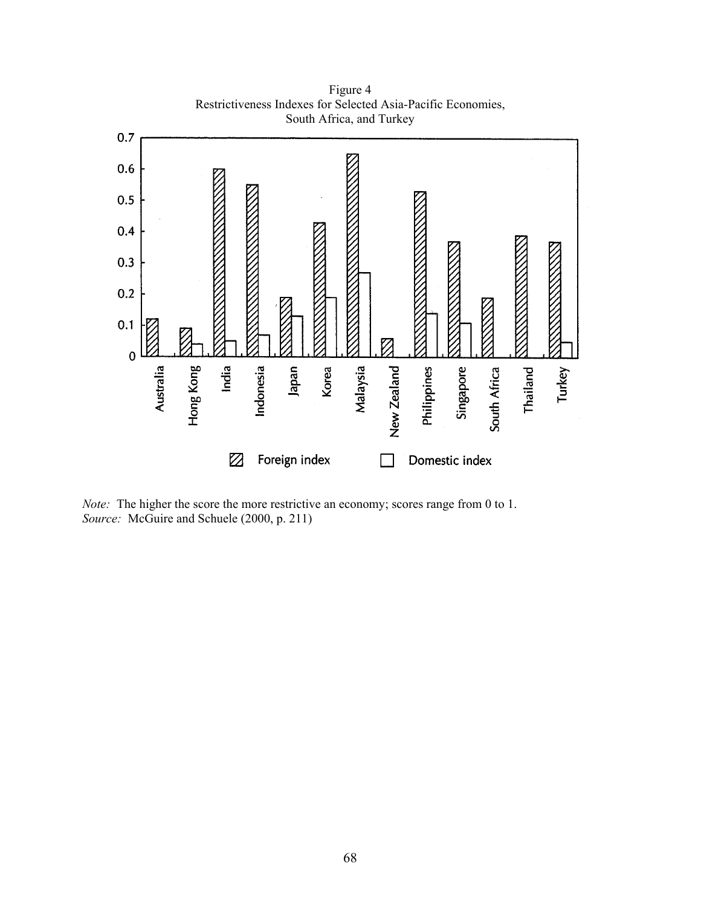Figure 4
Restrictiveness Indexes for Selected Asia-Pacific Economies, South Africa, and Turkey

*Note:* The higher the score the more restrictive an economy; scores range from 0 to 1.
*Source:* McGuire and Schuele (2000, p. 211)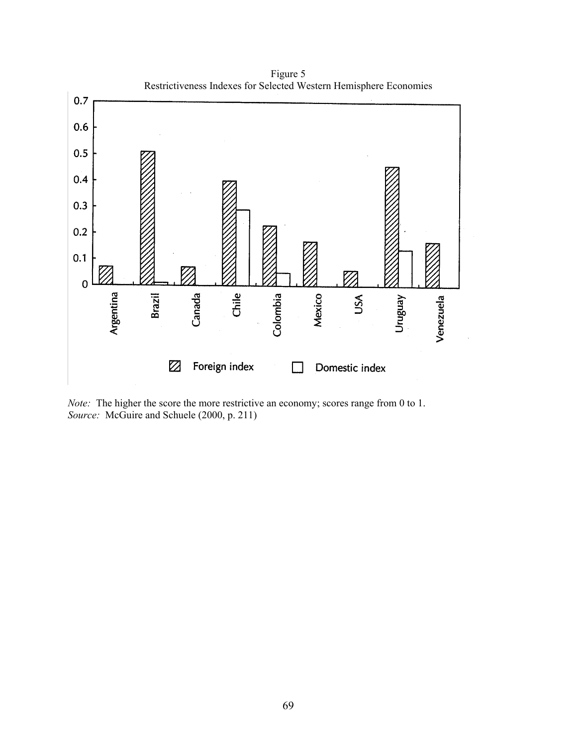Figure 5
Restrictiveness Indexes for Selected Western Hemisphere Economies

*Note:* The higher the score the more restrictive an economy; scores range from 0 to 1.
*Source:* McGuire and Schuele (2000, p. 211)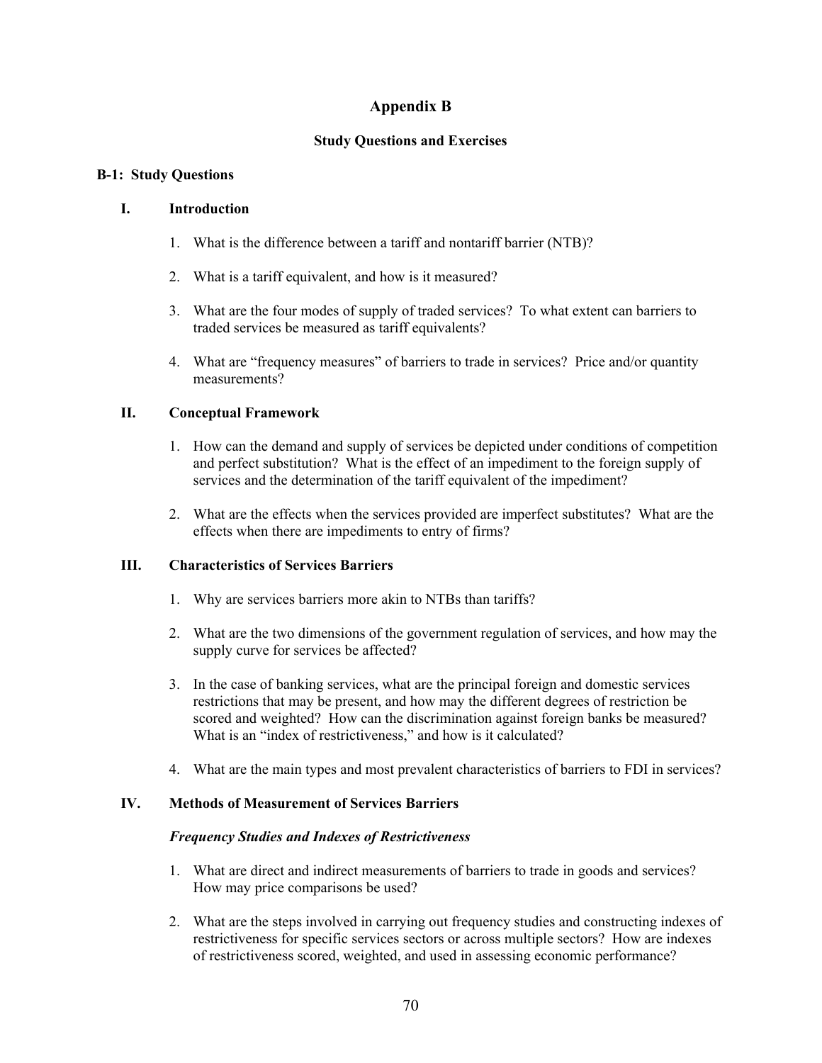# Appendix B

## Study Questions and Exercises

### B-1: Study Questions

#### I. Introduction

1. What is the difference between a tariff and nontariff barrier (NTB)?

2. What is a tariff equivalent, and how is it measured?

3. What are the four modes of supply of traded services? To what extent can barriers to traded services be measured as tariff equivalents?

4. What are "frequency measures" of barriers to trade in services? Price and/or quantity measurements?

#### II. Conceptual Framework

1. How can the demand and supply of services be depicted under conditions of competition and perfect substitution? What is the effect of an impediment to the foreign supply of services and the determination of the tariff equivalent of the impediment?

2. What are the effects when the services provided are imperfect substitutes? What are the effects when there are impediments to entry of firms?

#### III. Characteristics of Services Barriers

1. Why are services barriers more akin to NTBs than tariffs?

2. What are the two dimensions of the government regulation of services, and how may the supply curve for services be affected?

3. In the case of banking services, what are the principal foreign and domestic services restrictions that may be present, and how may the different degrees of restriction be scored and weighted? How can the discrimination against foreign banks be measured? What is an "index of restrictiveness," and how is it calculated?

4. What are the main types and most prevalent characteristics of barriers to FDI in services?

#### IV. Methods of Measurement of Services Barriers

***Frequency Studies and Indexes of Restrictiveness***

1. What are direct and indirect measurements of barriers to trade in goods and services? How may price comparisons be used?

2. What are the steps involved in carrying out frequency studies and constructing indexes of restrictiveness for specific services sectors or across multiple sectors? How are indexes of restrictiveness scored, weighted, and used in assessing economic performance?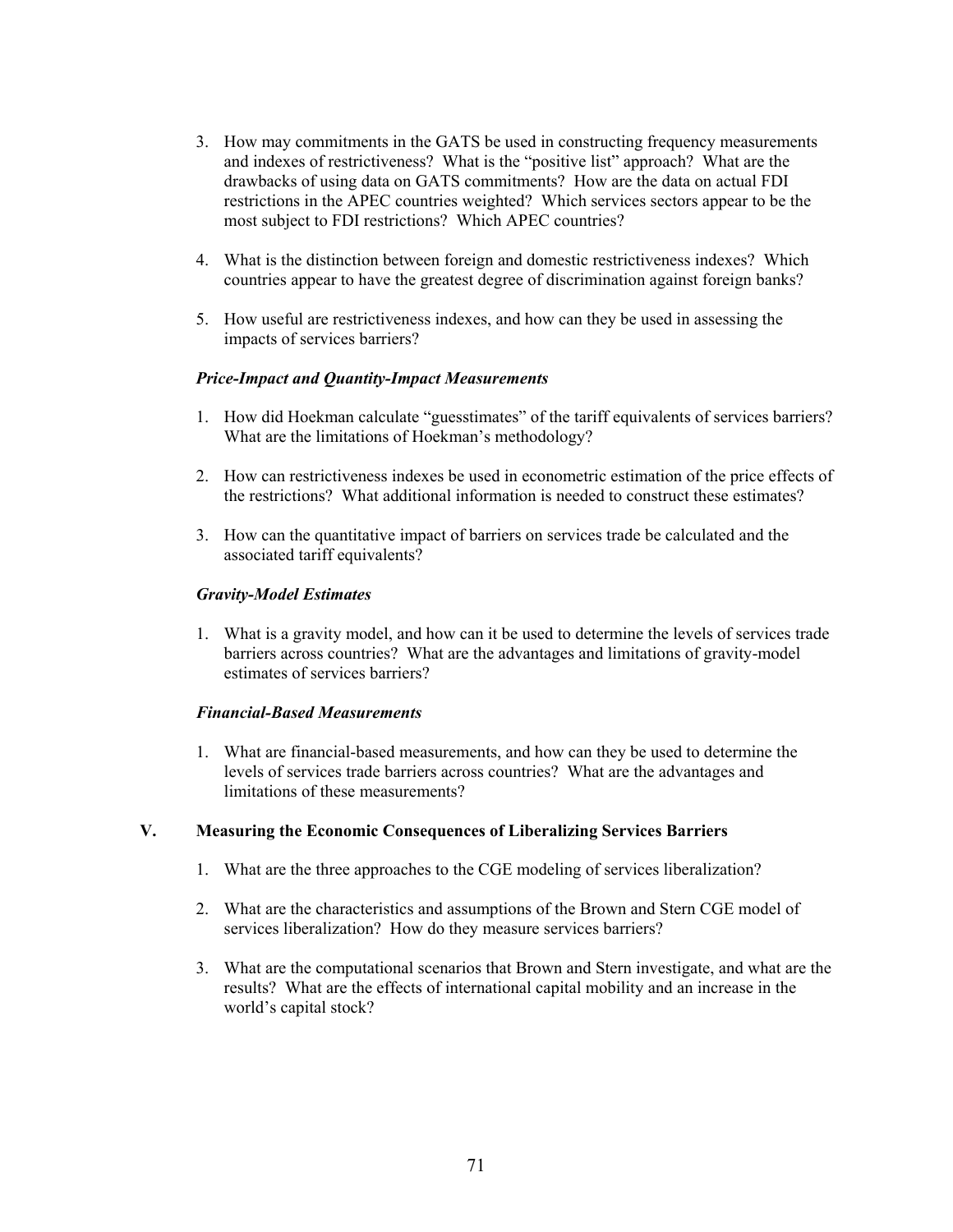3. How may commitments in the GATS be used in constructing frequency measurements and indexes of restrictiveness? What is the "positive list" approach? What are the drawbacks of using data on GATS commitments? How are the data on actual FDI restrictions in the APEC countries weighted? Which services sectors appear to be the most subject to FDI restrictions? Which APEC countries?

4. What is the distinction between foreign and domestic restrictiveness indexes? Which countries appear to have the greatest degree of discrimination against foreign banks?

5. How useful are restrictiveness indexes, and how can they be used in assessing the impacts of services barriers?

***Price-Impact and Quantity-Impact Measurements***

1. How did Hoekman calculate "guesstimates" of the tariff equivalents of services barriers? What are the limitations of Hoekman's methodology?

2. How can restrictiveness indexes be used in econometric estimation of the price effects of the restrictions? What additional information is needed to construct these estimates?

3. How can the quantitative impact of barriers on services trade be calculated and the associated tariff equivalents?

***Gravity-Model Estimates***

1. What is a gravity model, and how can it be used to determine the levels of services trade barriers across countries? What are the advantages and limitations of gravity-model estimates of services barriers?

***Financial-Based Measurements***

1. What are financial-based measurements, and how can they be used to determine the levels of services trade barriers across countries? What are the advantages and limitations of these measurements?

## V. Measuring the Economic Consequences of Liberalizing Services Barriers

1. What are the three approaches to the CGE modeling of services liberalization?

2. What are the characteristics and assumptions of the Brown and Stern CGE model of services liberalization? How do they measure services barriers?

3. What are the computational scenarios that Brown and Stern investigate, and what are the results? What are the effects of international capital mobility and an increase in the world's capital stock?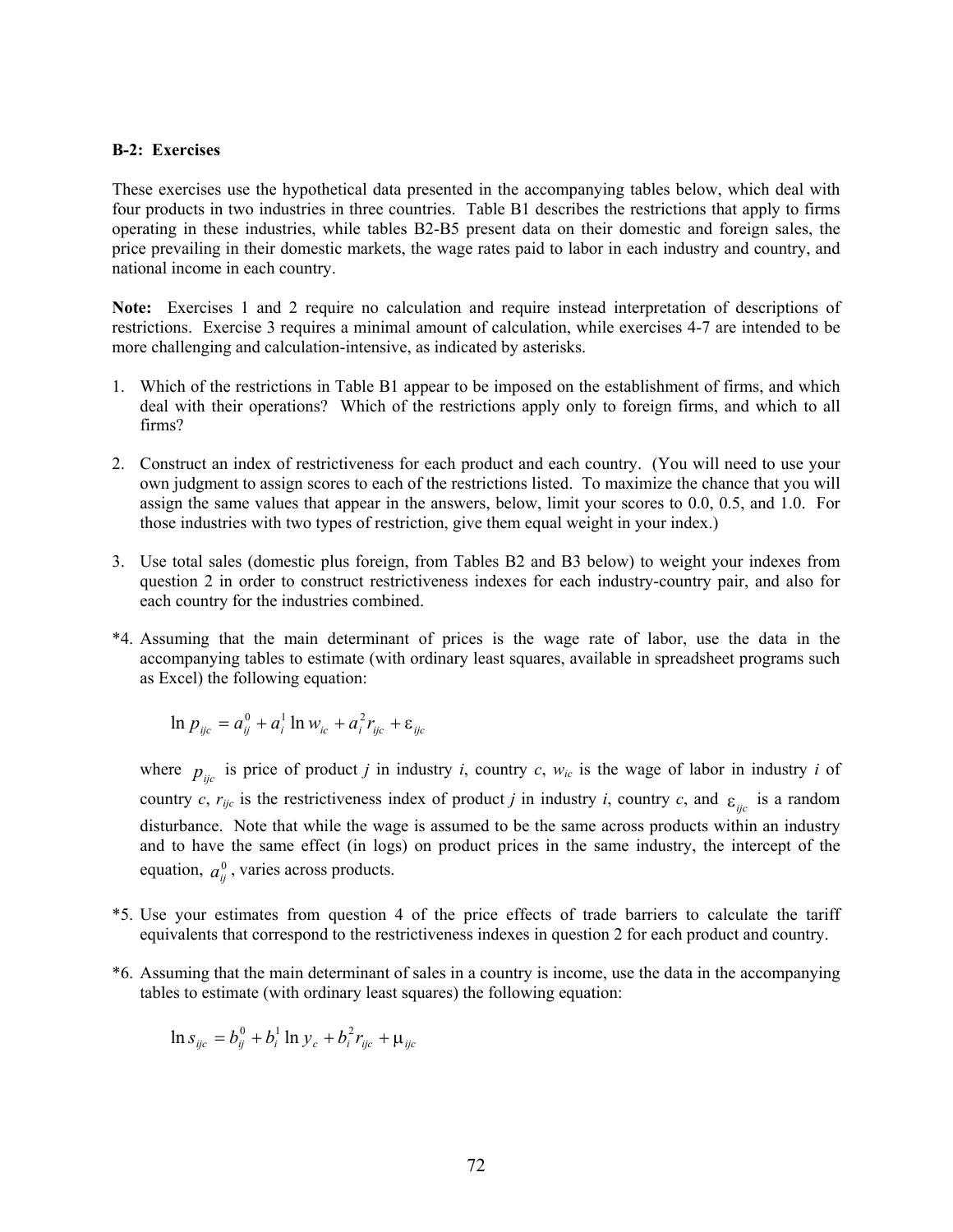**B-2: Exercises**

These exercises use the hypothetical data presented in the accompanying tables below, which deal with four products in two industries in three countries. Table B1 describes the restrictions that apply to firms operating in these industries, while tables B2-B5 present data on their domestic and foreign sales, the price prevailing in their domestic markets, the wage rates paid to labor in each industry and country, and national income in each country.

**Note:** Exercises 1 and 2 require no calculation and require instead interpretation of descriptions of restrictions. Exercise 3 requires a minimal amount of calculation, while exercises 4-7 are intended to be more challenging and calculation-intensive, as indicated by asterisks.

1. Which of the restrictions in Table B1 appear to be imposed on the establishment of firms, and which deal with their operations? Which of the restrictions apply only to foreign firms, and which to all firms?

2. Construct an index of restrictiveness for each product and each country. (You will need to use your own judgment to assign scores to each of the restrictions listed. To maximize the chance that you will assign the same values that appear in the answers, below, limit your scores to 0.0, 0.5, and 1.0. For those industries with two types of restriction, give them equal weight in your index.)

3. Use total sales (domestic plus foreign, from Tables B2 and B3 below) to weight your indexes from question 2 in order to construct restrictiveness indexes for each industry-country pair, and also for each country for the industries combined.

*4. Assuming that the main determinant of prices is the wage rate of labor, use the data in the accompanying tables to estimate (with ordinary least squares, available in spreadsheet programs such as Excel) the following equation:

$$\ln p_{ijc} = a_{ij}^{0} + a_{i}^{1} \ln w_{ic} + a_{i}^{2} r_{ijc} + \varepsilon_{ijc}$$

where $p_{ijc}$ is price of product *j* in industry *i*, country *c*, $w_{ic}$ is the wage of labor in industry *i* of country *c*, $r_{ijc}$ is the restrictiveness index of product *j* in industry *i*, country *c*, and $\varepsilon_{ijc}$ is a random disturbance. Note that while the wage is assumed to be the same across products within an industry and to have the same effect (in logs) on product prices in the same industry, the intercept of the equation, $a_{ij}^{0}$, varies across products.

*5. Use your estimates from question 4 of the price effects of trade barriers to calculate the tariff equivalents that correspond to the restrictiveness indexes in question 2 for each product and country.

*6. Assuming that the main determinant of sales in a country is income, use the data in the accompanying tables to estimate (with ordinary least squares) the following equation:

$$\ln s_{ijc} = b_{ij}^{0} + b_{i}^{1} \ln y_{c} + b_{i}^{2} r_{ijc} + \mu_{ijc}$$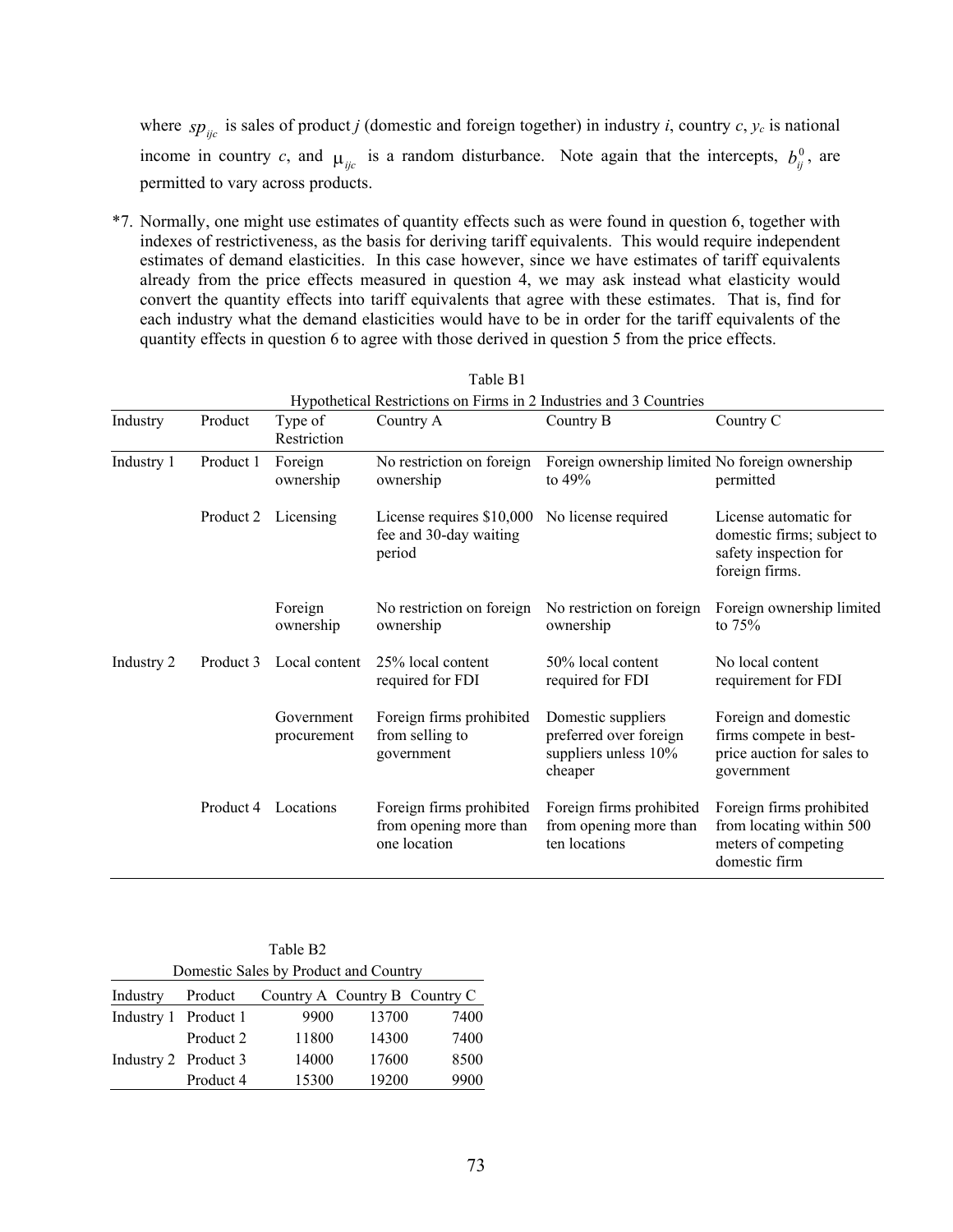where $sp_{ijc}$ is sales of product *j* (domestic and foreign together) in industry *i*, country *c*, $y_c$ is national income in country *c*, and $\mu_{ijc}$ is a random disturbance. Note again that the intercepts, $b_{ij}^0$, are permitted to vary across products.

*7. Normally, one might use estimates of quantity effects such as were found in question 6, together with indexes of restrictiveness, as the basis for deriving tariff equivalents. This would require independent estimates of demand elasticities. In this case however, since we have estimates of tariff equivalents already from the price effects measured in question 4, we may ask instead what elasticity would convert the quantity effects into tariff equivalents that agree with these estimates. That is, find for each industry what the demand elasticities would have to be in order for the tariff equivalents of the quantity effects in question 6 to agree with those derived in question 5 from the price effects.

Table B1
Hypothetical Restrictions on Firms in 2 Industries and 3 Countries

| Industry | Product | Type of Restriction | Country A | Country B | Country C |
|---|---|---|---|---|---|
| Industry 1 | Product 1 | Foreign ownership | No restriction on foreign ownership | Foreign ownership limited to 49% | No foreign ownership permitted |
| | Product 2 | Licensing | License requires $10,000 fee and 30-day waiting period | No license required | License automatic for domestic firms; subject to safety inspection for foreign firms. |
| | | Foreign ownership | No restriction on foreign ownership | No restriction on foreign ownership | Foreign ownership limited to 75% |
| Industry 2 | Product 3 | Local content | 25% local content required for FDI | 50% local content required for FDI | No local content requirement for FDI |
| | | Government procurement | Foreign firms prohibited from selling to government | Domestic suppliers preferred over foreign suppliers unless 10% cheaper | Foreign and domestic firms compete in best-price auction for sales to government |
| | Product 4 | Locations | Foreign firms prohibited from opening more than one location | Foreign firms prohibited from opening more than ten locations | Foreign firms prohibited from locating within 500 meters of competing domestic firm |

Table B2
Domestic Sales by Product and Country

| Industry | Product | Country A | Country B | Country C |
|---|---|---|---|---|
| Industry 1 | Product 1 | 9900 | 13700 | 7400 |
| | Product 2 | 11800 | 14300 | 7400 |
| Industry 2 | Product 3 | 14000 | 17600 | 8500 |
| | Product 4 | 15300 | 19200 | 9900 |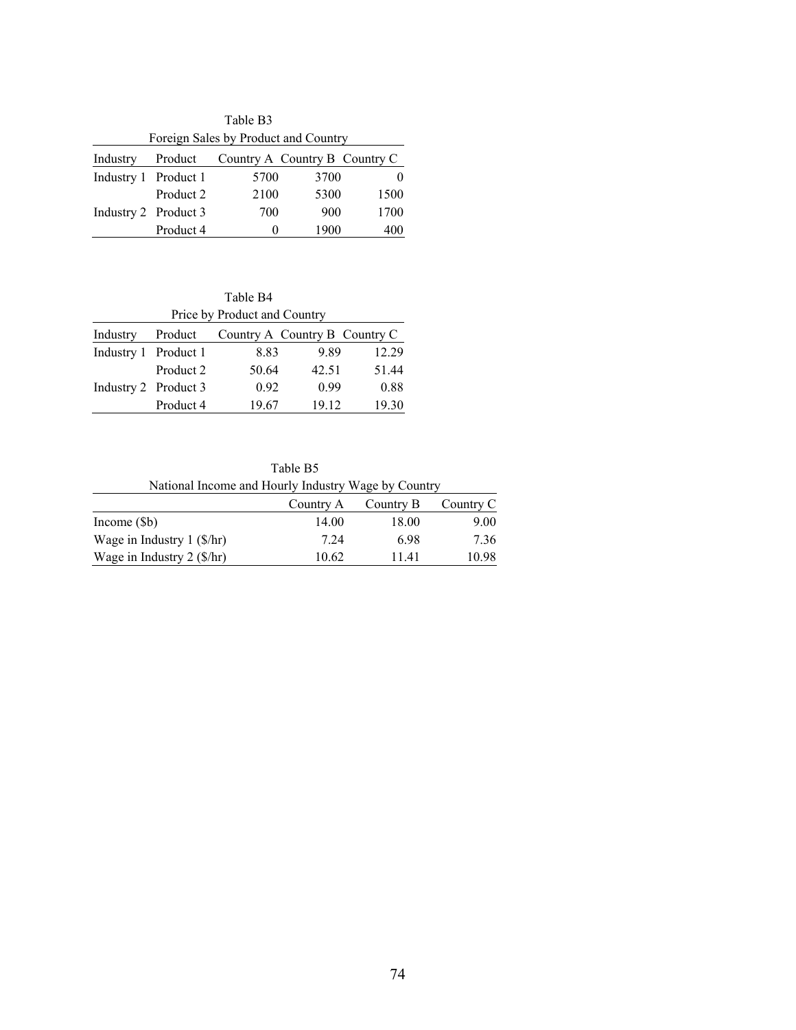Table B3

Foreign Sales by Product and Country

| Industry | Product | Country A | Country B | Country C |
|---|---|---|---|---|
| Industry 1 | Product 1 | 5700 | 3700 | 0 |
| | Product 2 | 2100 | 5300 | 1500 |
| Industry 2 | Product 3 | 700 | 900 | 1700 |
| | Product 4 | 0 | 1900 | 400 |

Table B4

Price by Product and Country

| Industry | Product | Country A | Country B | Country C |
|---|---|---|---|---|
| Industry 1 | Product 1 | 8.83 | 9.89 | 12.29 |
| | Product 2 | 50.64 | 42.51 | 51.44 |
| Industry 2 | Product 3 | 0.92 | 0.99 | 0.88 |
| | Product 4 | 19.67 | 19.12 | 19.30 |

Table B5

National Income and Hourly Industry Wage by Country

| | Country A | Country B | Country C |
|---|---|---|---|
| Income ($b) | 14.00 | 18.00 | 9.00 |
| Wage in Industry 1 ($/hr) | 7.24 | 6.98 | 7.36 |
| Wage in Industry 2 ($/hr) | 10.62 | 11.41 | 10.98 |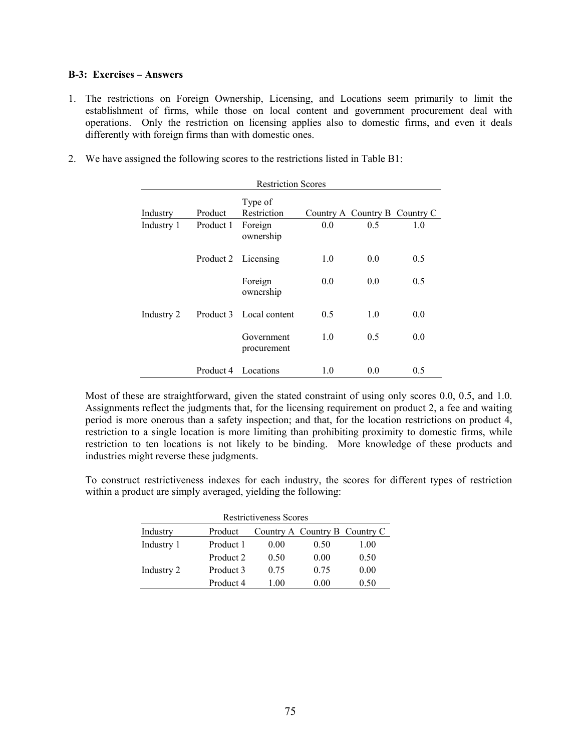**B-3: Exercises – Answers**

1. The restrictions on Foreign Ownership, Licensing, and Locations seem primarily to limit the establishment of firms, while those on local content and government procurement deal with operations. Only the restriction on licensing applies also to domestic firms, and even it deals differently with foreign firms than with domestic ones.

2. We have assigned the following scores to the restrictions listed in Table B1:

Restriction Scores

| Industry | Product | Type of Restriction | Country A | Country B | Country C |
|---|---|---|---|---|---|
| Industry 1 | Product 1 | Foreign ownership | 0.0 | 0.5 | 1.0 |
| | Product 2 | Licensing | 1.0 | 0.0 | 0.5 |
| | | Foreign ownership | 0.0 | 0.0 | 0.5 |
| Industry 2 | Product 3 | Local content | 0.5 | 1.0 | 0.0 |
| | | Government procurement | 1.0 | 0.5 | 0.0 |
| | Product 4 | Locations | 1.0 | 0.0 | 0.5 |

Most of these are straightforward, given the stated constraint of using only scores 0.0, 0.5, and 1.0. Assignments reflect the judgments that, for the licensing requirement on product 2, a fee and waiting period is more onerous than a safety inspection; and that, for the location restrictions on product 4, restriction to a single location is more limiting than prohibiting proximity to domestic firms, while restriction to ten locations is not likely to be binding. More knowledge of these products and industries might reverse these judgments.

To construct restrictiveness indexes for each industry, the scores for different types of restriction within a product are simply averaged, yielding the following:

Restrictiveness Scores

| Industry | Product | Country A | Country B | Country C |
|---|---|---|---|---|
| Industry 1 | Product 1 | 0.00 | 0.50 | 1.00 |
| | Product 2 | 0.50 | 0.00 | 0.50 |
| Industry 2 | Product 3 | 0.75 | 0.75 | 0.00 |
| | Product 4 | 1.00 | 0.00 | 0.50 |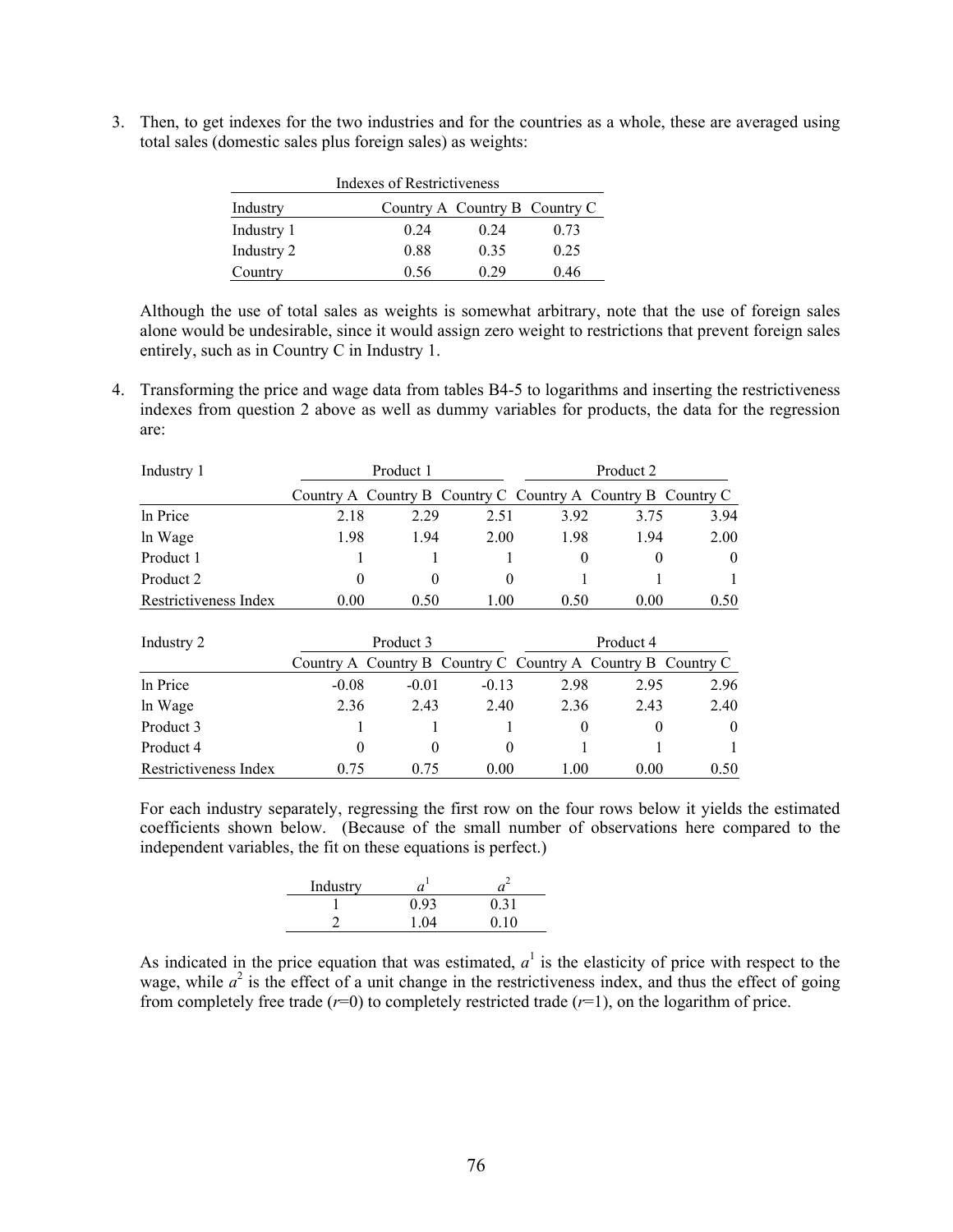3. Then, to get indexes for the two industries and for the countries as a whole, these are averaged using total sales (domestic sales plus foreign sales) as weights:

   Indexes of Restrictiveness

   | Industry | Country A | Country B | Country C |
   |---|---|---|---|
   | Industry 1 | 0.24 | 0.24 | 0.73 |
   | Industry 2 | 0.88 | 0.35 | 0.25 |
   | Country | 0.56 | 0.29 | 0.46 |

   Although the use of total sales as weights is somewhat arbitrary, note that the use of foreign sales alone would be undesirable, since it would assign zero weight to restrictions that prevent foreign sales entirely, such as in Country C in Industry 1.

4. Transforming the price and wage data from tables B4-5 to logarithms and inserting the restrictiveness indexes from question 2 above as well as dummy variables for products, the data for the regression are:

   | Industry 1 | Product 1 | | | Product 2 | | |
   |---|---|---|---|---|---|---|
   | | Country A | Country B | Country C | Country A | Country B | Country C |
   | ln Price | 2.18 | 2.29 | 2.51 | 3.92 | 3.75 | 3.94 |
   | ln Wage | 1.98 | 1.94 | 2.00 | 1.98 | 1.94 | 2.00 |
   | Product 1 | 1 | 1 | 1 | 0 | 0 | 0 |
   | Product 2 | 0 | 0 | 0 | 1 | 1 | 1 |
   | Restrictiveness Index | 0.00 | 0.50 | 1.00 | 0.50 | 0.00 | 0.50 |

   | Industry 2 | Product 3 | | | Product 4 | | |
   |---|---|---|---|---|---|---|
   | | Country A | Country B | Country C | Country A | Country B | Country C |
   | ln Price | -0.08 | -0.01 | -0.13 | 2.98 | 2.95 | 2.96 |
   | ln Wage | 2.36 | 2.43 | 2.40 | 2.36 | 2.43 | 2.40 |
   | Product 3 | 1 | 1 | 1 | 0 | 0 | 0 |
   | Product 4 | 0 | 0 | 0 | 1 | 1 | 1 |
   | Restrictiveness Index | 0.75 | 0.75 | 0.00 | 1.00 | 0.00 | 0.50 |

   For each industry separately, regressing the first row on the four rows below it yields the estimated coefficients shown below. (Because of the small number of observations here compared to the independent variables, the fit on these equations is perfect.)

   | Industry | $a^1$ | $a^2$ |
   |---|---|---|
   | 1 | 0.93 | 0.31 |
   | 2 | 1.04 | 0.10 |

   As indicated in the price equation that was estimated, $a^1$ is the elasticity of price with respect to the wage, while $a^2$ is the effect of a unit change in the restrictiveness index, and thus the effect of going from completely free trade ($r$=0) to completely restricted trade ($r$=1), on the logarithm of price.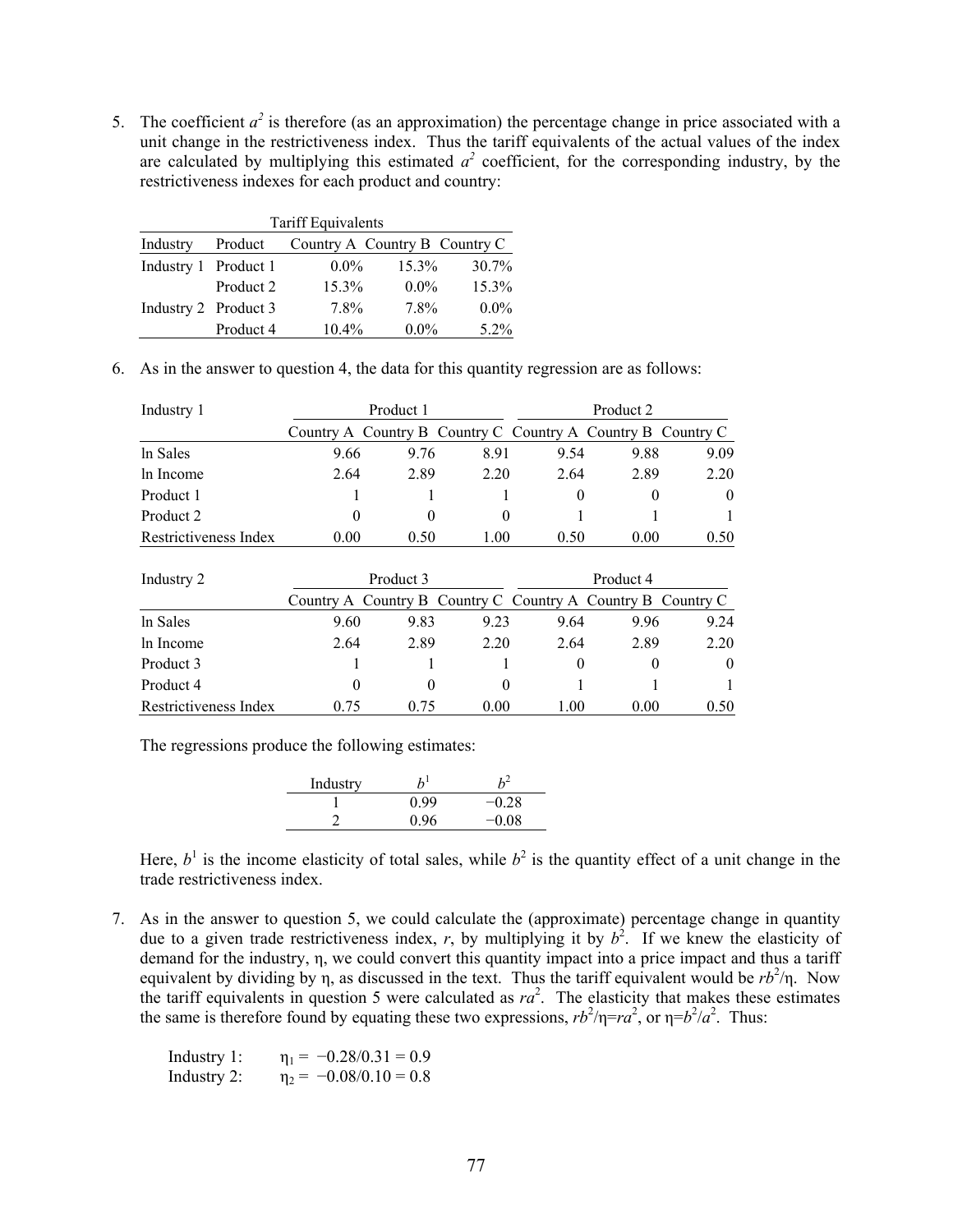5. The coefficient $a^2$ is therefore (as an approximation) the percentage change in price associated with a unit change in the restrictiveness index. Thus the tariff equivalents of the actual values of the index are calculated by multiplying this estimated $a^2$ coefficient, for the corresponding industry, by the restrictiveness indexes for each product and country:

| Tariff Equivalents | | | | |
|---|---|---|---|---|
| Industry | Product | Country A | Country B | Country C |
| Industry 1 | Product 1 | 0.0% | 15.3% | 30.7% |
| | Product 2 | 15.3% | 0.0% | 15.3% |
| Industry 2 | Product 3 | 7.8% | 7.8% | 0.0% |
| | Product 4 | 10.4% | 0.0% | 5.2% |

6. As in the answer to question 4, the data for this quantity regression are as follows:

| Industry 1 | Product 1 | | | Product 2 | | |
|---|---|---|---|---|---|---|
| | Country A | Country B | Country C | Country A | Country B | Country C |
| ln Sales | 9.66 | 9.76 | 8.91 | 9.54 | 9.88 | 9.09 |
| ln Income | 2.64 | 2.89 | 2.20 | 2.64 | 2.89 | 2.20 |
| Product 1 | 1 | 1 | 1 | 0 | 0 | 0 |
| Product 2 | 0 | 0 | 0 | 1 | 1 | 1 |
| Restrictiveness Index | 0.00 | 0.50 | 1.00 | 0.50 | 0.00 | 0.50 |

| Industry 2 | Product 3 | | | Product 4 | | |
|---|---|---|---|---|---|---|
| | Country A | Country B | Country C | Country A | Country B | Country C |
| ln Sales | 9.60 | 9.83 | 9.23 | 9.64 | 9.96 | 9.24 |
| ln Income | 2.64 | 2.89 | 2.20 | 2.64 | 2.89 | 2.20 |
| Product 3 | 1 | 1 | 1 | 0 | 0 | 0 |
| Product 4 | 0 | 0 | 0 | 1 | 1 | 1 |
| Restrictiveness Index | 0.75 | 0.75 | 0.00 | 1.00 | 0.00 | 0.50 |

The regressions produce the following estimates:

| Industry | $b^1$ | $b^2$ |
|---|---|---|
| 1 | 0.99 | −0.28 |
| 2 | 0.96 | −0.08 |

Here, $b^1$ is the income elasticity of total sales, while $b^2$ is the quantity effect of a unit change in the trade restrictiveness index.

7. As in the answer to question 5, we could calculate the (approximate) percentage change in quantity due to a given trade restrictiveness index, $r$, by multiplying it by $b^2$. If we knew the elasticity of demand for the industry, $\eta$, we could convert this quantity impact into a price impact and thus a tariff equivalent by dividing by $\eta$, as discussed in the text. Thus the tariff equivalent would be $rb^2/\eta$. Now the tariff equivalents in question 5 were calculated as $ra^2$. The elasticity that makes these estimates the same is therefore found by equating these two expressions, $rb^2/\eta = ra^2$, or $\eta = b^2/a^2$. Thus:

Industry 1: $\eta_1 = -0.28/0.31 = 0.9$
Industry 2: $\eta_2 = -0.08/0.10 = 0.8$